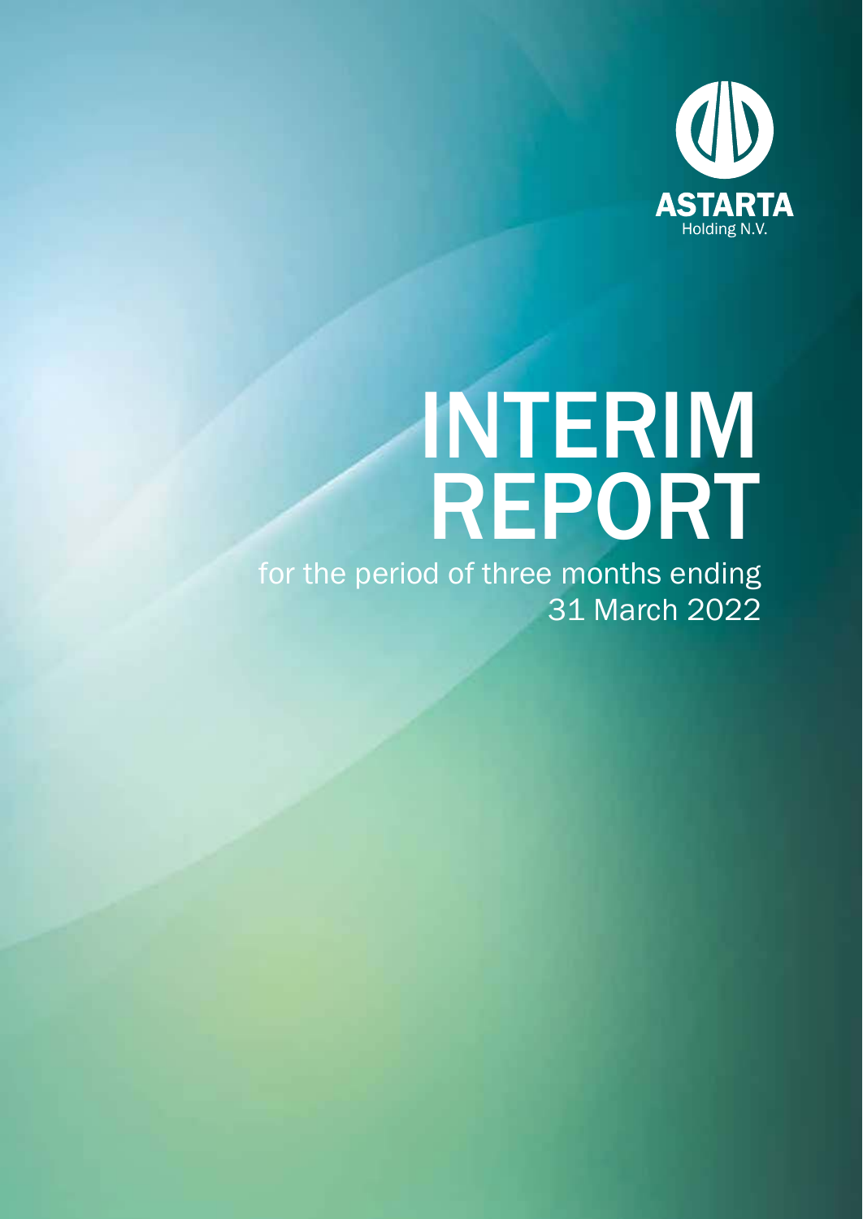ASTARTA

Holding N.V.

# INTERIM REPORT

for the period of three months ending 31 March 2022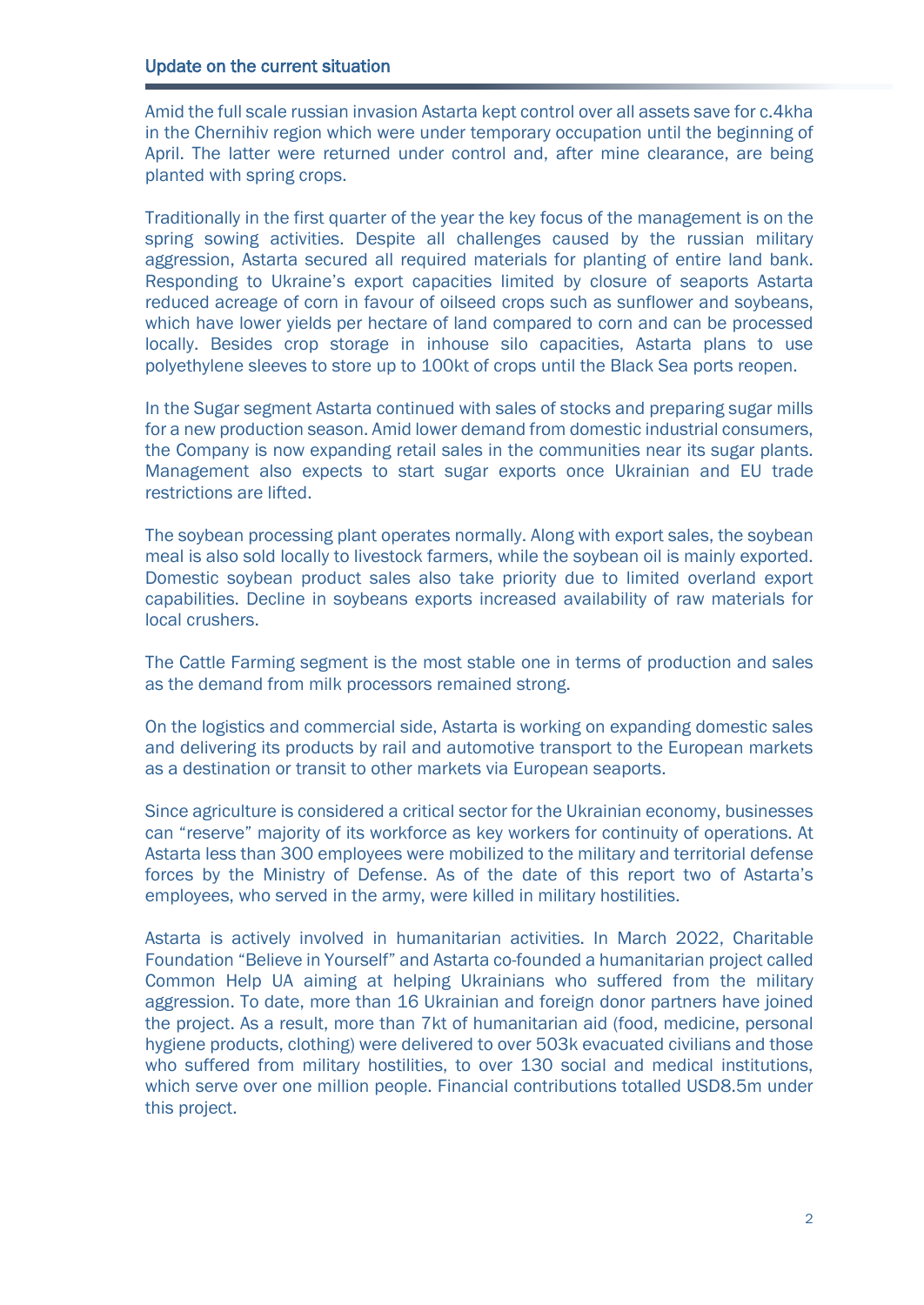## Update on the current situation

Amid the full scale russian invasion Astarta kept control over all assets save for c.4kha in the Chernihiv region which were under temporary occupation until the beginning of April. The latter were returned under control and, after mine clearance, are being planted with spring crops.

Traditionally in the first quarter of the year the key focus of the management is on the spring sowing activities. Despite all challenges caused by the russian military aggression, Astarta secured all required materials for planting of entire land bank. Responding to Ukraine's export capacities limited by closure of seaports Astarta reduced acreage of corn in favour of oilseed crops such as sunflower and soybeans, which have lower yields per hectare of land compared to corn and can be processed locally. Besides crop storage in inhouse silo capacities, Astarta plans to use polyethylene sleeves to store up to 100kt of crops until the Black Sea ports reopen.

In the Sugar segment Astarta continued with sales of stocks and preparing sugar mills for a new production season. Amid lower demand from domestic industrial consumers, the Company is now expanding retail sales in the communities near its sugar plants. Management also expects to start sugar exports once Ukrainian and EU trade restrictions are lifted.

The soybean processing plant operates normally. Along with export sales, the soybean meal is also sold locally to livestock farmers, while the soybean oil is mainly exported. Domestic soybean product sales also take priority due to limited overland export capabilities. Decline in soybeans exports increased availability of raw materials for local crushers.

The Cattle Farming segment is the most stable one in terms of production and sales as the demand from milk processors remained strong.

On the logistics and commercial side, Astarta is working on expanding domestic sales and delivering its products by rail and automotive transport to the European markets as a destination or transit to other markets via European seaports.

Since agriculture is considered a critical sector for the Ukrainian economy, businesses can "reserve" majority of its workforce as key workers for continuity of operations. At Astarta less than 300 employees were mobilized to the military and territorial defense forces by the Ministry of Defense. As of the date of this report two of Astarta's employees, who served in the army, were killed in military hostilities.

Astarta is actively involved in humanitarian activities. In March 2022, Charitable Foundation "Believe in Yourself" and Astarta co-founded a humanitarian project called Common Help UA aiming at helping Ukrainians who suffered from the military aggression. To date, more than 16 Ukrainian and foreign donor partners have joined the project. As a result, more than 7kt of humanitarian aid (food, medicine, personal hygiene products, clothing) were delivered to over 503k evacuated civilians and those who suffered from military hostilities, to over 130 social and medical institutions, which serve over one million people. Financial contributions totalled USD8.5m under this project.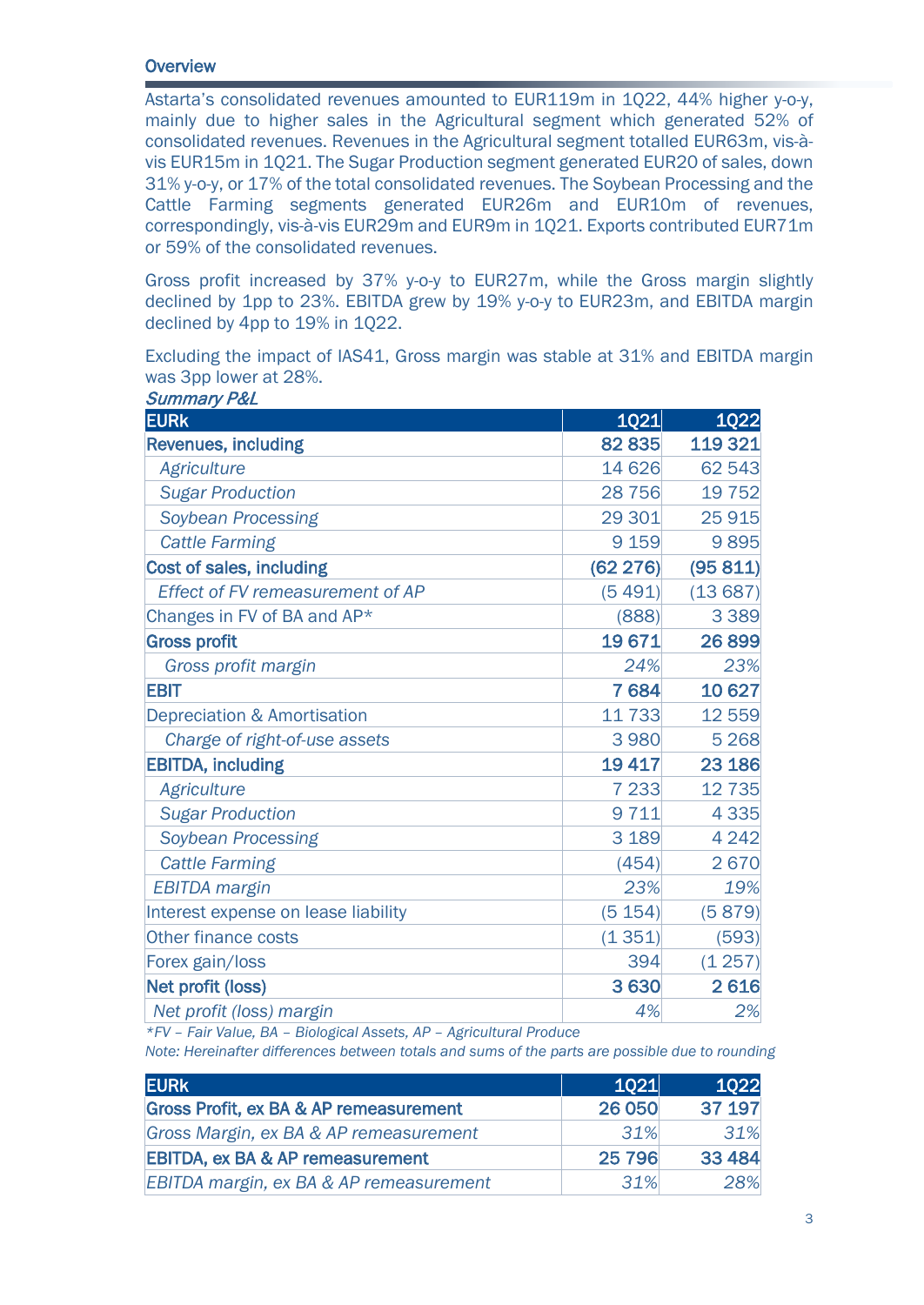### Overview

Astarta's consolidated revenues amounted to EUR119m in 1Q22, 44% higher y-o-y, mainly due to higher sales in the Agricultural segment which generated 52% of consolidated revenues. Revenues in the Agricultural segment totalled EUR63m, vis-à-vis EUR15m in 1Q21. The Sugar Production segment generated EUR20 of sales, down 31% y-o-y, or 17% of the total consolidated revenues. The Soybean Processing and the Cattle Farming segments generated EUR26m and EUR10m of revenues, correspondingly, vis-à-vis EUR29m and EUR9m in 1Q21. Exports contributed EUR71m or 59% of the consolidated revenues.

Gross profit increased by 37% y-o-y to EUR27m, while the Gross margin slightly declined by 1pp to 23%. EBITDA grew by 19% y-o-y to EUR23m, and EBITDA margin declined by 4pp to 19% in 1Q22.

Excluding the impact of IAS41, Gross margin was stable at 31% and EBITDA margin was 3pp lower at 28%.

*Summary P&L*

| EURk | 1Q21 | 1Q22 |
|---|---|---|
| **Revenues, including** | **82 835** | **119 321** |
| *Agriculture* | 14 626 | 62 543 |
| *Sugar Production* | 28 756 | 19 752 |
| *Soybean Processing* | 29 301 | 25 915 |
| *Cattle Farming* | 9 159 | 9 895 |
| **Cost of sales, including** | **(62 276)** | **(95 811)** |
| *Effect of FV remeasurement of AP* | (5 491) | (13 687) |
| Changes in FV of BA and AP* | (888) | 3 389 |
| **Gross profit** | **19 671** | **26 899** |
| *Gross profit margin* | *24%* | *23%* |
| **EBIT** | **7 684** | **10 627** |
| Depreciation & Amortisation | 11 733 | 12 559 |
| *Charge of right-of-use assets* | 3 980 | 5 268 |
| **EBITDA, including** | **19 417** | **23 186** |
| *Agriculture* | 7 233 | 12 735 |
| *Sugar Production* | 9 711 | 4 335 |
| *Soybean Processing* | 3 189 | 4 242 |
| *Cattle Farming* | (454) | 2 670 |
| *EBITDA margin* | *23%* | *19%* |
| Interest expense on lease liability | (5 154) | (5 879) |
| Other finance costs | (1 351) | (593) |
| Forex gain/loss | 394 | (1 257) |
| **Net profit (loss)** | **3 630** | **2 616** |
| *Net profit (loss) margin* | *4%* | *2%* |

*\*FV – Fair Value, BA – Biological Assets, AP – Agricultural Produce*

*Note: Hereinafter differences between totals and sums of the parts are possible due to rounding*

| EURk | 1Q21 | 1Q22 |
|---|---|---|
| **Gross Profit, ex BA & AP remeasurement** | **26 050** | **37 197** |
| *Gross Margin, ex BA & AP remeasurement* | *31%* | *31%* |
| **EBITDA, ex BA & AP remeasurement** | **25 796** | **33 484** |
| *EBITDA margin, ex BA & AP remeasurement* | *31%* | *28%* |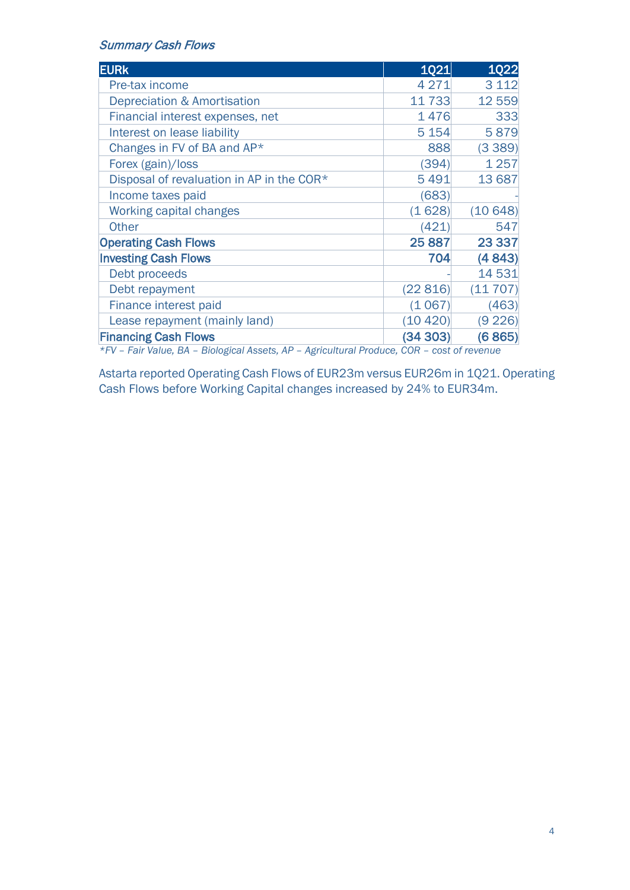*Summary Cash Flows*

| EURk | 1Q21 | 1Q22 |
|---|---|---|
| Pre-tax income | 4 271 | 3 112 |
| Depreciation & Amortisation | 11 733 | 12 559 |
| Financial interest expenses, net | 1 476 | 333 |
| Interest on lease liability | 5 154 | 5 879 |
| Changes in FV of BA and AP* | 888 | (3 389) |
| Forex (gain)/loss | (394) | 1 257 |
| Disposal of revaluation in AP in the COR* | 5 491 | 13 687 |
| Income taxes paid | (683) | - |
| Working capital changes | (1 628) | (10 648) |
| Other | (421) | 547 |
| **Operating Cash Flows** | **25 887** | **23 337** |
| **Investing Cash Flows** | **704** | **(4 843)** |
| Debt proceeds | - | 14 531 |
| Debt repayment | (22 816) | (11 707) |
| Finance interest paid | (1 067) | (463) |
| Lease repayment (mainly land) | (10 420) | (9 226) |
| **Financing Cash Flows** | **(34 303)** | **(6 865)** |

**FV – Fair Value, BA – Biological Assets, AP – Agricultural Produce, COR – cost of revenue*

Astarta reported Operating Cash Flows of EUR23m versus EUR26m in 1Q21. Operating Cash Flows before Working Capital changes increased by 24% to EUR34m.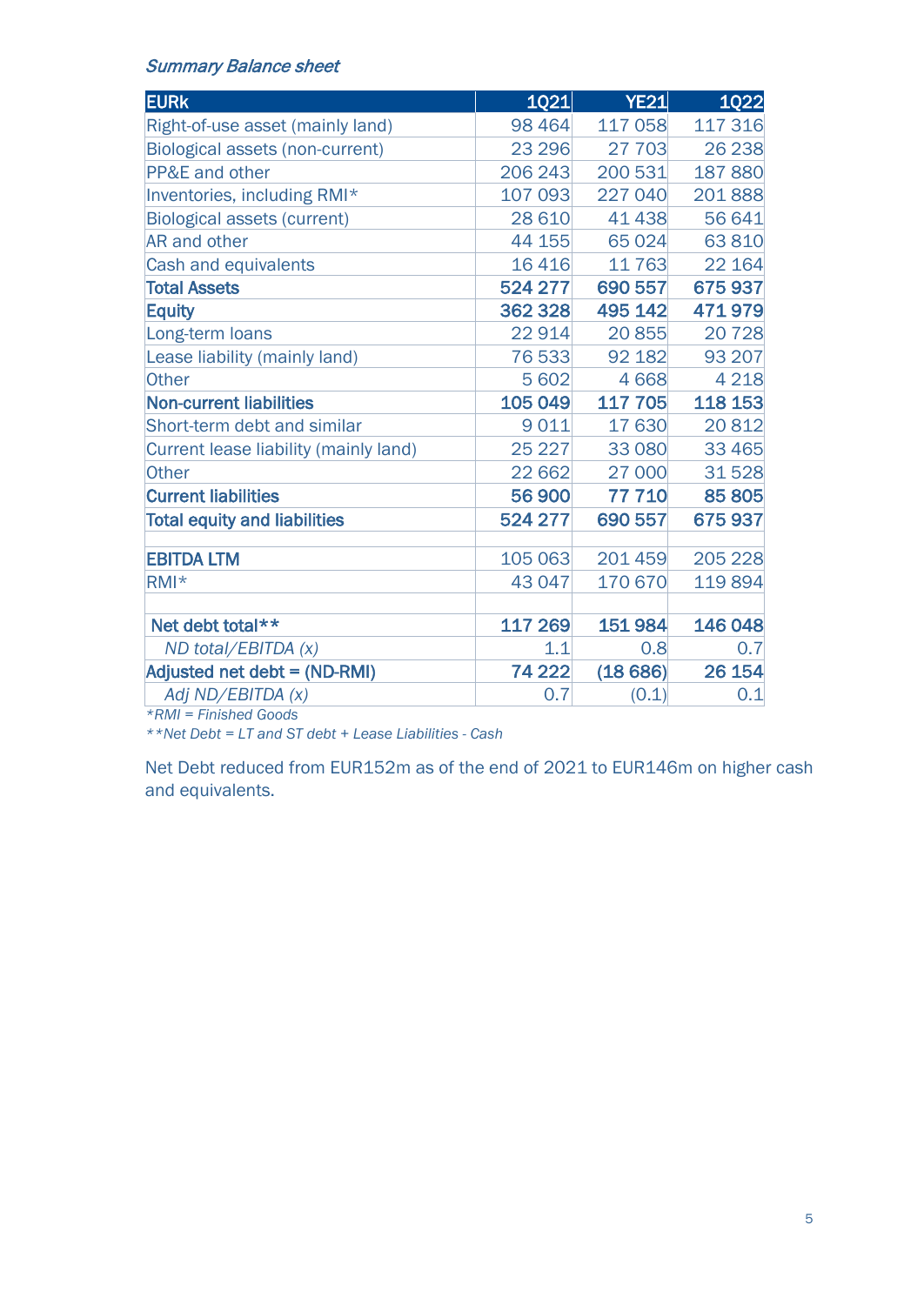*Summary Balance sheet*

| EURk | 1Q21 | YE21 | 1Q22 |
|---|---|---|---|
| Right-of-use asset (mainly land) | 98 464 | 117 058 | 117 316 |
| Biological assets (non-current) | 23 296 | 27 703 | 26 238 |
| PP&E and other | 206 243 | 200 531 | 187 880 |
| Inventories, including RMI* | 107 093 | 227 040 | 201 888 |
| Biological assets (current) | 28 610 | 41 438 | 56 641 |
| AR and other | 44 155 | 65 024 | 63 810 |
| Cash and equivalents | 16 416 | 11 763 | 22 164 |
| **Total Assets** | **524 277** | **690 557** | **675 937** |
| **Equity** | **362 328** | **495 142** | **471 979** |
| Long-term loans | 22 914 | 20 855 | 20 728 |
| Lease liability (mainly land) | 76 533 | 92 182 | 93 207 |
| Other | 5 602 | 4 668 | 4 218 |
| **Non-current liabilities** | **105 049** | **117 705** | **118 153** |
| Short-term debt and similar | 9 011 | 17 630 | 20 812 |
| Current lease liability (mainly land) | 25 227 | 33 080 | 33 465 |
| Other | 22 662 | 27 000 | 31 528 |
| **Current liabilities** | **56 900** | **77 710** | **85 805** |
| **Total equity and liabilities** | **524 277** | **690 557** | **675 937** |
| | | | |
| **EBITDA LTM** | 105 063 | 201 459 | 205 228 |
| RMI* | 43 047 | 170 670 | 119 894 |
| | | | |
| **Net debt total**** | **117 269** | **151 984** | **146 048** |
| *ND total/EBITDA (x)* | 1.1 | 0.8 | 0.7 |
| **Adjusted net debt = (ND-RMI)** | **74 222** | **(18 686)** | **26 154** |
| *Adj ND/EBITDA (x)* | 0.7 | (0.1) | 0.1 |

*\*RMI = Finished Goods*

*\*\*Net Debt = LT and ST debt + Lease Liabilities - Cash*

Net Debt reduced from EUR152m as of the end of 2021 to EUR146m on higher cash and equivalents.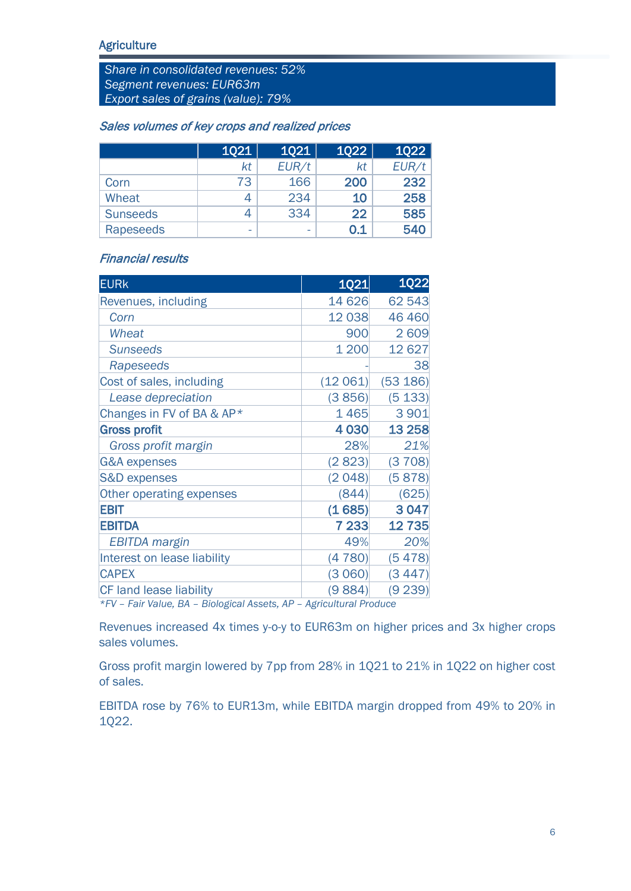## Agriculture

*Share in consolidated revenues: 52%*
*Segment revenues: EUR63m*
*Export sales of grains (value): 79%*

*Sales volumes of key crops and realized prices*

| | 1Q21 | 1Q21 | 1Q22 | 1Q22 |
|---|---|---|---|---|
| | *kt* | *EUR/t* | *kt* | *EUR/t* |
| Corn | 73 | 166 | **200** | **232** |
| Wheat | 4 | 234 | **10** | **258** |
| Sunseeds | 4 | 334 | **22** | **585** |
| Rapeseeds | - | - | **0.1** | **540** |

*Financial results*

| EURk | 1Q21 | 1Q22 |
|---|---|---|
| Revenues, including | 14 626 | 62 543 |
| *Corn* | 12 038 | 46 460 |
| *Wheat* | 900 | 2 609 |
| *Sunseeds* | 1 200 | 12 627 |
| *Rapeseeds* | - | 38 |
| Cost of sales, including | (12 061) | (53 186) |
| *Lease depreciation* | (3 856) | (5 133) |
| Changes in FV of BA & AP* | 1 465 | 3 901 |
| **Gross profit** | **4 030** | **13 258** |
| *Gross profit margin* | 28% | *21%* |
| G&A expenses | (2 823) | (3 708) |
| S&D expenses | (2 048) | (5 878) |
| Other operating expenses | (844) | (625) |
| **EBIT** | **(1 685)** | **3 047** |
| **EBITDA** | **7 233** | **12 735** |
| *EBITDA margin* | 49% | *20%* |
| Interest on lease liability | (4 780) | (5 478) |
| CAPEX | (3 060) | (3 447) |
| CF land lease liability | (9 884) | (9 239) |

*\*FV – Fair Value, BA – Biological Assets, AP – Agricultural Produce*

Revenues increased 4x times y-o-y to EUR63m on higher prices and 3x higher crops sales volumes.

Gross profit margin lowered by 7pp from 28% in 1Q21 to 21% in 1Q22 on higher cost of sales.

EBITDA rose by 76% to EUR13m, while EBITDA margin dropped from 49% to 20% in 1Q22.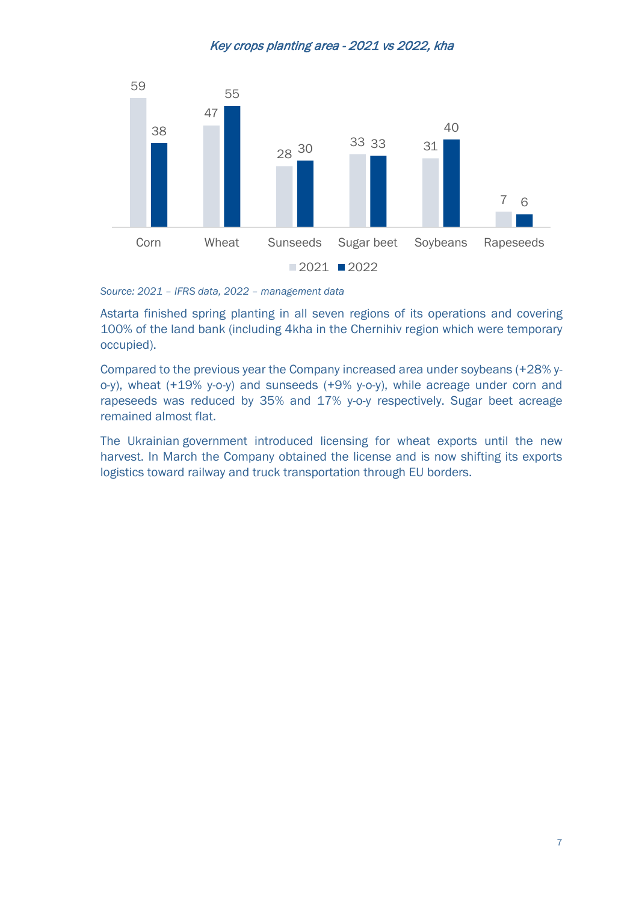*Key crops planting area - 2021 vs 2022, kha*

| | 2021 | 2022 |
|---|---|---|
| Corn | 59 | 38 |
| Wheat | 47 | 55 |
| Sunseeds | 28 | 30 |
| Sugar beet | 33 | 33 |
| Soybeans | 31 | 40 |
| Rapeseeds | 7 | 6 |

*Source: 2021 – IFRS data, 2022 – management data*

Astarta finished spring planting in all seven regions of its operations and covering 100% of the land bank (including 4kha in the Chernihiv region which were temporary occupied).

Compared to the previous year the Company increased area under soybeans (+28% y-o-y), wheat (+19% y-o-y) and sunseeds (+9% y-o-y), while acreage under corn and rapeseeds was reduced by 35% and 17% y-o-y respectively. Sugar beet acreage remained almost flat.

The Ukrainian government introduced licensing for wheat exports until the new harvest. In March the Company obtained the license and is now shifting its exports logistics toward railway and truck transportation through EU borders.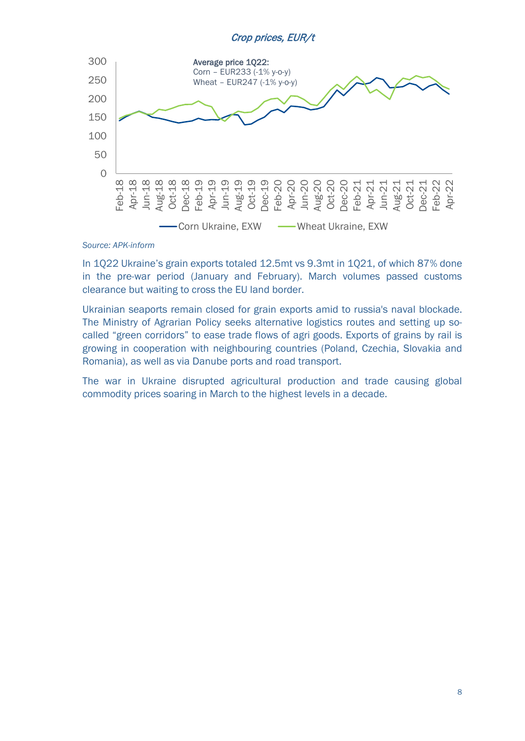*Crop prices, EUR/t*

Average price 1Q22:
Corn – EUR233 (-1% y-o-y)
Wheat – EUR247 (-1% y-o-y)

Corn Ukraine, EXW — Wheat Ukraine, EXW

*Source: APK-inform*

In 1Q22 Ukraine's grain exports totaled 12.5mt vs 9.3mt in 1Q21, of which 87% done in the pre-war period (January and February). March volumes passed customs clearance but waiting to cross the EU land border.

Ukrainian seaports remain closed for grain exports amid to russia's naval blockade. The Ministry of Agrarian Policy seeks alternative logistics routes and setting up so-called "green corridors" to ease trade flows of agri goods. Exports of grains by rail is growing in cooperation with neighbouring countries (Poland, Czechia, Slovakia and Romania), as well as via Danube ports and road transport.

The war in Ukraine disrupted agricultural production and trade causing global commodity prices soaring in March to the highest levels in a decade.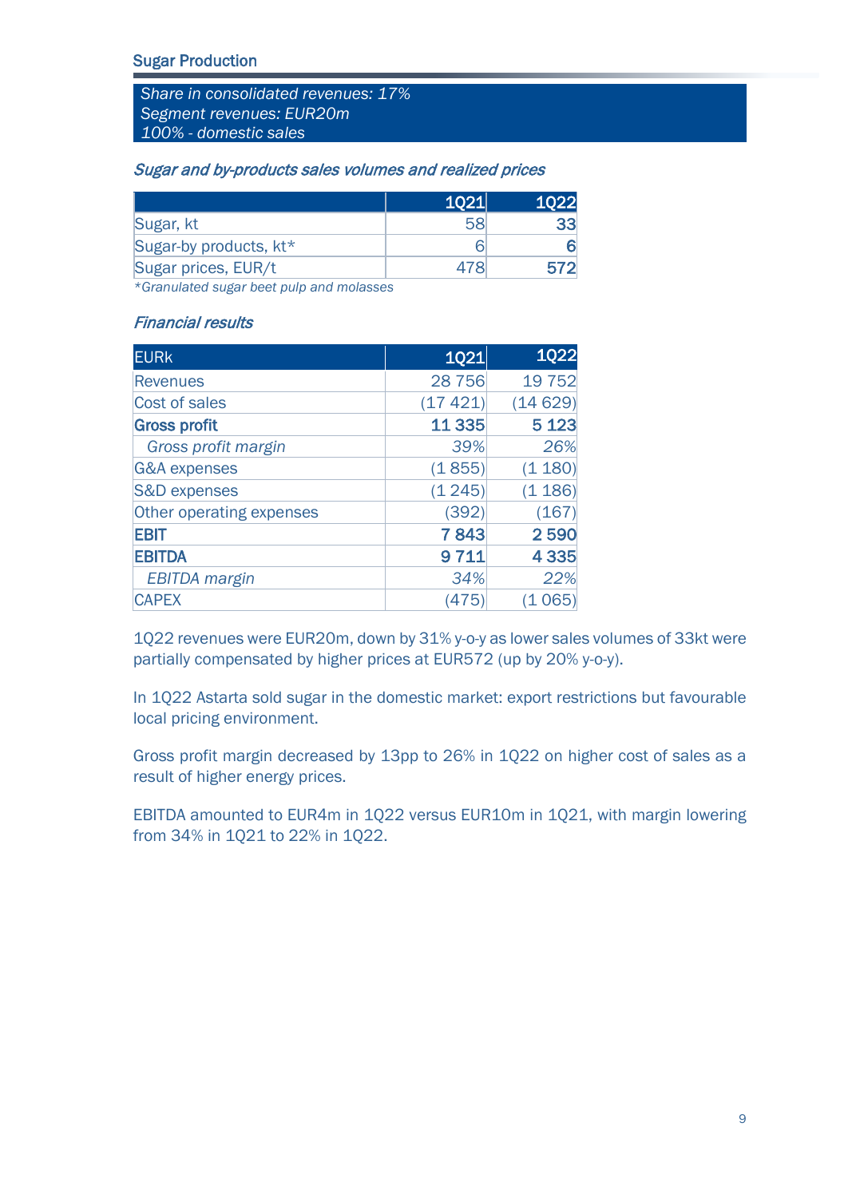## Sugar Production

*Share in consolidated revenues: 17%*
*Segment revenues: EUR20m*
*100% - domestic sales*

### *Sugar and by-products sales volumes and realized prices*

| | 1Q21 | 1Q22 |
|---|---|---|
| Sugar, kt | 58 | **33** |
| Sugar-by products, kt* | 6 | **6** |
| Sugar prices, EUR/t | 478 | **572** |

*\*Granulated sugar beet pulp and molasses*

### *Financial results*

| EURk | 1Q21 | 1Q22 |
|---|---|---|
| Revenues | 28 756 | 19 752 |
| Cost of sales | (17 421) | (14 629) |
| **Gross profit** | **11 335** | **5 123** |
| *Gross profit margin* | *39%* | *26%* |
| G&A expenses | (1 855) | (1 180) |
| S&D expenses | (1 245) | (1 186) |
| Other operating expenses | (392) | (167) |
| **EBIT** | **7 843** | **2 590** |
| **EBITDA** | **9 711** | **4 335** |
| *EBITDA margin* | *34%* | *22%* |
| CAPEX | (475) | (1 065) |

1Q22 revenues were EUR20m, down by 31% y-o-y as lower sales volumes of 33kt were partially compensated by higher prices at EUR572 (up by 20% y-o-y).

In 1Q22 Astarta sold sugar in the domestic market: export restrictions but favourable local pricing environment.

Gross profit margin decreased by 13pp to 26% in 1Q22 on higher cost of sales as a result of higher energy prices.

EBITDA amounted to EUR4m in 1Q22 versus EUR10m in 1Q21, with margin lowering from 34% in 1Q21 to 22% in 1Q22.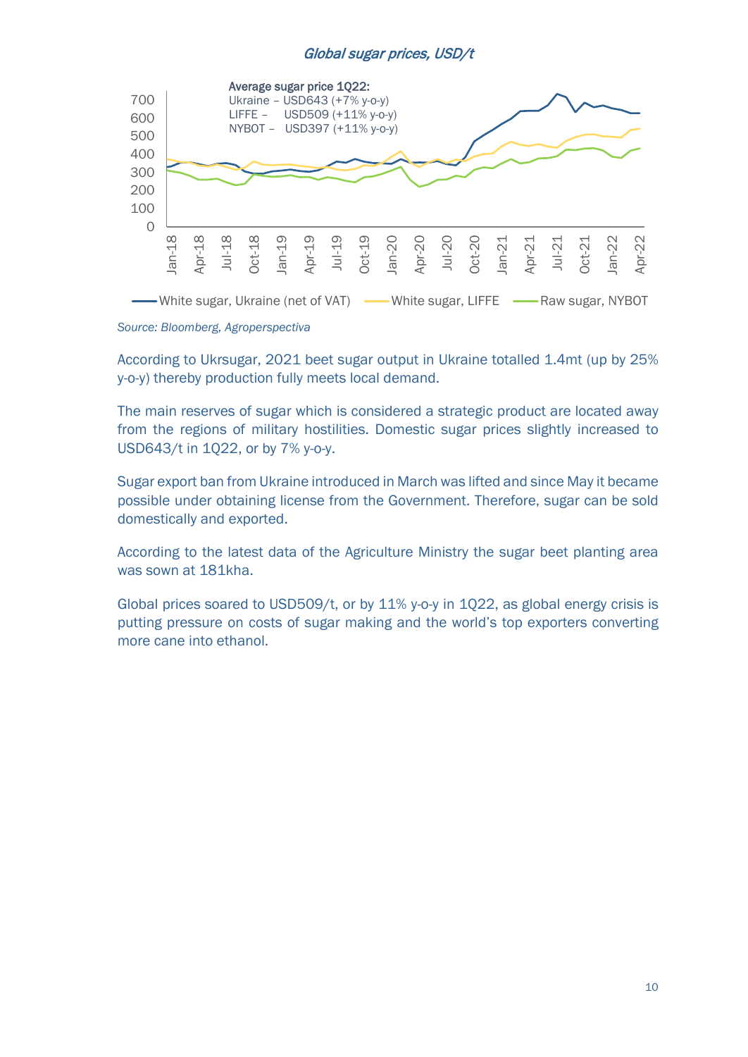*Global sugar prices, USD/t*

Average sugar price 1Q22:
Ukraine – USD643 (+7% y-o-y)
LIFFE – USD509 (+11% y-o-y)
NYBOT – USD397 (+11% y-o-y)

White sugar, Ukraine (net of VAT) — White sugar, LIFFE — Raw sugar, NYBOT

*Source: Bloomberg, Agroperspectiva*

According to Ukrsugar, 2021 beet sugar output in Ukraine totalled 1.4mt (up by 25% y-o-y) thereby production fully meets local demand.

The main reserves of sugar which is considered a strategic product are located away from the regions of military hostilities. Domestic sugar prices slightly increased to USD643/t in 1Q22, or by 7% y-o-y.

Sugar export ban from Ukraine introduced in March was lifted and since May it became possible under obtaining license from the Government. Therefore, sugar can be sold domestically and exported.

According to the latest data of the Agriculture Ministry the sugar beet planting area was sown at 181kha.

Global prices soared to USD509/t, or by 11% y-o-y in 1Q22, as global energy crisis is putting pressure on costs of sugar making and the world's top exporters converting more cane into ethanol.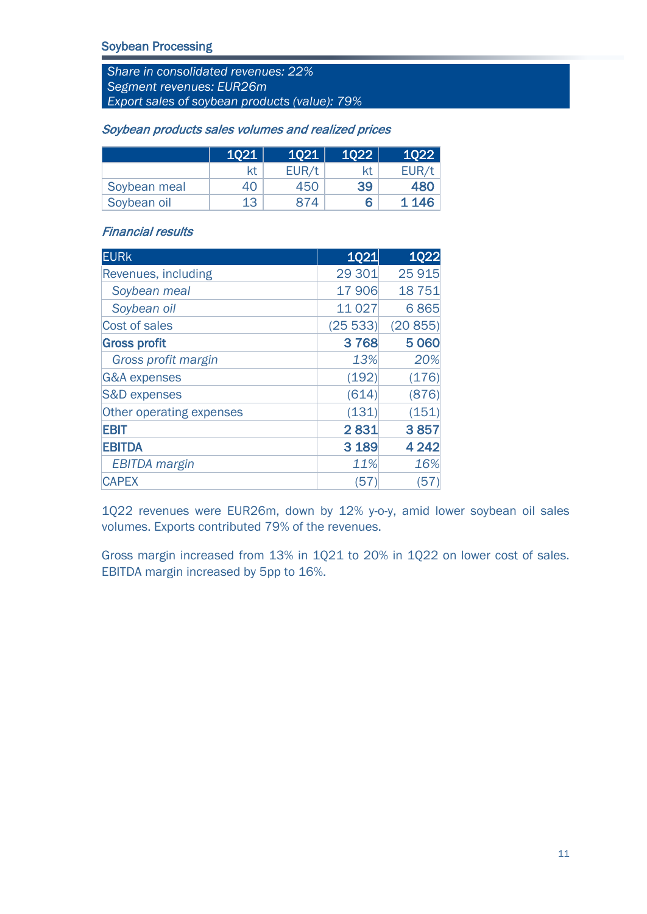## Soybean Processing

*Share in consolidated revenues: 22%*
*Segment revenues: EUR26m*
*Export sales of soybean products (value): 79%*

### *Soybean products sales volumes and realized prices*

| | 1Q21 | 1Q21 | 1Q22 | 1Q22 |
|---|---|---|---|---|
| | kt | EUR/t | kt | EUR/t |
| Soybean meal | 40 | 450 | **39** | **480** |
| Soybean oil | 13 | 874 | **6** | **1 146** |

### *Financial results*

| EURk | 1Q21 | 1Q22 |
|---|---|---|
| Revenues, including | 29 301 | 25 915 |
| *Soybean meal* | 17 906 | 18 751 |
| *Soybean oil* | 11 027 | 6 865 |
| Cost of sales | (25 533) | (20 855) |
| **Gross profit** | **3 768** | **5 060** |
| *Gross profit margin* | *13%* | *20%* |
| G&A expenses | (192) | (176) |
| S&D expenses | (614) | (876) |
| Other operating expenses | (131) | (151) |
| **EBIT** | **2 831** | **3 857** |
| **EBITDA** | **3 189** | **4 242** |
| *EBITDA margin* | *11%* | *16%* |
| CAPEX | (57) | (57) |

1Q22 revenues were EUR26m, down by 12% y-o-y, amid lower soybean oil sales volumes. Exports contributed 79% of the revenues.

Gross margin increased from 13% in 1Q21 to 20% in 1Q22 on lower cost of sales. EBITDA margin increased by 5pp to 16%.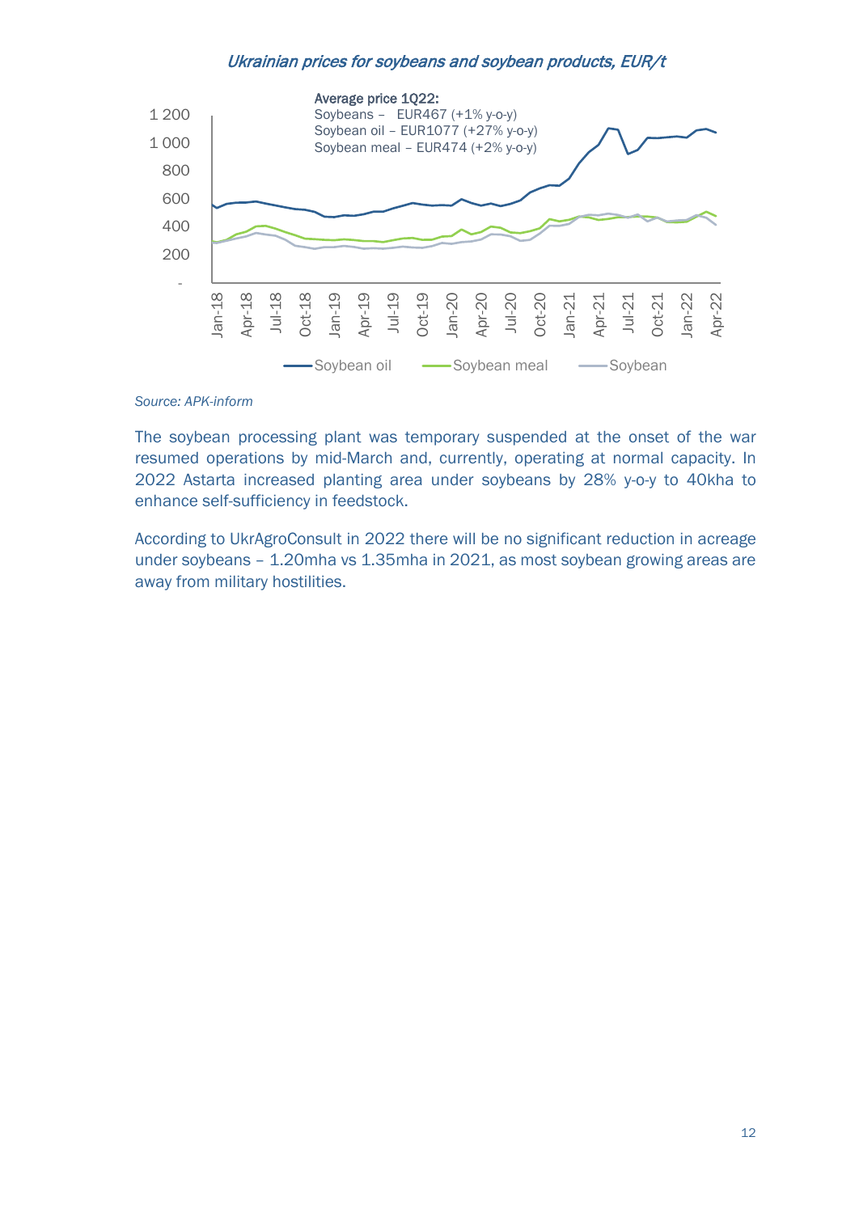*Ukrainian prices for soybeans and soybean products, EUR/t*

Average price 1Q22:
Soybeans – EUR467 (+1% y-o-y)
Soybean oil – EUR1077 (+27% y-o-y)
Soybean meal – EUR474 (+2% y-o-y)

*Source: APK-inform*

The soybean processing plant was temporary suspended at the onset of the war resumed operations by mid-March and, currently, operating at normal capacity. In 2022 Astarta increased planting area under soybeans by 28% y-o-y to 40kha to enhance self-sufficiency in feedstock.

According to UkrAgroConsult in 2022 there will be no significant reduction in acreage under soybeans – 1.20mha vs 1.35mha in 2021, as most soybean growing areas are away from military hostilities.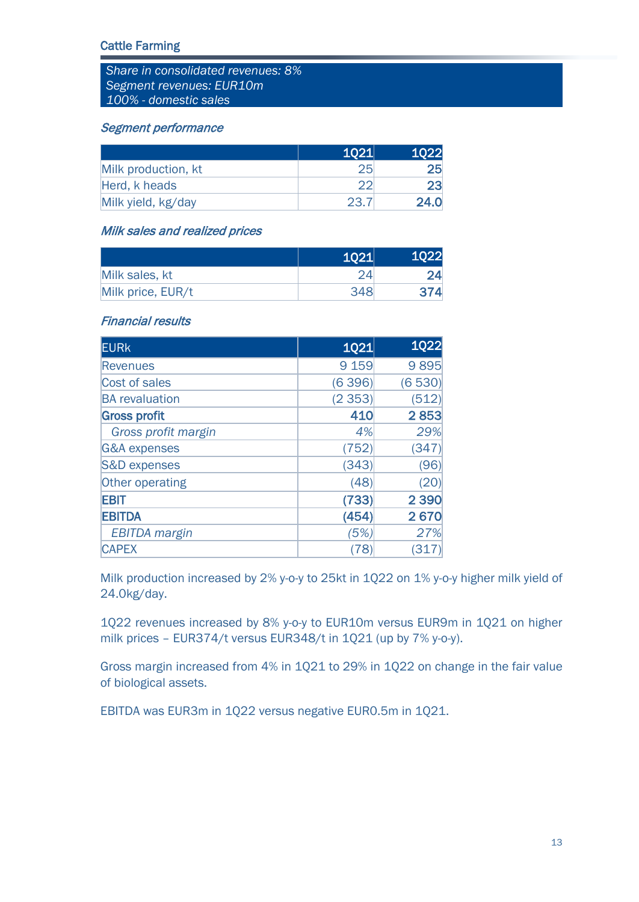## Cattle Farming

*Share in consolidated revenues: 8%*
*Segment revenues: EUR10m*
*100% - domestic sales*

### *Segment performance*

| | 1Q21 | 1Q22 |
|---|---|---|
| Milk production, kt | 25 | **25** |
| Herd, k heads | 22 | **23** |
| Milk yield, kg/day | 23.7 | **24.0** |

### *Milk sales and realized prices*

| | 1Q21 | 1Q22 |
|---|---|---|
| Milk sales, kt | 24 | **24** |
| Milk price, EUR/t | 348 | **374** |

### *Financial results*

| EURk | 1Q21 | 1Q22 |
|---|---|---|
| Revenues | 9 159 | 9 895 |
| Cost of sales | (6 396) | (6 530) |
| BA revaluation | (2 353) | (512) |
| **Gross profit** | **410** | **2 853** |
| *Gross profit margin* | *4%* | *29%* |
| G&A expenses | (752) | (347) |
| S&D expenses | (343) | (96) |
| Other operating | (48) | (20) |
| **EBIT** | **(733)** | **2 390** |
| **EBITDA** | **(454)** | **2 670** |
| *EBITDA margin* | *(5%)* | *27%* |
| CAPEX | (78) | (317) |

Milk production increased by 2% y-o-y to 25kt in 1Q22 on 1% y-o-y higher milk yield of 24.0kg/day.

1Q22 revenues increased by 8% y-o-y to EUR10m versus EUR9m in 1Q21 on higher milk prices – EUR374/t versus EUR348/t in 1Q21 (up by 7% y-o-y).

Gross margin increased from 4% in 1Q21 to 29% in 1Q22 on change in the fair value of biological assets.

EBITDA was EUR3m in 1Q22 versus negative EUR0.5m in 1Q21.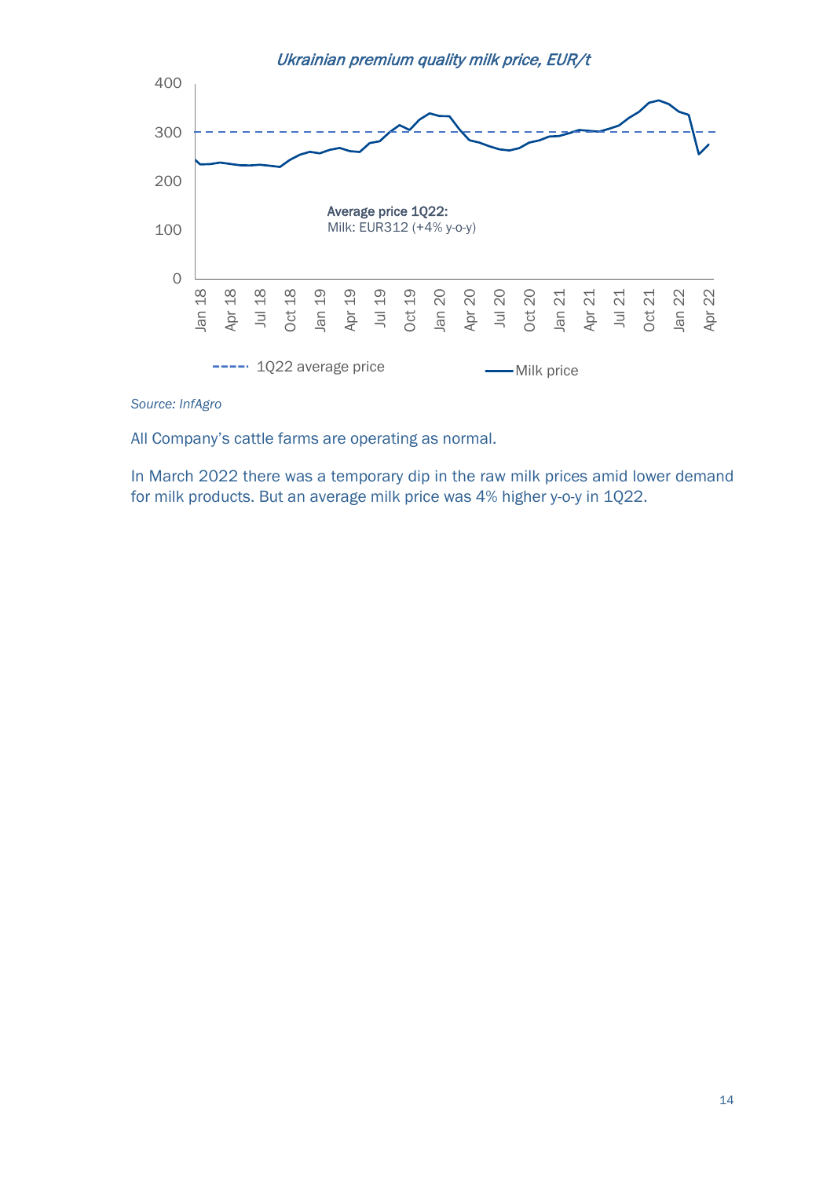*Ukrainian premium quality milk price, EUR/t*

Average price 1Q22:
Milk: EUR312 (+4% y-o-y)

1Q22 average price — Milk price

*Source: InfAgro*

All Company's cattle farms are operating as normal.

In March 2022 there was a temporary dip in the raw milk prices amid lower demand for milk products. But an average milk price was 4% higher y-o-y in 1Q22.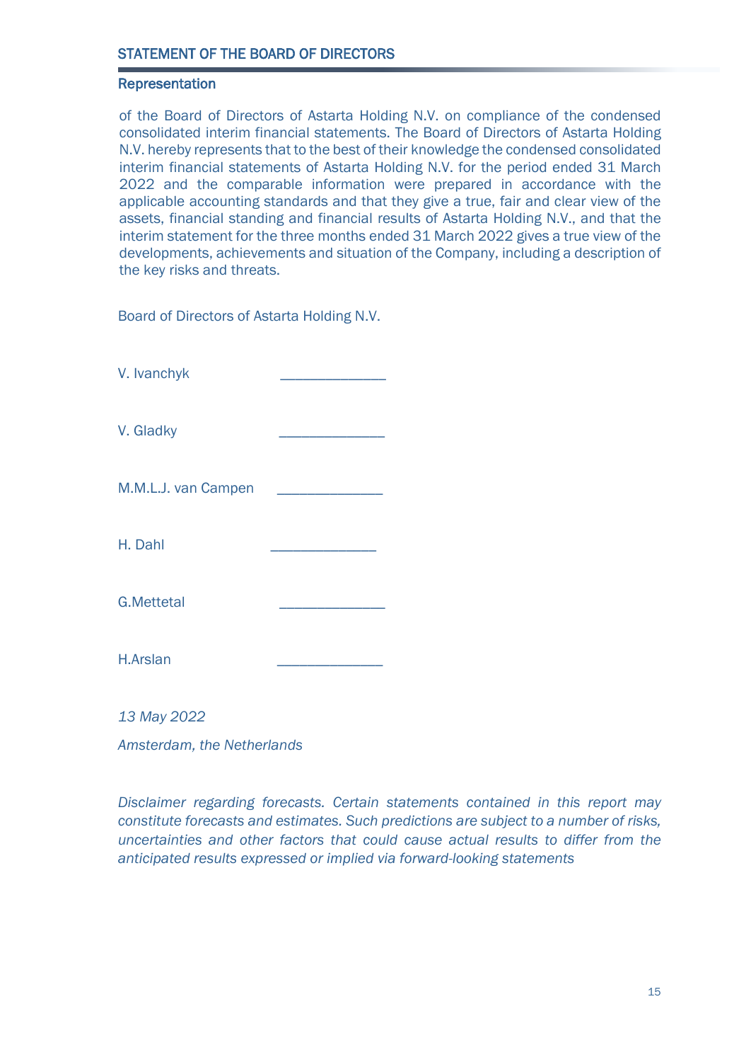## STATEMENT OF THE BOARD OF DIRECTORS

### Representation

of the Board of Directors of Astarta Holding N.V. on compliance of the condensed consolidated interim financial statements. The Board of Directors of Astarta Holding N.V. hereby represents that to the best of their knowledge the condensed consolidated interim financial statements of Astarta Holding N.V. for the period ended 31 March 2022 and the comparable information were prepared in accordance with the applicable accounting standards and that they give a true, fair and clear view of the assets, financial standing and financial results of Astarta Holding N.V., and that the interim statement for the three months ended 31 March 2022 gives a true view of the developments, achievements and situation of the Company, including a description of the key risks and threats.

Board of Directors of Astarta Holding N.V.

V. Ivanchyk ______________

V. Gladky ______________

M.M.L.J. van Campen ______________

H. Dahl ______________

G.Mettetal ______________

H.Arslan ______________

*13 May 2022*

*Amsterdam, the Netherlands*

*Disclaimer regarding forecasts. Certain statements contained in this report may constitute forecasts and estimates. Such predictions are subject to a number of risks, uncertainties and other factors that could cause actual results to differ from the anticipated results expressed or implied via forward-looking statements*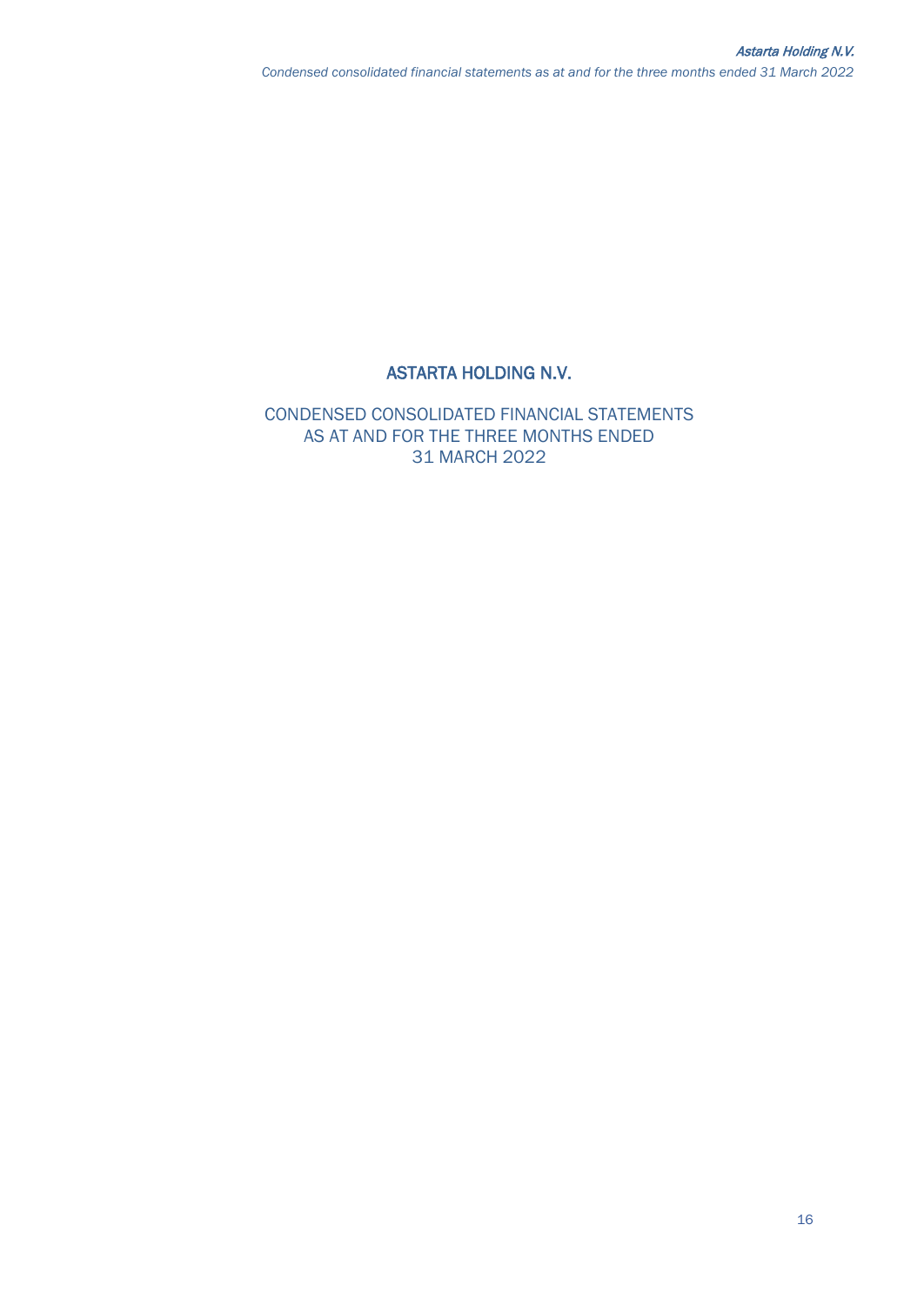# ASTARTA HOLDING N.V.

CONDENSED CONSOLIDATED FINANCIAL STATEMENTS
AS AT AND FOR THE THREE MONTHS ENDED
31 MARCH 2022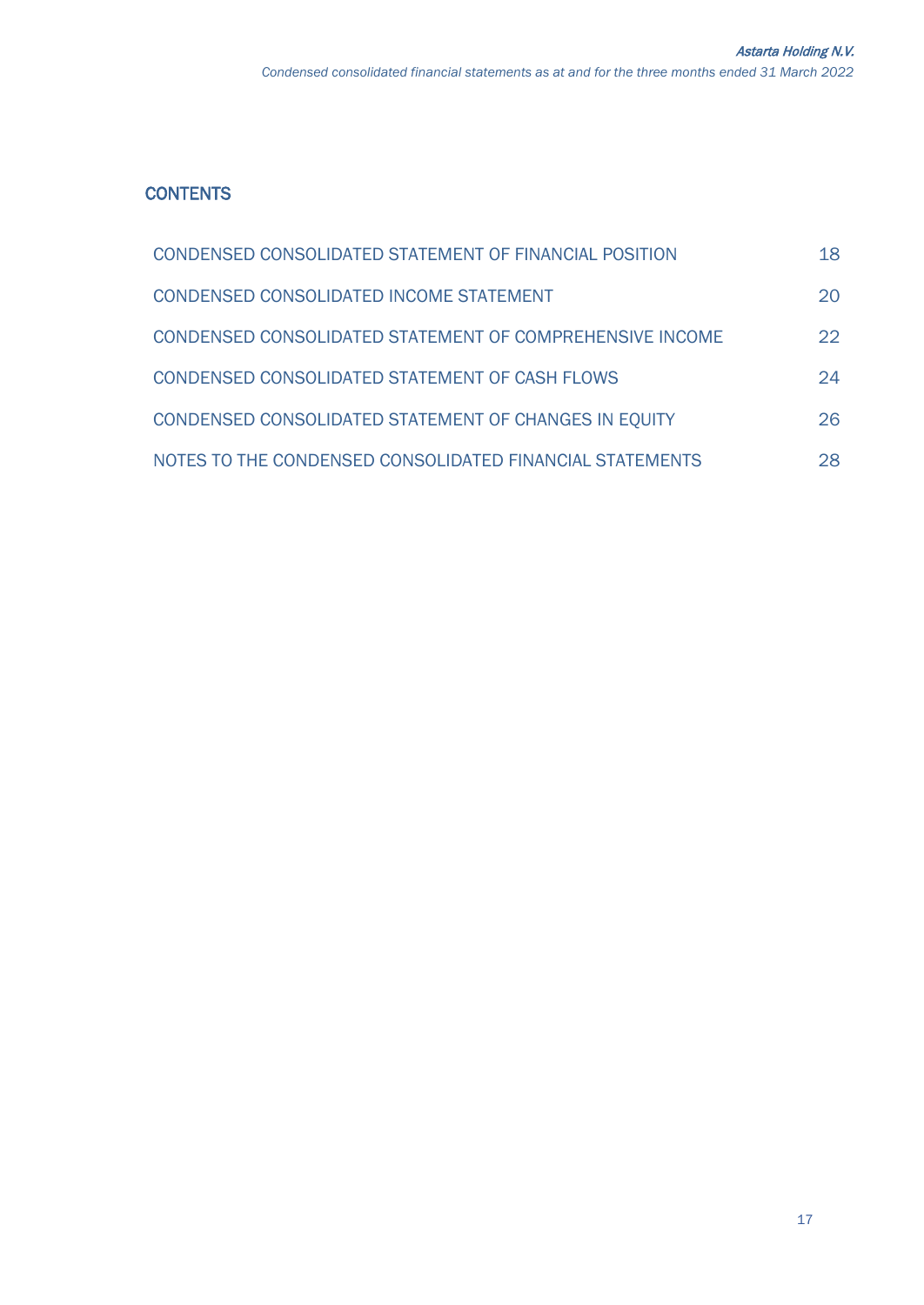## CONTENTS

| | |
|---|---|
| CONDENSED CONSOLIDATED STATEMENT OF FINANCIAL POSITION | 18 |
| CONDENSED CONSOLIDATED INCOME STATEMENT | 20 |
| CONDENSED CONSOLIDATED STATEMENT OF COMPREHENSIVE INCOME | 22 |
| CONDENSED CONSOLIDATED STATEMENT OF CASH FLOWS | 24 |
| CONDENSED CONSOLIDATED STATEMENT OF CHANGES IN EQUITY | 26 |
| NOTES TO THE CONDENSED CONSOLIDATED FINANCIAL STATEMENTS | 28 |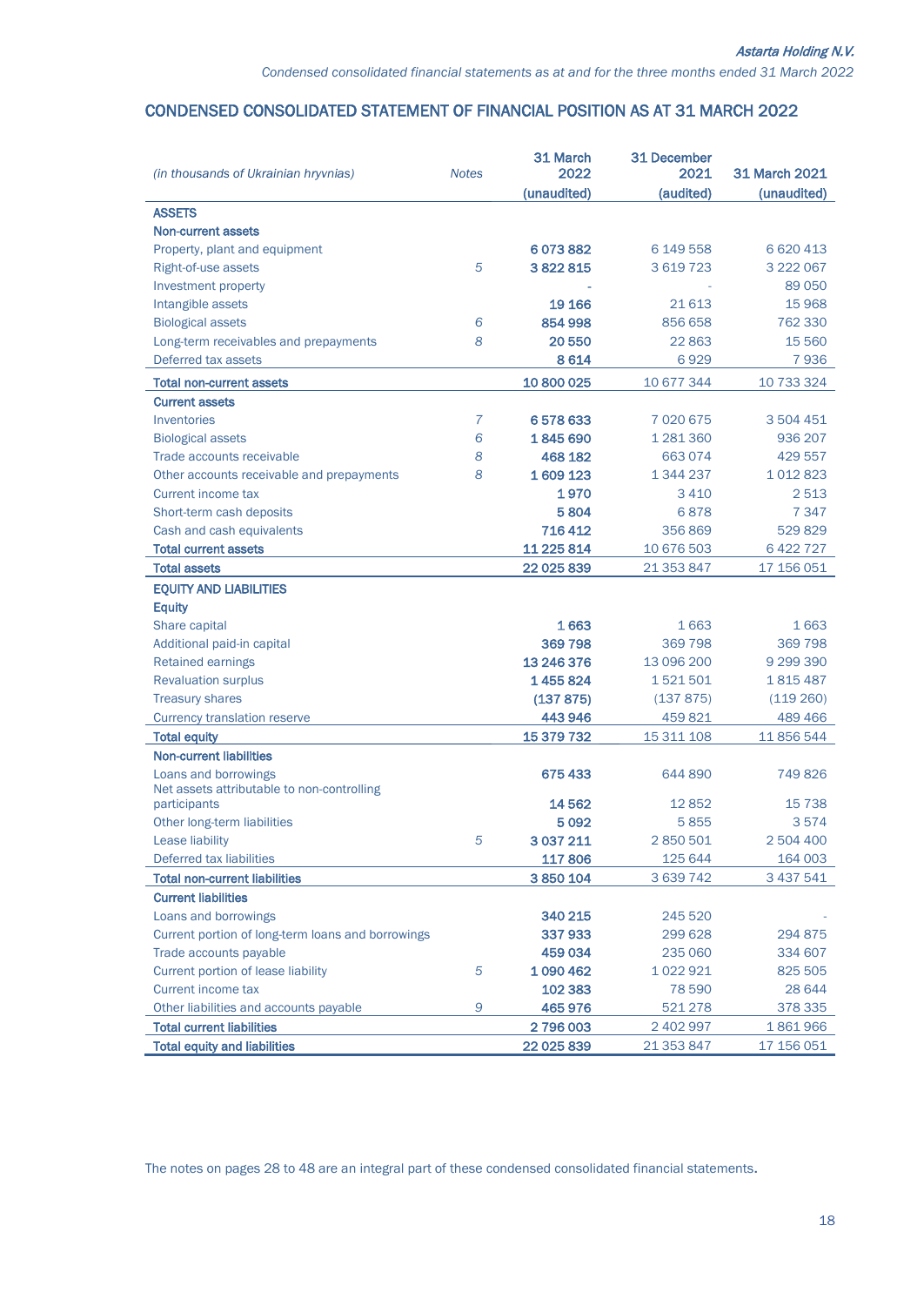# CONDENSED CONSOLIDATED STATEMENT OF FINANCIAL POSITION AS AT 31 MARCH 2022

| *(in thousands of Ukrainian hryvnias)* | *Notes* | 31 March 2022 (unaudited) | 31 December 2021 (audited) | 31 March 2021 (unaudited) |
|---|---|---|---|---|
| **ASSETS** | | | | |
| **Non-current assets** | | | | |
| Property, plant and equipment | | **6 073 882** | 6 149 558 | 6 620 413 |
| Right-of-use assets | 5 | **3 822 815** | 3 619 723 | 3 222 067 |
| Investment property | | **-** | - | 89 050 |
| Intangible assets | | **19 166** | 21 613 | 15 968 |
| Biological assets | 6 | **854 998** | 856 658 | 762 330 |
| Long-term receivables and prepayments | 8 | **20 550** | 22 863 | 15 560 |
| Deferred tax assets | | **8 614** | 6 929 | 7 936 |
| **Total non-current assets** | | **10 800 025** | 10 677 344 | 10 733 324 |
| **Current assets** | | | | |
| Inventories | 7 | **6 578 633** | 7 020 675 | 3 504 451 |
| Biological assets | 6 | **1 845 690** | 1 281 360 | 936 207 |
| Trade accounts receivable | 8 | **468 182** | 663 074 | 429 557 |
| Other accounts receivable and prepayments | 8 | **1 609 123** | 1 344 237 | 1 012 823 |
| Current income tax | | **1 970** | 3 410 | 2 513 |
| Short-term cash deposits | | **5 804** | 6 878 | 7 347 |
| Cash and cash equivalents | | **716 412** | 356 869 | 529 829 |
| **Total current assets** | | **11 225 814** | 10 676 503 | 6 422 727 |
| **Total assets** | | **22 025 839** | 21 353 847 | 17 156 051 |
| **EQUITY AND LIABILITIES** | | | | |
| **Equity** | | | | |
| Share capital | | **1 663** | 1 663 | 1 663 |
| Additional paid-in capital | | **369 798** | 369 798 | 369 798 |
| Retained earnings | | **13 246 376** | 13 096 200 | 9 299 390 |
| Revaluation surplus | | **1 455 824** | 1 521 501 | 1 815 487 |
| Treasury shares | | **(137 875)** | (137 875) | (119 260) |
| Currency translation reserve | | **443 946** | 459 821 | 489 466 |
| **Total equity** | | **15 379 732** | 15 311 108 | 11 856 544 |
| **Non-current liabilities** | | | | |
| Loans and borrowings | | **675 433** | 644 890 | 749 826 |
| Net assets attributable to non-controlling participants | | **14 562** | 12 852 | 15 738 |
| Other long-term liabilities | | **5 092** | 5 855 | 3 574 |
| Lease liability | 5 | **3 037 211** | 2 850 501 | 2 504 400 |
| Deferred tax liabilities | | **117 806** | 125 644 | 164 003 |
| **Total non-current liabilities** | | **3 850 104** | 3 639 742 | 3 437 541 |
| **Current liabilities** | | | | |
| Loans and borrowings | | **340 215** | 245 520 | - |
| Current portion of long-term loans and borrowings | | **337 933** | 299 628 | 294 875 |
| Trade accounts payable | | **459 034** | 235 060 | 334 607 |
| Current portion of lease liability | 5 | **1 090 462** | 1 022 921 | 825 505 |
| Current income tax | | **102 383** | 78 590 | 28 644 |
| Other liabilities and accounts payable | 9 | **465 976** | 521 278 | 378 335 |
| **Total current liabilities** | | **2 796 003** | 2 402 997 | 1 861 966 |
| **Total equity and liabilities** | | **22 025 839** | 21 353 847 | 17 156 051 |

The notes on pages 28 to 48 are an integral part of these condensed consolidated financial statements.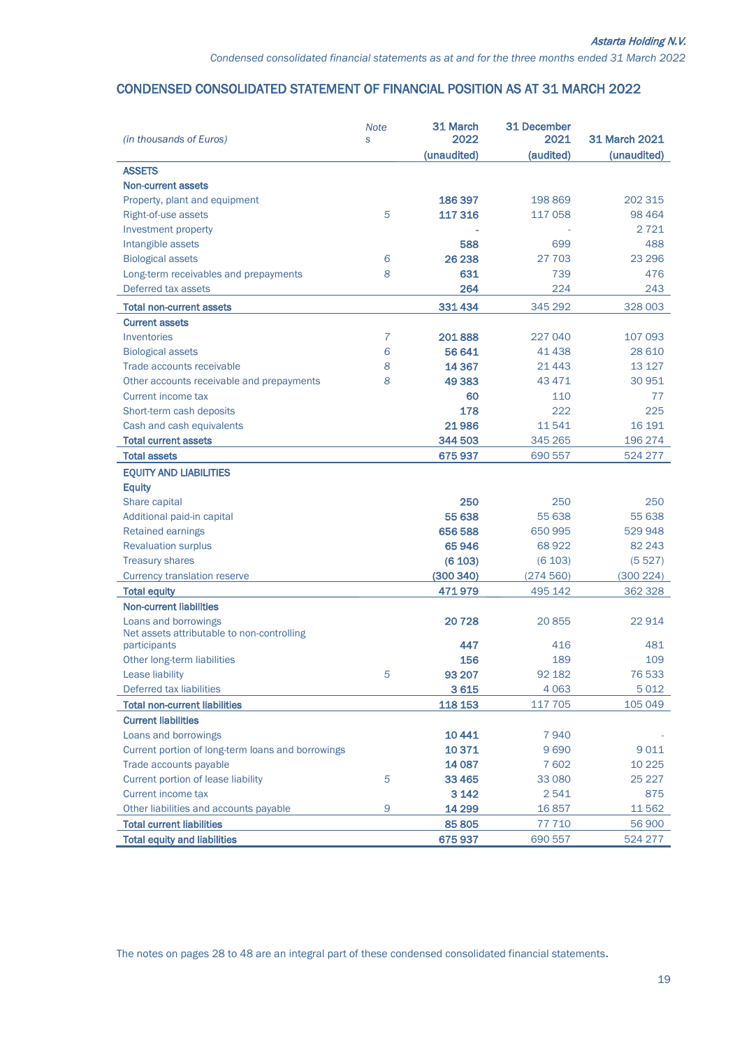## CONDENSED CONSOLIDATED STATEMENT OF FINANCIAL POSITION AS AT 31 MARCH 2022

| *(in thousands of Euros)* | *Notes* | 31 March 2022 (unaudited) | 31 December 2021 (audited) | 31 March 2021 (unaudited) |
|---|---|---|---|---|
| **ASSETS** | | | | |
| **Non-current assets** | | | | |
| Property, plant and equipment | | **186 397** | 198 869 | 202 315 |
| Right-of-use assets | 5 | **117 316** | 117 058 | 98 464 |
| Investment property | | **-** | - | 2 721 |
| Intangible assets | | **588** | 699 | 488 |
| Biological assets | 6 | **26 238** | 27 703 | 23 296 |
| Long-term receivables and prepayments | 8 | **631** | 739 | 476 |
| Deferred tax assets | | **264** | 224 | 243 |
| **Total non-current assets** | | **331 434** | 345 292 | 328 003 |
| **Current assets** | | | | |
| Inventories | 7 | **201 888** | 227 040 | 107 093 |
| Biological assets | 6 | **56 641** | 41 438 | 28 610 |
| Trade accounts receivable | 8 | **14 367** | 21 443 | 13 127 |
| Other accounts receivable and prepayments | 8 | **49 383** | 43 471 | 30 951 |
| Current income tax | | **60** | 110 | 77 |
| Short-term cash deposits | | **178** | 222 | 225 |
| Cash and cash equivalents | | **21 986** | 11 541 | 16 191 |
| **Total current assets** | | **344 503** | 345 265 | 196 274 |
| **Total assets** | | **675 937** | 690 557 | 524 277 |
| **EQUITY AND LIABILITIES** | | | | |
| **Equity** | | | | |
| Share capital | | **250** | 250 | 250 |
| Additional paid-in capital | | **55 638** | 55 638 | 55 638 |
| Retained earnings | | **656 588** | 650 995 | 529 948 |
| Revaluation surplus | | **65 946** | 68 922 | 82 243 |
| Treasury shares | | **(6 103)** | (6 103) | (5 527) |
| Currency translation reserve | | **(300 340)** | (274 560) | (300 224) |
| **Total equity** | | **471 979** | 495 142 | 362 328 |
| **Non-current liabilities** | | | | |
| Loans and borrowings | | **20 728** | 20 855 | 22 914 |
| Net assets attributable to non-controlling participants | | **447** | 416 | 481 |
| Other long-term liabilities | | **156** | 189 | 109 |
| Lease liability | 5 | **93 207** | 92 182 | 76 533 |
| Deferred tax liabilities | | **3 615** | 4 063 | 5 012 |
| **Total non-current liabilities** | | **118 153** | 117 705 | 105 049 |
| **Current liabilities** | | | | |
| Loans and borrowings | | **10 441** | 7 940 | - |
| Current portion of long-term loans and borrowings | | **10 371** | 9 690 | 9 011 |
| Trade accounts payable | | **14 087** | 7 602 | 10 225 |
| Current portion of lease liability | 5 | **33 465** | 33 080 | 25 227 |
| Current income tax | | **3 142** | 2 541 | 875 |
| Other liabilities and accounts payable | 9 | **14 299** | 16 857 | 11 562 |
| **Total current liabilities** | | **85 805** | 77 710 | 56 900 |
| **Total equity and liabilities** | | **675 937** | 690 557 | 524 277 |

The notes on pages 28 to 48 are an integral part of these condensed consolidated financial statements.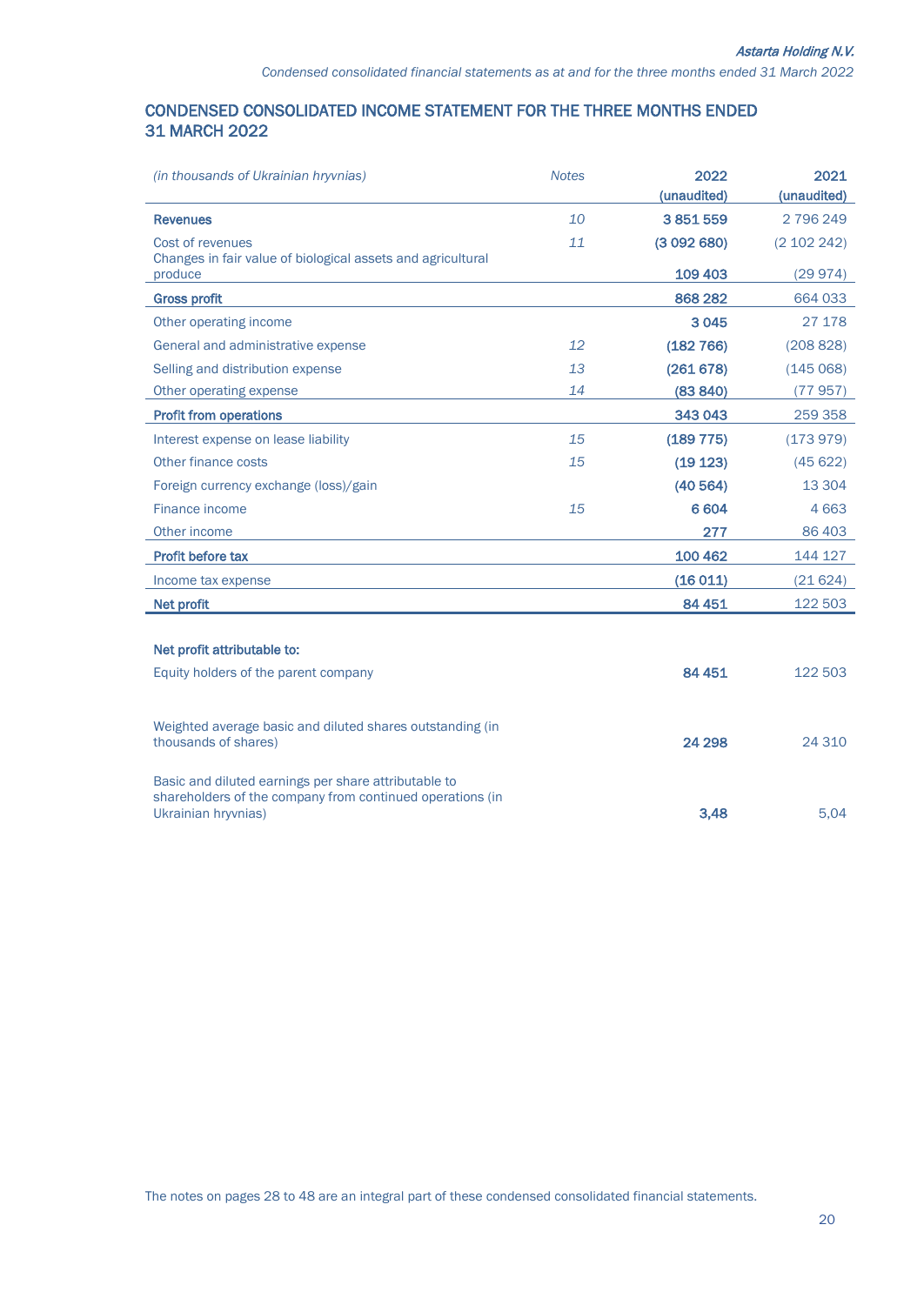## CONDENSED CONSOLIDATED INCOME STATEMENT FOR THE THREE MONTHS ENDED 31 MARCH 2022

| *(in thousands of Ukrainian hryvnias)* | *Notes* | 2022 (unaudited) | 2021 (unaudited) |
|---|---|---|---|
| **Revenues** | *10* | **3 851 559** | 2 796 249 |
| Cost of revenues | *11* | **(3 092 680)** | (2 102 242) |
| Changes in fair value of biological assets and agricultural produce | | **109 403** | (29 974) |
| **Gross profit** | | **868 282** | 664 033 |
| Other operating income | | **3 045** | 27 178 |
| General and administrative expense | *12* | **(182 766)** | (208 828) |
| Selling and distribution expense | *13* | **(261 678)** | (145 068) |
| Other operating expense | *14* | **(83 840)** | (77 957) |
| **Profit from operations** | | **343 043** | 259 358 |
| Interest expense on lease liability | *15* | **(189 775)** | (173 979) |
| Other finance costs | *15* | **(19 123)** | (45 622) |
| Foreign currency exchange (loss)/gain | | **(40 564)** | 13 304 |
| Finance income | *15* | **6 604** | 4 663 |
| Other income | | **277** | 86 403 |
| **Profit before tax** | | **100 462** | 144 127 |
| Income tax expense | | **(16 011)** | (21 624) |
| **Net profit** | | **84 451** | 122 503 |
| | | | |
| **Net profit attributable to:** | | | |
| Equity holders of the parent company | | **84 451** | 122 503 |
| | | | |
| Weighted average basic and diluted shares outstanding (in thousands of shares) | | **24 298** | 24 310 |
| | | | |
| Basic and diluted earnings per share attributable to shareholders of the company from continued operations (in Ukrainian hryvnias) | | **3,48** | 5,04 |

The notes on pages 28 to 48 are an integral part of these condensed consolidated financial statements.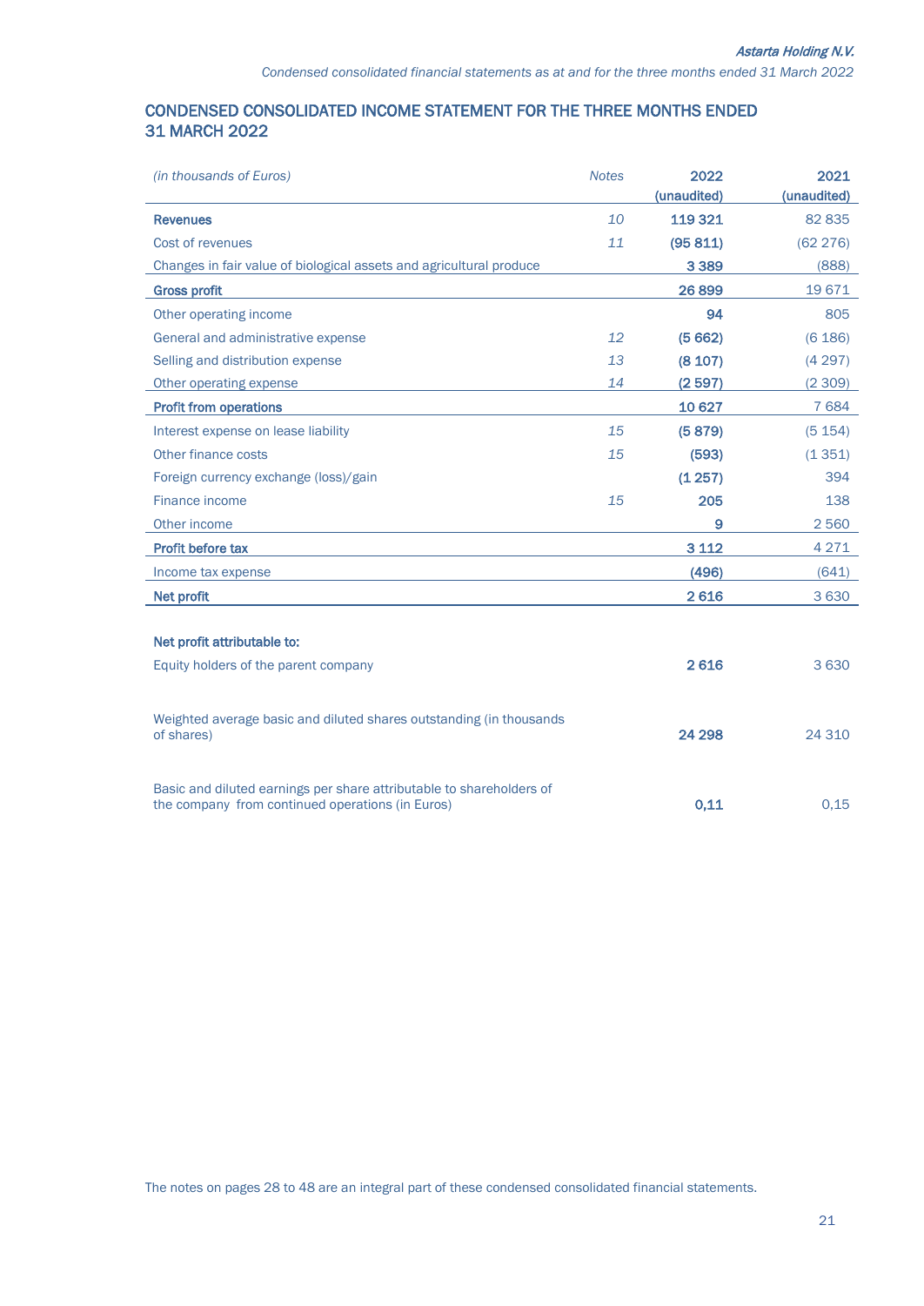## CONDENSED CONSOLIDATED INCOME STATEMENT FOR THE THREE MONTHS ENDED 31 MARCH 2022

| *(in thousands of Euros)* | *Notes* | 2022 (unaudited) | 2021 (unaudited) |
|---|---|---|---|
| **Revenues** | *10* | **119 321** | 82 835 |
| Cost of revenues | *11* | **(95 811)** | (62 276) |
| Changes in fair value of biological assets and agricultural produce | | **3 389** | (888) |
| **Gross profit** | | **26 899** | 19 671 |
| Other operating income | | **94** | 805 |
| General and administrative expense | *12* | **(5 662)** | (6 186) |
| Selling and distribution expense | *13* | **(8 107)** | (4 297) |
| Other operating expense | *14* | **(2 597)** | (2 309) |
| **Profit from operations** | | **10 627** | 7 684 |
| Interest expense on lease liability | *15* | **(5 879)** | (5 154) |
| Other finance costs | *15* | **(593)** | (1 351) |
| Foreign currency exchange (loss)/gain | | **(1 257)** | 394 |
| Finance income | *15* | **205** | 138 |
| Other income | | **9** | 2 560 |
| **Profit before tax** | | **3 112** | 4 271 |
| Income tax expense | | **(496)** | (641) |
| **Net profit** | | **2 616** | 3 630 |
| | | | |
| **Net profit attributable to:** | | | |
| Equity holders of the parent company | | **2 616** | 3 630 |
| | | | |
| Weighted average basic and diluted shares outstanding (in thousands of shares) | | **24 298** | 24 310 |
| | | | |
| Basic and diluted earnings per share attributable to shareholders of the company from continued operations (in Euros) | | **0,11** | 0,15 |

The notes on pages 28 to 48 are an integral part of these condensed consolidated financial statements.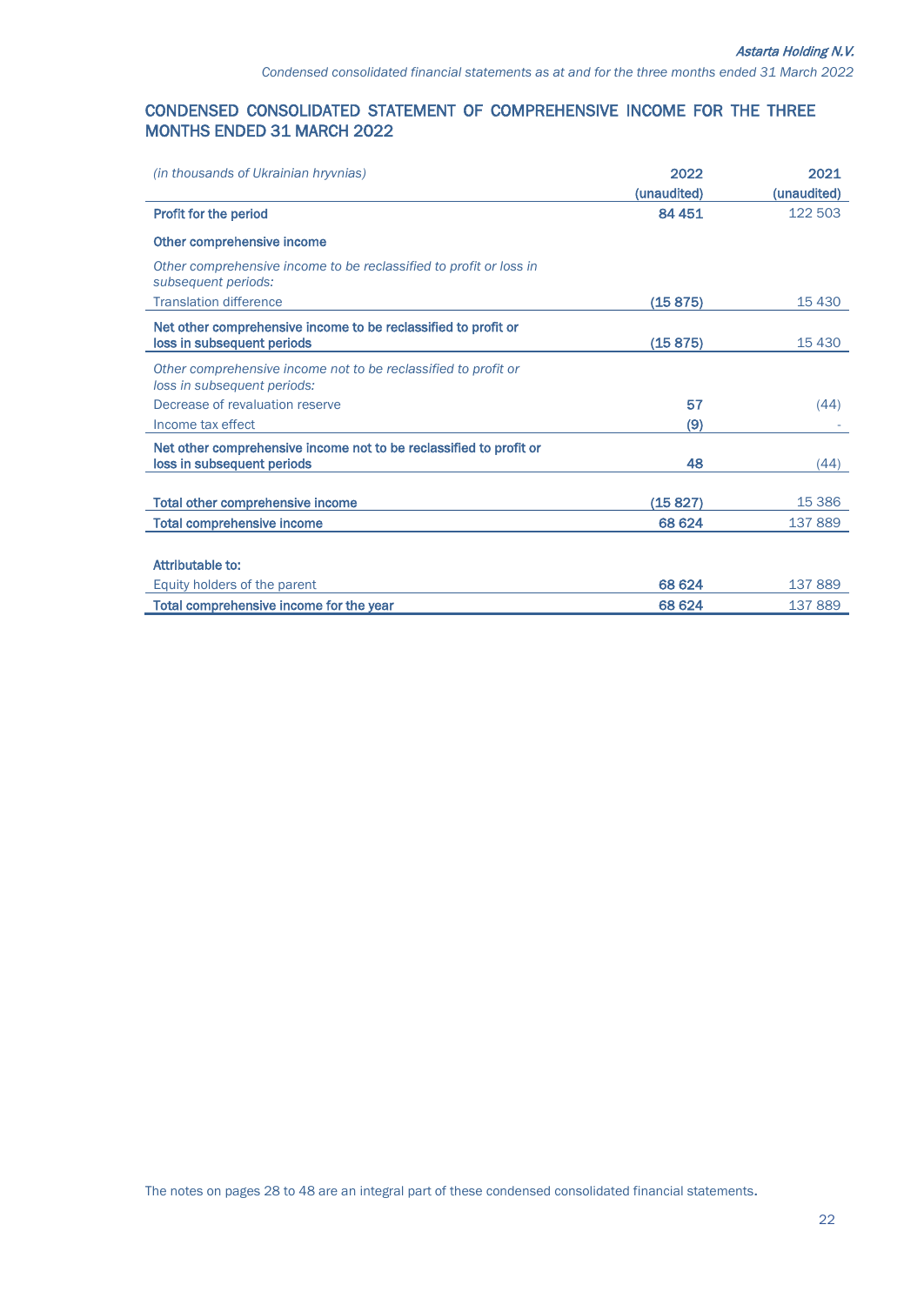## CONDENSED CONSOLIDATED STATEMENT OF COMPREHENSIVE INCOME FOR THE THREE MONTHS ENDED 31 MARCH 2022

| *(in thousands of Ukrainian hryvnias)* | 2022 (unaudited) | 2021 (unaudited) |
|---|---|---|
| **Profit for the period** | **84 451** | 122 503 |
| **Other comprehensive income** | | |
| *Other comprehensive income to be reclassified to profit or loss in subsequent periods:* | | |
| Translation difference | **(15 875)** | 15 430 |
| **Net other comprehensive income to be reclassified to profit or loss in subsequent periods** | **(15 875)** | 15 430 |
| *Other comprehensive income not to be reclassified to profit or loss in subsequent periods:* | | |
| Decrease of revaluation reserve | **57** | (44) |
| Income tax effect | **(9)** | - |
| **Net other comprehensive income not to be reclassified to profit or loss in subsequent periods** | **48** | (44) |
| **Total other comprehensive income** | **(15 827)** | 15 386 |
| **Total comprehensive income** | **68 624** | 137 889 |
| **Attributable to:** | | |
| Equity holders of the parent | **68 624** | 137 889 |
| **Total comprehensive income for the year** | **68 624** | 137 889 |

The notes on pages 28 to 48 are an integral part of these condensed consolidated financial statements.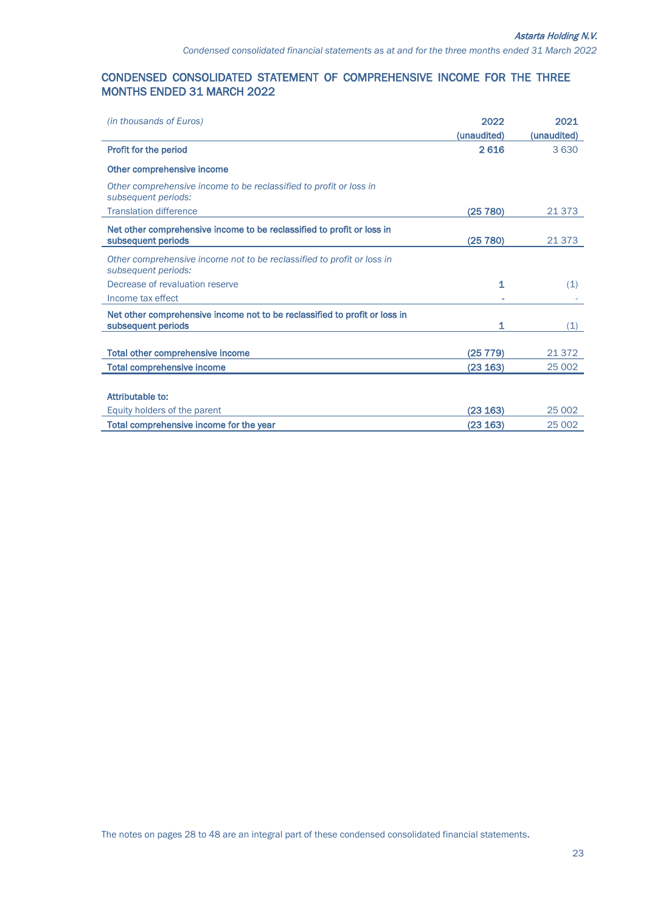## CONDENSED CONSOLIDATED STATEMENT OF COMPREHENSIVE INCOME FOR THE THREE MONTHS ENDED 31 MARCH 2022

| *(in thousands of Euros)* | **2022 (unaudited)** | **2021 (unaudited)** |
|---|---|---|
| **Profit for the period** | **2 616** | 3 630 |
| **Other comprehensive income** | | |
| *Other comprehensive income to be reclassified to profit or loss in subsequent periods:* | | |
| Translation difference | **(25 780)** | 21 373 |
| **Net other comprehensive income to be reclassified to profit or loss in subsequent periods** | **(25 780)** | 21 373 |
| *Other comprehensive income not to be reclassified to profit or loss in subsequent periods:* | | |
| Decrease of revaluation reserve | **1** | (1) |
| Income tax effect | - | - |
| **Net other comprehensive income not to be reclassified to profit or loss in subsequent periods** | **1** | (1) |
| **Total other comprehensive income** | **(25 779)** | 21 372 |
| **Total comprehensive income** | **(23 163)** | 25 002 |
| **Attributable to:** | | |
| Equity holders of the parent | **(23 163)** | 25 002 |
| **Total comprehensive income for the year** | **(23 163)** | 25 002 |

The notes on pages 28 to 48 are an integral part of these condensed consolidated financial statements.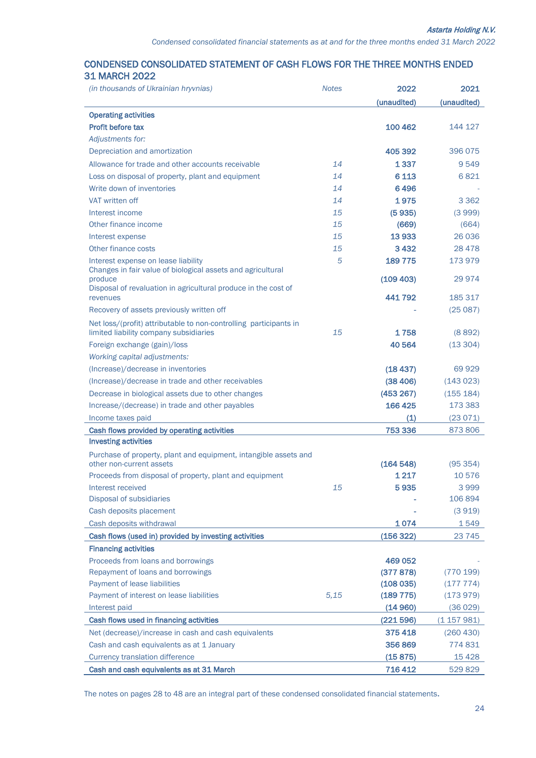## CONDENSED CONSOLIDATED STATEMENT OF CASH FLOWS FOR THE THREE MONTHS ENDED 31 MARCH 2022

| *(in thousands of Ukrainian hryvnias)* | *Notes* | 2022 (unaudited) | 2021 (unaudited) |
|---|---|---|---|
| **Operating activities** | | | |
| **Profit before tax** | | **100 462** | 144 127 |
| *Adjustments for:* | | | |
| Depreciation and amortization | | **405 392** | 396 075 |
| Allowance for trade and other accounts receivable | *14* | **1 337** | 9 549 |
| Loss on disposal of property, plant and equipment | *14* | **6 113** | 6 821 |
| Write down of inventories | *14* | **6 496** | - |
| VAT written off | *14* | **1 975** | 3 362 |
| Interest income | *15* | **(5 935)** | (3 999) |
| Other finance income | *15* | **(669)** | (664) |
| Interest expense | *15* | **13 933** | 26 036 |
| Other finance costs | *15* | **3 432** | 28 478 |
| Interest expense on lease liability | *5* | **189 775** | 173 979 |
| Changes in fair value of biological assets and agricultural produce | | **(109 403)** | 29 974 |
| Disposal of revaluation in agricultural produce in the cost of revenues | | **441 792** | 185 317 |
| Recovery of assets previously written off | | **-** | (25 087) |
| Net loss/(profit) attributable to non-controlling participants in limited liability company subsidiaries | *15* | **1 758** | (8 892) |
| Foreign exchange (gain)/loss | | **40 564** | (13 304) |
| *Working capital adjustments:* | | | |
| (Increase)/decrease in inventories | | **(18 437)** | 69 929 |
| (Increase)/decrease in trade and other receivables | | **(38 406)** | (143 023) |
| Decrease in biological assets due to other changes | | **(453 267)** | (155 184) |
| Increase/(decrease) in trade and other payables | | **166 425** | 173 383 |
| Income taxes paid | | **(1)** | (23 071) |
| **Cash flows provided by operating activities** | | **753 336** | 873 806 |
| **Investing activities** | | | |
| Purchase of property, plant and equipment, intangible assets and other non-current assets | | **(164 548)** | (95 354) |
| Proceeds from disposal of property, plant and equipment | | **1 217** | 10 576 |
| Interest received | *15* | **5 935** | 3 999 |
| Disposal of subsidiaries | | **-** | 106 894 |
| Cash deposits placement | | **-** | (3 919) |
| Cash deposits withdrawal | | **1 074** | 1 549 |
| **Cash flows (used in) provided by investing activities** | | **(156 322)** | 23 745 |
| **Financing activities** | | | |
| Proceeds from loans and borrowings | | **469 052** | - |
| Repayment of loans and borrowings | | **(377 878)** | (770 199) |
| Payment of lease liabilities | | **(108 035)** | (177 774) |
| Payment of interest on lease liabilities | *5,15* | **(189 775)** | (173 979) |
| Interest paid | | **(14 960)** | (36 029) |
| **Cash flows used in financing activities** | | **(221 596)** | (1 157 981) |
| Net (decrease)/increase in cash and cash equivalents | | **375 418** | (260 430) |
| Cash and cash equivalents as at 1 January | | **356 869** | 774 831 |
| Currency translation difference | | **(15 875)** | 15 428 |
| **Cash and cash equivalents as at 31 March** | | **716 412** | 529 829 |

The notes on pages 28 to 48 are an integral part of these condensed consolidated financial statements.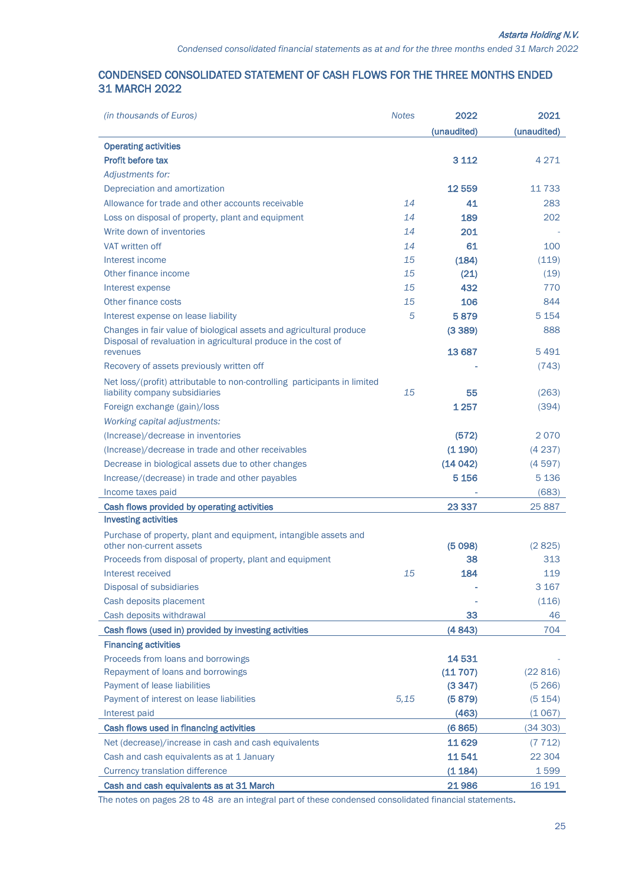## CONDENSED CONSOLIDATED STATEMENT OF CASH FLOWS FOR THE THREE MONTHS ENDED 31 MARCH 2022

| *(in thousands of Euros)* | *Notes* | 2022 | 2021 |
|---|---|---|---|
| | | (unaudited) | (unaudited) |
| **Operating activities** | | | |
| **Profit before tax** | | **3 112** | 4 271 |
| *Adjustments for:* | | | |
| Depreciation and amortization | | **12 559** | 11 733 |
| Allowance for trade and other accounts receivable | *14* | **41** | 283 |
| Loss on disposal of property, plant and equipment | *14* | **189** | 202 |
| Write down of inventories | *14* | **201** | - |
| VAT written off | *14* | **61** | 100 |
| Interest income | *15* | **(184)** | (119) |
| Other finance income | *15* | **(21)** | (19) |
| Interest expense | *15* | **432** | 770 |
| Other finance costs | *15* | **106** | 844 |
| Interest expense on lease liability | *5* | **5 879** | 5 154 |
| Changes in fair value of biological assets and agricultural produce | | **(3 389)** | 888 |
| Disposal of revaluation in agricultural produce in the cost of revenues | | **13 687** | 5 491 |
| Recovery of assets previously written off | | **-** | (743) |
| Net loss/(profit) attributable to non-controlling participants in limited liability company subsidiaries | *15* | **55** | (263) |
| Foreign exchange (gain)/loss | | **1 257** | (394) |
| *Working capital adjustments:* | | | |
| (Increase)/decrease in inventories | | **(572)** | 2 070 |
| (Increase)/decrease in trade and other receivables | | **(1 190)** | (4 237) |
| Decrease in biological assets due to other changes | | **(14 042)** | (4 597) |
| Increase/(decrease) in trade and other payables | | **5 156** | 5 136 |
| Income taxes paid | | **-** | (683) |
| **Cash flows provided by operating activities** | | **23 337** | 25 887 |
| **Investing activities** | | | |
| Purchase of property, plant and equipment, intangible assets and other non-current assets | | **(5 098)** | (2 825) |
| Proceeds from disposal of property, plant and equipment | | **38** | 313 |
| Interest received | *15* | **184** | 119 |
| Disposal of subsidiaries | | **-** | 3 167 |
| Cash deposits placement | | **-** | (116) |
| Cash deposits withdrawal | | **33** | 46 |
| **Cash flows (used in) provided by investing activities** | | **(4 843)** | 704 |
| **Financing activities** | | | |
| Proceeds from loans and borrowings | | **14 531** | - |
| Repayment of loans and borrowings | | **(11 707)** | (22 816) |
| Payment of lease liabilities | | **(3 347)** | (5 266) |
| Payment of interest on lease liabilities | *5,15* | **(5 879)** | (5 154) |
| Interest paid | | **(463)** | (1 067) |
| **Cash flows used in financing activities** | | **(6 865)** | (34 303) |
| Net (decrease)/increase in cash and cash equivalents | | **11 629** | (7 712) |
| Cash and cash equivalents as at 1 January | | **11 541** | 22 304 |
| Currency translation difference | | **(1 184)** | 1 599 |
| **Cash and cash equivalents as at 31 March** | | **21 986** | 16 191 |

The notes on pages 28 to 48 are an integral part of these condensed consolidated financial statements.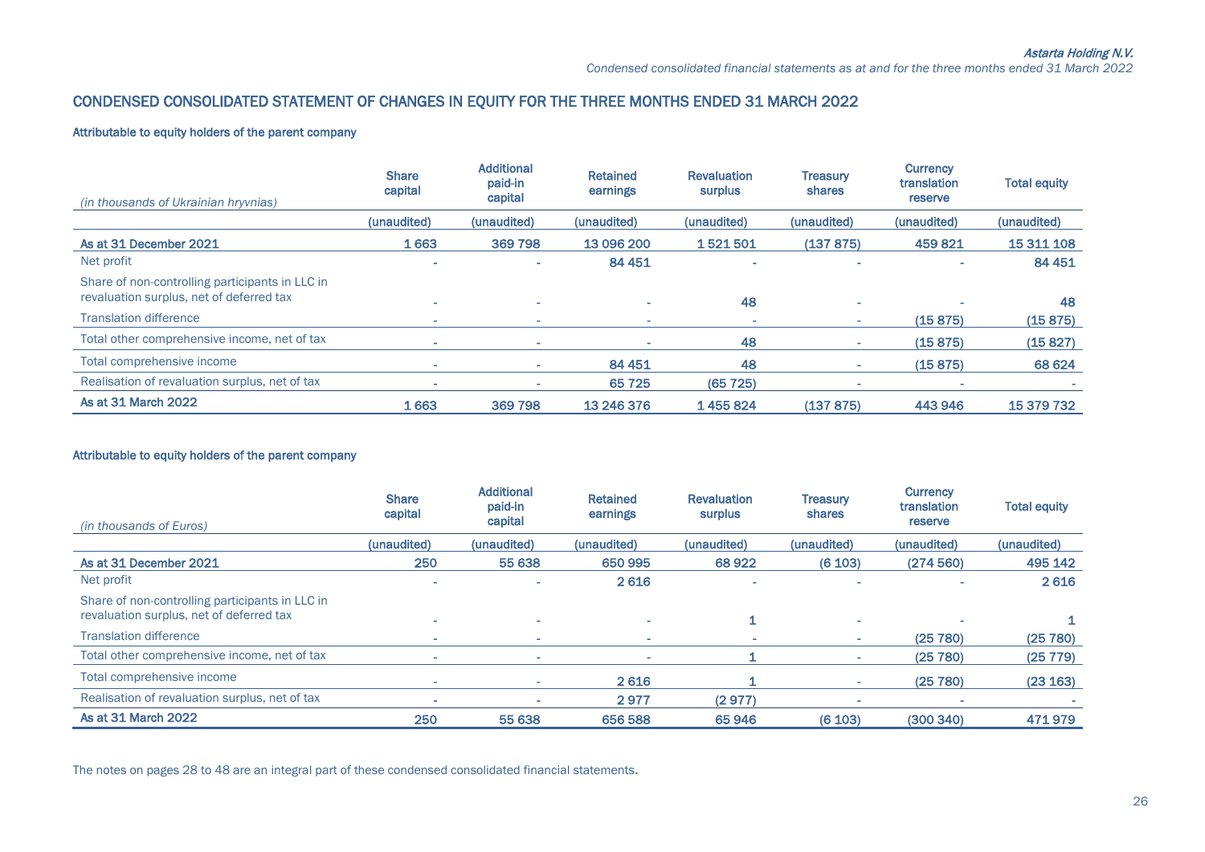## CONDENSED CONSOLIDATED STATEMENT OF CHANGES IN EQUITY FOR THE THREE MONTHS ENDED 31 MARCH 2022

### Attributable to equity holders of the parent company

| *(in thousands of Ukrainian hryvnias)* | Share capital | Additional paid-in capital | Retained earnings | Revaluation surplus | Treasury shares | Currency translation reserve | Total equity |
|---|---|---|---|---|---|---|---|
| | (unaudited) | (unaudited) | (unaudited) | (unaudited) | (unaudited) | (unaudited) | (unaudited) |
| **As at 31 December 2021** | **1 663** | **369 798** | **13 096 200** | **1 521 501** | **(137 875)** | **459 821** | **15 311 108** |
| Net profit | - | - | 84 451 | - | - | - | 84 451 |
| Share of non-controlling participants in LLC in revaluation surplus, net of deferred tax | - | - | - | 48 | - | - | 48 |
| Translation difference | - | - | - | - | - | (15 875) | (15 875) |
| Total other comprehensive income, net of tax | - | - | - | 48 | - | (15 875) | (15 827) |
| Total comprehensive income | - | - | 84 451 | 48 | - | (15 875) | 68 624 |
| Realisation of revaluation surplus, net of tax | - | - | 65 725 | (65 725) | - | - | - |
| **As at 31 March 2022** | **1 663** | **369 798** | **13 246 376** | **1 455 824** | **(137 875)** | **443 946** | **15 379 732** |

### Attributable to equity holders of the parent company

| *(in thousands of Euros)* | Share capital | Additional paid-in capital | Retained earnings | Revaluation surplus | Treasury shares | Currency translation reserve | Total equity |
|---|---|---|---|---|---|---|---|
| | (unaudited) | (unaudited) | (unaudited) | (unaudited) | (unaudited) | (unaudited) | (unaudited) |
| **As at 31 December 2021** | **250** | **55 638** | **650 995** | **68 922** | **(6 103)** | **(274 560)** | **495 142** |
| Net profit | - | - | 2 616 | - | - | - | 2 616 |
| Share of non-controlling participants in LLC in revaluation surplus, net of deferred tax | - | - | - | 1 | - | - | 1 |
| Translation difference | - | - | - | - | - | (25 780) | (25 780) |
| Total other comprehensive income, net of tax | - | - | - | 1 | - | (25 780) | (25 779) |
| Total comprehensive income | - | - | 2 616 | 1 | - | (25 780) | (23 163) |
| Realisation of revaluation surplus, net of tax | - | - | 2 977 | (2 977) | - | - | - |
| **As at 31 March 2022** | **250** | **55 638** | **656 588** | **65 946** | **(6 103)** | **(300 340)** | **471 979** |

The notes on pages 28 to 48 are an integral part of these condensed consolidated financial statements.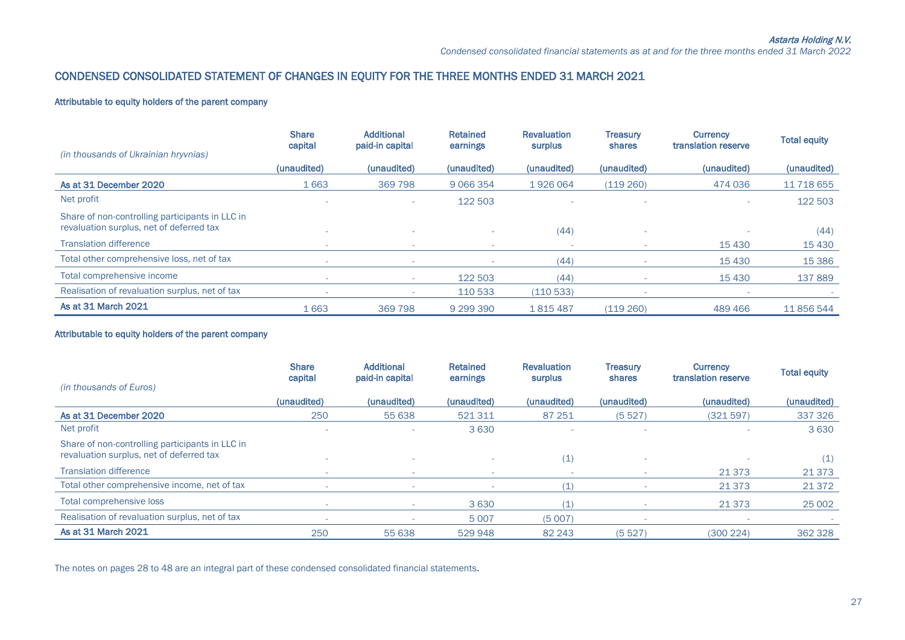## CONDENSED CONSOLIDATED STATEMENT OF CHANGES IN EQUITY FOR THE THREE MONTHS ENDED 31 MARCH 2021

**Attributable to equity holders of the parent company**

| *(in thousands of Ukrainian hryvnias)* | Share capital | Additional paid-in capital | Retained earnings | Revaluation surplus | Treasury shares | Currency translation reserve | Total equity |
|---|---|---|---|---|---|---|---|
| | (unaudited) | (unaudited) | (unaudited) | (unaudited) | (unaudited) | (unaudited) | (unaudited) |
| **As at 31 December 2020** | 1 663 | 369 798 | 9 066 354 | 1 926 064 | (119 260) | 474 036 | 11 718 655 |
| Net profit | - | - | 122 503 | - | - | - | 122 503 |
| Share of non-controlling participants in LLC in revaluation surplus, net of deferred tax | - | - | - | (44) | - | - | (44) |
| Translation difference | - | - | - | - | - | 15 430 | 15 430 |
| Total other comprehensive loss, net of tax | - | - | - | (44) | - | 15 430 | 15 386 |
| Total comprehensive income | - | - | 122 503 | (44) | - | 15 430 | 137 889 |
| Realisation of revaluation surplus, net of tax | - | - | 110 533 | (110 533) | - | - | - |
| **As at 31 March 2021** | 1 663 | 369 798 | 9 299 390 | 1 815 487 | (119 260) | 489 466 | 11 856 544 |

**Attributable to equity holders of the parent company**

| *(in thousands of Euros)* | Share capital | Additional paid-in capital | Retained earnings | Revaluation surplus | Treasury shares | Currency translation reserve | Total equity |
|---|---|---|---|---|---|---|---|
| | (unaudited) | (unaudited) | (unaudited) | (unaudited) | (unaudited) | (unaudited) | (unaudited) |
| **As at 31 December 2020** | 250 | 55 638 | 521 311 | 87 251 | (5 527) | (321 597) | 337 326 |
| Net profit | - | - | 3 630 | - | - | - | 3 630 |
| Share of non-controlling participants in LLC in revaluation surplus, net of deferred tax | - | - | - | (1) | - | - | (1) |
| Translation difference | - | - | - | - | - | 21 373 | 21 373 |
| Total other comprehensive income, net of tax | - | - | - | (1) | - | 21 373 | 21 372 |
| Total comprehensive loss | - | - | 3 630 | (1) | - | 21 373 | 25 002 |
| Realisation of revaluation surplus, net of tax | - | - | 5 007 | (5 007) | - | - | - |
| **As at 31 March 2021** | 250 | 55 638 | 529 948 | 82 243 | (5 527) | (300 224) | 362 328 |

The notes on pages 28 to 48 are an integral part of these condensed consolidated financial statements.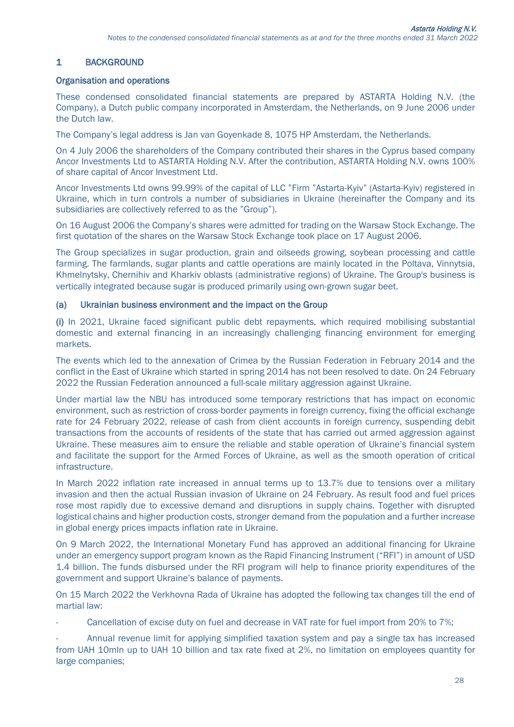## 1 BACKGROUND

### Organisation and operations

These condensed consolidated financial statements are prepared by ASTARTA Holding N.V. (the Company), a Dutch public company incorporated in Amsterdam, the Netherlands, on 9 June 2006 under the Dutch law.

The Company's legal address is Jan van Goyenkade 8, 1075 HP Amsterdam, the Netherlands.

On 4 July 2006 the shareholders of the Company contributed their shares in the Cyprus based company Ancor Investments Ltd to ASTARTA Holding N.V. After the contribution, ASTARTA Holding N.V. owns 100% of share capital of Ancor Investment Ltd.

Ancor Investments Ltd owns 99.99% of the capital of LLC "Firm "Astarta-Kyiv" (Astarta-Kyiv) registered in Ukraine, which in turn controls a number of subsidiaries in Ukraine (hereinafter the Company and its subsidiaries are collectively referred to as the "Group").

On 16 August 2006 the Company's shares were admitted for trading on the Warsaw Stock Exchange. The first quotation of the shares on the Warsaw Stock Exchange took place on 17 August 2006.

The Group specializes in sugar production, grain and oilseeds growing, soybean processing and cattle farming. The farmlands, sugar plants and cattle operations are mainly located in the Poltava, Vinnytsia, Khmelnytsky, Chernihiv and Kharkiv oblasts (administrative regions) of Ukraine. The Group's business is vertically integrated because sugar is produced primarily using own-grown sugar beet.

### (a) Ukrainian business environment and the impact on the Group

**(i)** In 2021, Ukraine faced significant public debt repayments, which required mobilising substantial domestic and external financing in an increasingly challenging financing environment for emerging markets.

The events which led to the annexation of Crimea by the Russian Federation in February 2014 and the conflict in the East of Ukraine which started in spring 2014 has not been resolved to date. On 24 February 2022 the Russian Federation announced a full-scale military aggression against Ukraine.

Under martial law the NBU has introduced some temporary restrictions that has impact on economic environment, such as restriction of cross-border payments in foreign currency, fixing the official exchange rate for 24 February 2022, release of cash from client accounts in foreign currency, suspending debit transactions from the accounts of residents of the state that has carried out armed aggression against Ukraine. These measures aim to ensure the reliable and stable operation of Ukraine's financial system and facilitate the support for the Armed Forces of Ukraine, as well as the smooth operation of critical infrastructure.

In March 2022 inflation rate increased in annual terms up to 13.7% due to tensions over a military invasion and then the actual Russian invasion of Ukraine on 24 February. As result food and fuel prices rose most rapidly due to excessive demand and disruptions in supply chains. Together with disrupted logistical chains and higher production costs, stronger demand from the population and a further increase in global energy prices impacts inflation rate in Ukraine.

On 9 March 2022, the International Monetary Fund has approved an additional financing for Ukraine under an emergency support program known as the Rapid Financing Instrument ("RFI") in amount of USD 1.4 billion. The funds disbursed under the RFI program will help to finance priority expenditures of the government and support Ukraine's balance of payments.

On 15 March 2022 the Verkhovna Rada of Ukraine has adopted the following tax changes till the end of martial law:

- Cancellation of excise duty on fuel and decrease in VAT rate for fuel import from 20% to 7%;
- Annual revenue limit for applying simplified taxation system and pay a single tax has increased from UAH 10mln up to UAH 10 billion and tax rate fixed at 2%, no limitation on employees quantity for large companies;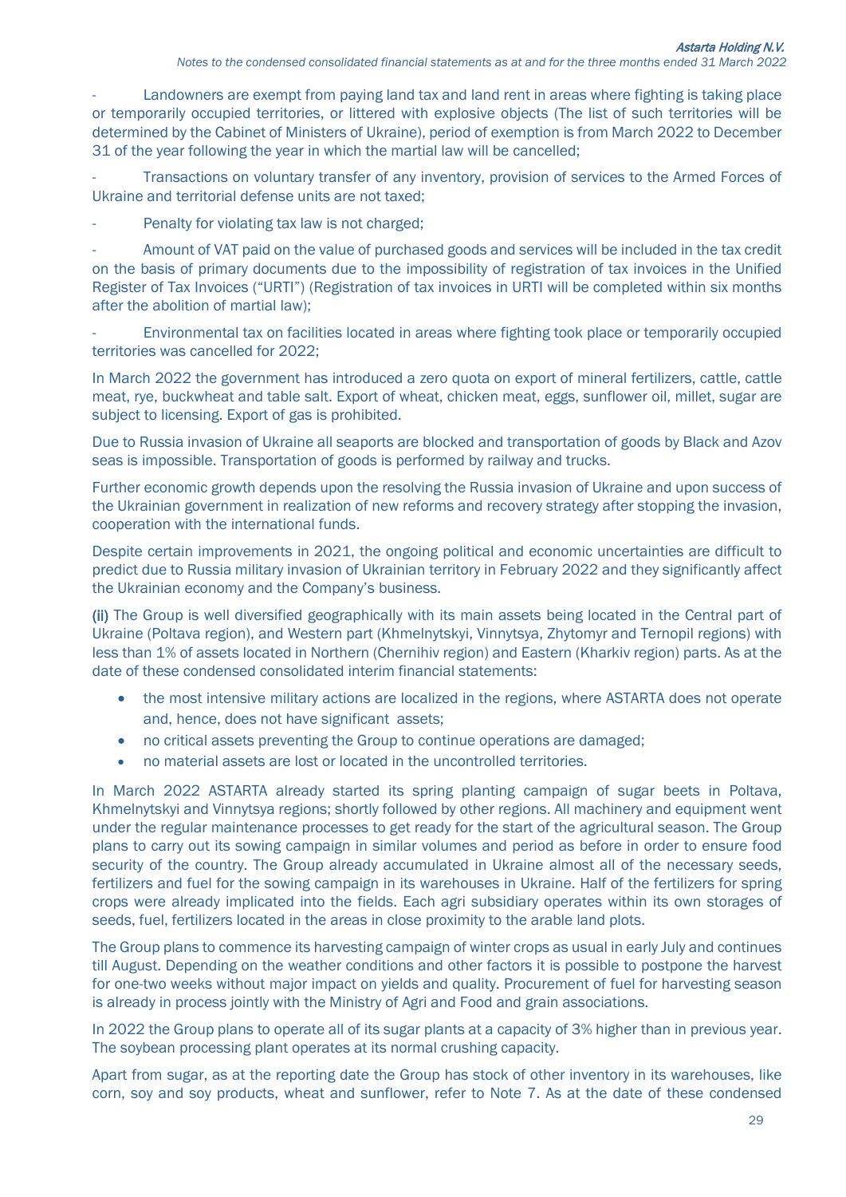- Landowners are exempt from paying land tax and land rent in areas where fighting is taking place or temporarily occupied territories, or littered with explosive objects (The list of such territories will be determined by the Cabinet of Ministers of Ukraine), period of exemption is from March 2022 to December 31 of the year following the year in which the martial law will be cancelled;
- Transactions on voluntary transfer of any inventory, provision of services to the Armed Forces of Ukraine and territorial defense units are not taxed;
- Penalty for violating tax law is not charged;
- Amount of VAT paid on the value of purchased goods and services will be included in the tax credit on the basis of primary documents due to the impossibility of registration of tax invoices in the Unified Register of Tax Invoices ("URTI") (Registration of tax invoices in URTI will be completed within six months after the abolition of martial law);
- Environmental tax on facilities located in areas where fighting took place or temporarily occupied territories was cancelled for 2022;

In March 2022 the government has introduced a zero quota on export of mineral fertilizers, cattle, cattle meat, rye, buckwheat and table salt. Export of wheat, chicken meat, eggs, sunflower oil, millet, sugar are subject to licensing. Export of gas is prohibited.

Due to Russia invasion of Ukraine all seaports are blocked and transportation of goods by Black and Azov seas is impossible. Transportation of goods is performed by railway and trucks.

Further economic growth depends upon the resolving the Russia invasion of Ukraine and upon success of the Ukrainian government in realization of new reforms and recovery strategy after stopping the invasion, cooperation with the international funds.

Despite certain improvements in 2021, the ongoing political and economic uncertainties are difficult to predict due to Russia military invasion of Ukrainian territory in February 2022 and they significantly affect the Ukrainian economy and the Company's business.

**(ii)** The Group is well diversified geographically with its main assets being located in the Central part of Ukraine (Poltava region), and Western part (Khmelnytskyi, Vinnytsya, Zhytomyr and Ternopil regions) with less than 1% of assets located in Northern (Chernihiv region) and Eastern (Kharkiv region) parts. As at the date of these condensed consolidated interim financial statements:

- the most intensive military actions are localized in the regions, where ASTARTA does not operate and, hence, does not have significant assets;
- no critical assets preventing the Group to continue operations are damaged;
- no material assets are lost or located in the uncontrolled territories.

In March 2022 ASTARTA already started its spring planting campaign of sugar beets in Poltava, Khmelnytskyi and Vinnytsya regions; shortly followed by other regions. All machinery and equipment went under the regular maintenance processes to get ready for the start of the agricultural season. The Group plans to carry out its sowing campaign in similar volumes and period as before in order to ensure food security of the country. The Group already accumulated in Ukraine almost all of the necessary seeds, fertilizers and fuel for the sowing campaign in its warehouses in Ukraine. Half of the fertilizers for spring crops were already implicated into the fields. Each agri subsidiary operates within its own storages of seeds, fuel, fertilizers located in the areas in close proximity to the arable land plots.

The Group plans to commence its harvesting campaign of winter crops as usual in early July and continues till August. Depending on the weather conditions and other factors it is possible to postpone the harvest for one-two weeks without major impact on yields and quality. Procurement of fuel for harvesting season is already in process jointly with the Ministry of Agri and Food and grain associations.

In 2022 the Group plans to operate all of its sugar plants at a capacity of 3% higher than in previous year. The soybean processing plant operates at its normal crushing capacity.

Apart from sugar, as at the reporting date the Group has stock of other inventory in its warehouses, like corn, soy and soy products, wheat and sunflower, refer to Note 7. As at the date of these condensed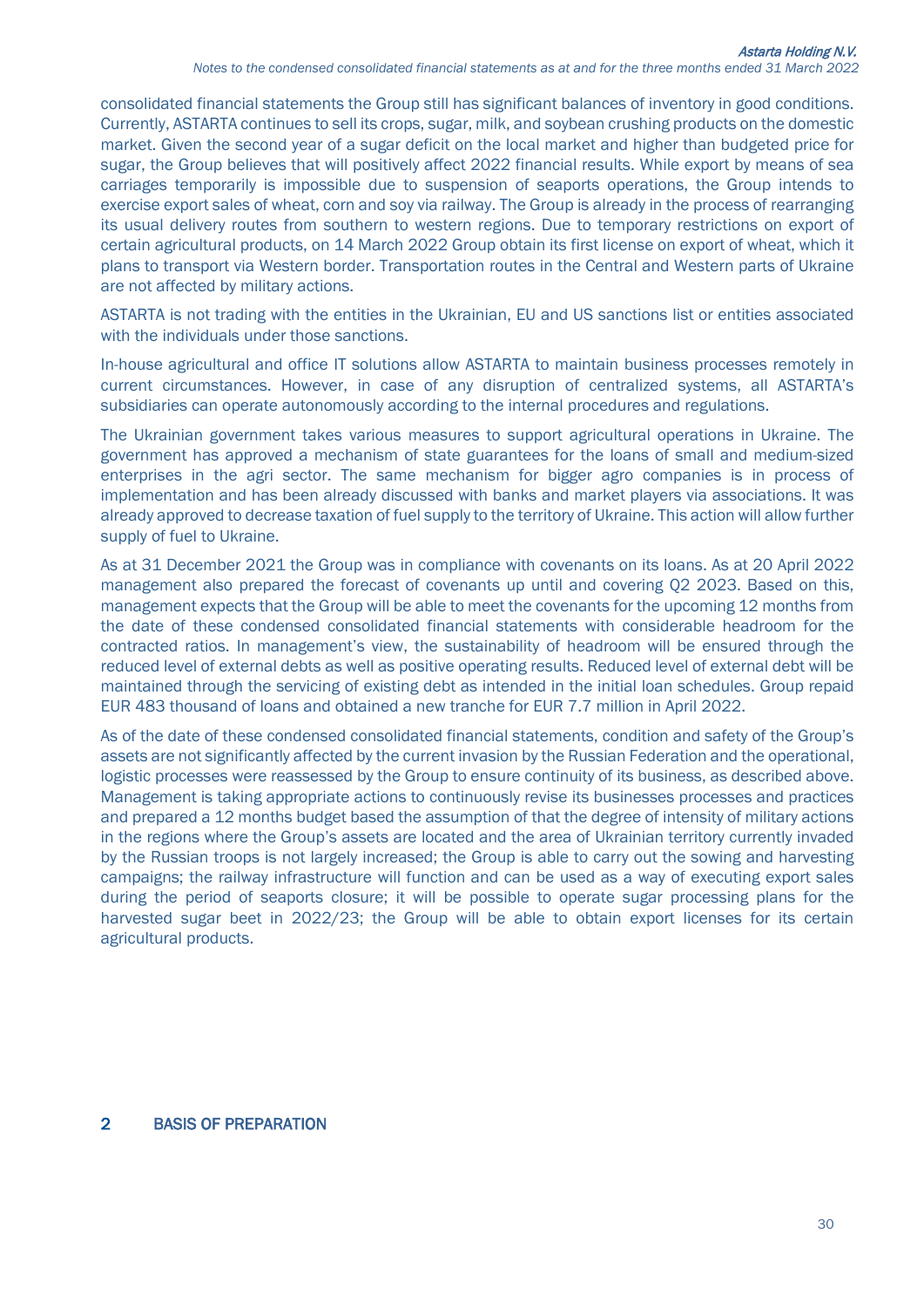consolidated financial statements the Group still has significant balances of inventory in good conditions. Currently, ASTARTA continues to sell its crops, sugar, milk, and soybean crushing products on the domestic market. Given the second year of a sugar deficit on the local market and higher than budgeted price for sugar, the Group believes that will positively affect 2022 financial results. While export by means of sea carriages temporarily is impossible due to suspension of seaports operations, the Group intends to exercise export sales of wheat, corn and soy via railway. The Group is already in the process of rearranging its usual delivery routes from southern to western regions. Due to temporary restrictions on export of certain agricultural products, on 14 March 2022 Group obtain its first license on export of wheat, which it plans to transport via Western border. Transportation routes in the Central and Western parts of Ukraine are not affected by military actions.

ASTARTA is not trading with the entities in the Ukrainian, EU and US sanctions list or entities associated with the individuals under those sanctions.

In-house agricultural and office IT solutions allow ASTARTA to maintain business processes remotely in current circumstances. However, in case of any disruption of centralized systems, all ASTARTA's subsidiaries can operate autonomously according to the internal procedures and regulations.

The Ukrainian government takes various measures to support agricultural operations in Ukraine. The government has approved a mechanism of state guarantees for the loans of small and medium-sized enterprises in the agri sector. The same mechanism for bigger agro companies is in process of implementation and has been already discussed with banks and market players via associations. It was already approved to decrease taxation of fuel supply to the territory of Ukraine. This action will allow further supply of fuel to Ukraine.

As at 31 December 2021 the Group was in compliance with covenants on its loans. As at 20 April 2022 management also prepared the forecast of covenants up until and covering Q2 2023. Based on this, management expects that the Group will be able to meet the covenants for the upcoming 12 months from the date of these condensed consolidated financial statements with considerable headroom for the contracted ratios. In management's view, the sustainability of headroom will be ensured through the reduced level of external debts as well as positive operating results. Reduced level of external debt will be maintained through the servicing of existing debt as intended in the initial loan schedules. Group repaid EUR 483 thousand of loans and obtained a new tranche for EUR 7.7 million in April 2022.

As of the date of these condensed consolidated financial statements, condition and safety of the Group's assets are not significantly affected by the current invasion by the Russian Federation and the operational, logistic processes were reassessed by the Group to ensure continuity of its business, as described above. Management is taking appropriate actions to continuously revise its businesses processes and practices and prepared a 12 months budget based the assumption of that the degree of intensity of military actions in the regions where the Group's assets are located and the area of Ukrainian territory currently invaded by the Russian troops is not largely increased; the Group is able to carry out the sowing and harvesting campaigns; the railway infrastructure will function and can be used as a way of executing export sales during the period of seaports closure; it will be possible to operate sugar processing plans for the harvested sugar beet in 2022/23; the Group will be able to obtain export licenses for its certain agricultural products.

## 2 BASIS OF PREPARATION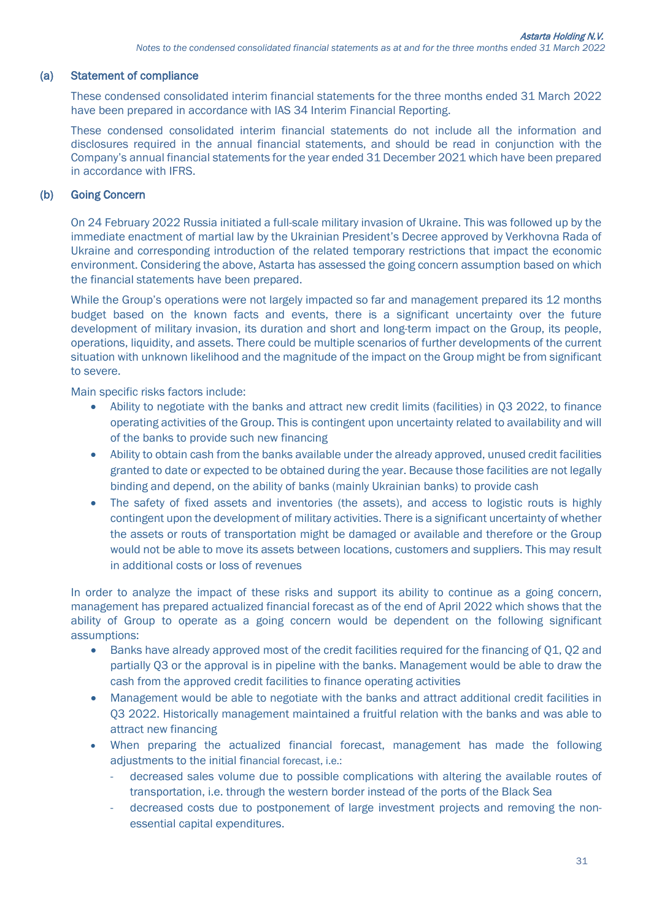### (a) Statement of compliance

These condensed consolidated interim financial statements for the three months ended 31 March 2022 have been prepared in accordance with IAS 34 Interim Financial Reporting.

These condensed consolidated interim financial statements do not include all the information and disclosures required in the annual financial statements, and should be read in conjunction with the Company's annual financial statements for the year ended 31 December 2021 which have been prepared in accordance with IFRS.

### (b) Going Concern

On 24 February 2022 Russia initiated a full-scale military invasion of Ukraine. This was followed up by the immediate enactment of martial law by the Ukrainian President's Decree approved by Verkhovna Rada of Ukraine and corresponding introduction of the related temporary restrictions that impact the economic environment. Considering the above, Astarta has assessed the going concern assumption based on which the financial statements have been prepared.

While the Group's operations were not largely impacted so far and management prepared its 12 months budget based on the known facts and events, there is a significant uncertainty over the future development of military invasion, its duration and short and long-term impact on the Group, its people, operations, liquidity, and assets. There could be multiple scenarios of further developments of the current situation with unknown likelihood and the magnitude of the impact on the Group might be from significant to severe.

Main specific risks factors include:

- Ability to negotiate with the banks and attract new credit limits (facilities) in Q3 2022, to finance operating activities of the Group. This is contingent upon uncertainty related to availability and will of the banks to provide such new financing
- Ability to obtain cash from the banks available under the already approved, unused credit facilities granted to date or expected to be obtained during the year. Because those facilities are not legally binding and depend, on the ability of banks (mainly Ukrainian banks) to provide cash
- The safety of fixed assets and inventories (the assets), and access to logistic routs is highly contingent upon the development of military activities. There is a significant uncertainty of whether the assets or routs of transportation might be damaged or available and therefore or the Group would not be able to move its assets between locations, customers and suppliers. This may result in additional costs or loss of revenues

In order to analyze the impact of these risks and support its ability to continue as a going concern, management has prepared actualized financial forecast as of the end of April 2022 which shows that the ability of Group to operate as a going concern would be dependent on the following significant assumptions:

- Banks have already approved most of the credit facilities required for the financing of Q1, Q2 and partially Q3 or the approval is in pipeline with the banks. Management would be able to draw the cash from the approved credit facilities to finance operating activities
- Management would be able to negotiate with the banks and attract additional credit facilities in Q3 2022. Historically management maintained a fruitful relation with the banks and was able to attract new financing
- When preparing the actualized financial forecast, management has made the following adjustments to the initial financial forecast, i.e.:
  - decreased sales volume due to possible complications with altering the available routes of transportation, i.e. through the western border instead of the ports of the Black Sea
  - decreased costs due to postponement of large investment projects and removing the non-essential capital expenditures.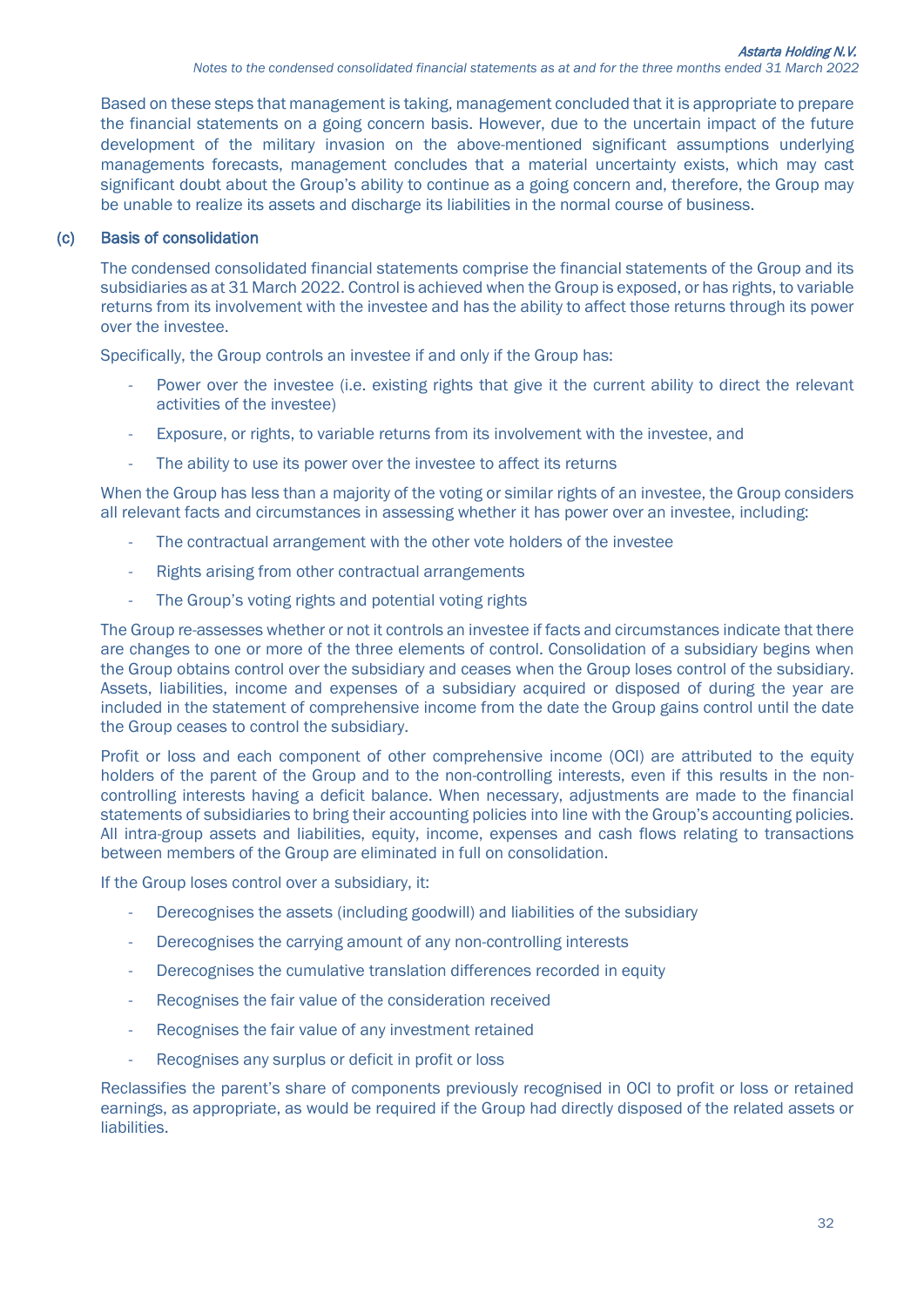Based on these steps that management is taking, management concluded that it is appropriate to prepare the financial statements on a going concern basis. However, due to the uncertain impact of the future development of the military invasion on the above-mentioned significant assumptions underlying managements forecasts, management concludes that a material uncertainty exists, which may cast significant doubt about the Group's ability to continue as a going concern and, therefore, the Group may be unable to realize its assets and discharge its liabilities in the normal course of business.

### (c) Basis of consolidation

The condensed consolidated financial statements comprise the financial statements of the Group and its subsidiaries as at 31 March 2022. Control is achieved when the Group is exposed, or has rights, to variable returns from its involvement with the investee and has the ability to affect those returns through its power over the investee.

Specifically, the Group controls an investee if and only if the Group has:

- Power over the investee (i.e. existing rights that give it the current ability to direct the relevant activities of the investee)
- Exposure, or rights, to variable returns from its involvement with the investee, and
- The ability to use its power over the investee to affect its returns

When the Group has less than a majority of the voting or similar rights of an investee, the Group considers all relevant facts and circumstances in assessing whether it has power over an investee, including:

- The contractual arrangement with the other vote holders of the investee
- Rights arising from other contractual arrangements
- The Group's voting rights and potential voting rights

The Group re-assesses whether or not it controls an investee if facts and circumstances indicate that there are changes to one or more of the three elements of control. Consolidation of a subsidiary begins when the Group obtains control over the subsidiary and ceases when the Group loses control of the subsidiary. Assets, liabilities, income and expenses of a subsidiary acquired or disposed of during the year are included in the statement of comprehensive income from the date the Group gains control until the date the Group ceases to control the subsidiary.

Profit or loss and each component of other comprehensive income (OCI) are attributed to the equity holders of the parent of the Group and to the non-controlling interests, even if this results in the non-controlling interests having a deficit balance. When necessary, adjustments are made to the financial statements of subsidiaries to bring their accounting policies into line with the Group's accounting policies. All intra-group assets and liabilities, equity, income, expenses and cash flows relating to transactions between members of the Group are eliminated in full on consolidation.

If the Group loses control over a subsidiary, it:

- Derecognises the assets (including goodwill) and liabilities of the subsidiary
- Derecognises the carrying amount of any non-controlling interests
- Derecognises the cumulative translation differences recorded in equity
- Recognises the fair value of the consideration received
- Recognises the fair value of any investment retained
- Recognises any surplus or deficit in profit or loss

Reclassifies the parent's share of components previously recognised in OCI to profit or loss or retained earnings, as appropriate, as would be required if the Group had directly disposed of the related assets or liabilities.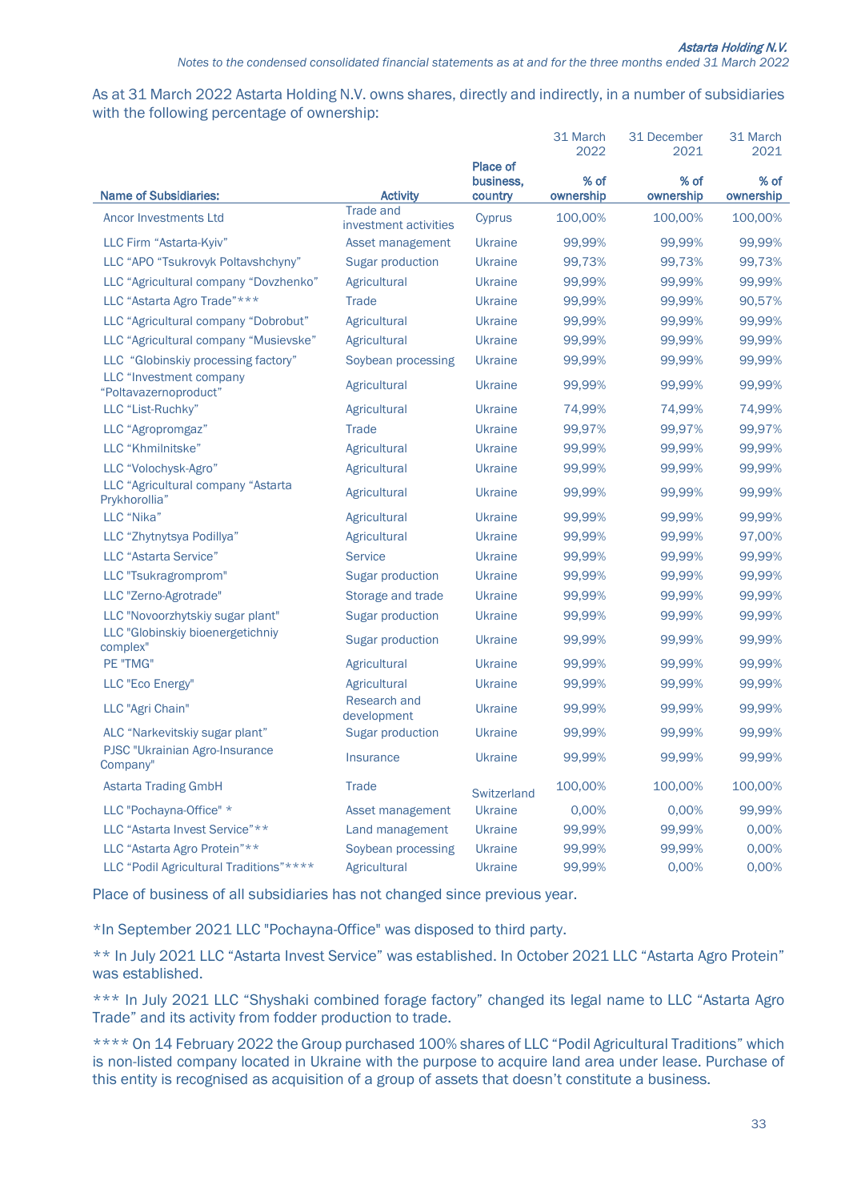As at 31 March 2022 Astarta Holding N.V. owns shares, directly and indirectly, in a number of subsidiaries with the following percentage of ownership:

| Name of Subsidiaries: | Activity | Place of business, country | 31 March 2022 % of ownership | 31 December 2021 % of ownership | 31 March 2021 % of ownership |
|---|---|---|---|---|---|
| Ancor Investments Ltd | Trade and investment activities | Cyprus | 100,00% | 100,00% | 100,00% |
| LLC Firm "Astarta-Kyiv" | Asset management | Ukraine | 99,99% | 99,99% | 99,99% |
| LLC "APO "Tsukrovyk Poltavshchyny" | Sugar production | Ukraine | 99,73% | 99,73% | 99,73% |
| LLC "Agricultural company "Dovzhenko" | Agricultural | Ukraine | 99,99% | 99,99% | 99,99% |
| LLC "Astarta Agro Trade"*** | Trade | Ukraine | 99,99% | 99,99% | 90,57% |
| LLC "Agricultural company "Dobrobut" | Agricultural | Ukraine | 99,99% | 99,99% | 99,99% |
| LLC "Agricultural company "Musievske" | Agricultural | Ukraine | 99,99% | 99,99% | 99,99% |
| LLC "Globinskiy processing factory" | Soybean processing | Ukraine | 99,99% | 99,99% | 99,99% |
| LLC "Investment company "Poltavazernoproduct" | Agricultural | Ukraine | 99,99% | 99,99% | 99,99% |
| LLC "List-Ruchky" | Agricultural | Ukraine | 74,99% | 74,99% | 74,99% |
| LLC "Agropromgaz" | Trade | Ukraine | 99,97% | 99,97% | 99,97% |
| LLC "Khmilnitske" | Agricultural | Ukraine | 99,99% | 99,99% | 99,99% |
| LLC "Volochysk-Agro" | Agricultural | Ukraine | 99,99% | 99,99% | 99,99% |
| LLC "Agricultural company "Astarta Prykhorollia" | Agricultural | Ukraine | 99,99% | 99,99% | 99,99% |
| LLC "Nika" | Agricultural | Ukraine | 99,99% | 99,99% | 99,99% |
| LLC "Zhytnytsya Podillya" | Agricultural | Ukraine | 99,99% | 99,99% | 97,00% |
| LLC "Astarta Service" | Service | Ukraine | 99,99% | 99,99% | 99,99% |
| LLC "Tsukragroprom" | Sugar production | Ukraine | 99,99% | 99,99% | 99,99% |
| LLC "Zerno-Agrotrade" | Storage and trade | Ukraine | 99,99% | 99,99% | 99,99% |
| LLC "Novoorzhytskiy sugar plant" | Sugar production | Ukraine | 99,99% | 99,99% | 99,99% |
| LLC "Globinskiy bioenergetichniy complex" | Sugar production | Ukraine | 99,99% | 99,99% | 99,99% |
| PE "TMG" | Agricultural | Ukraine | 99,99% | 99,99% | 99,99% |
| LLC "Eco Energy" | Agricultural | Ukraine | 99,99% | 99,99% | 99,99% |
| LLC "Agri Chain" | Research and development | Ukraine | 99,99% | 99,99% | 99,99% |
| ALC "Narkevitskiy sugar plant" | Sugar production | Ukraine | 99,99% | 99,99% | 99,99% |
| PJSC "Ukrainian Agro-Insurance Company" | Insurance | Ukraine | 99,99% | 99,99% | 99,99% |
| Astarta Trading GmbH | Trade | Switzerland | 100,00% | 100,00% | 100,00% |
| LLC "Pochayna-Office" * | Asset management | Ukraine | 0,00% | 0,00% | 99,99% |
| LLC "Astarta Invest Service"** | Land management | Ukraine | 99,99% | 99,99% | 0,00% |
| LLC "Astarta Agro Protein"** | Soybean processing | Ukraine | 99,99% | 99,99% | 0,00% |
| LLC "Podil Agricultural Traditions"**** | Agricultural | Ukraine | 99,99% | 0,00% | 0,00% |

Place of business of all subsidiaries has not changed since previous year.

*In September 2021 LLC "Pochayna-Office" was disposed to third party.

** In July 2021 LLC "Astarta Invest Service" was established. In October 2021 LLC "Astarta Agro Protein" was established.

*** In July 2021 LLC "Shyshaki combined forage factory" changed its legal name to LLC "Astarta Agro Trade" and its activity from fodder production to trade.

**** On 14 February 2022 the Group purchased 100% shares of LLC "Podil Agricultural Traditions" which is non-listed company located in Ukraine with the purpose to acquire land area under lease. Purchase of this entity is recognised as acquisition of a group of assets that doesn't constitute a business.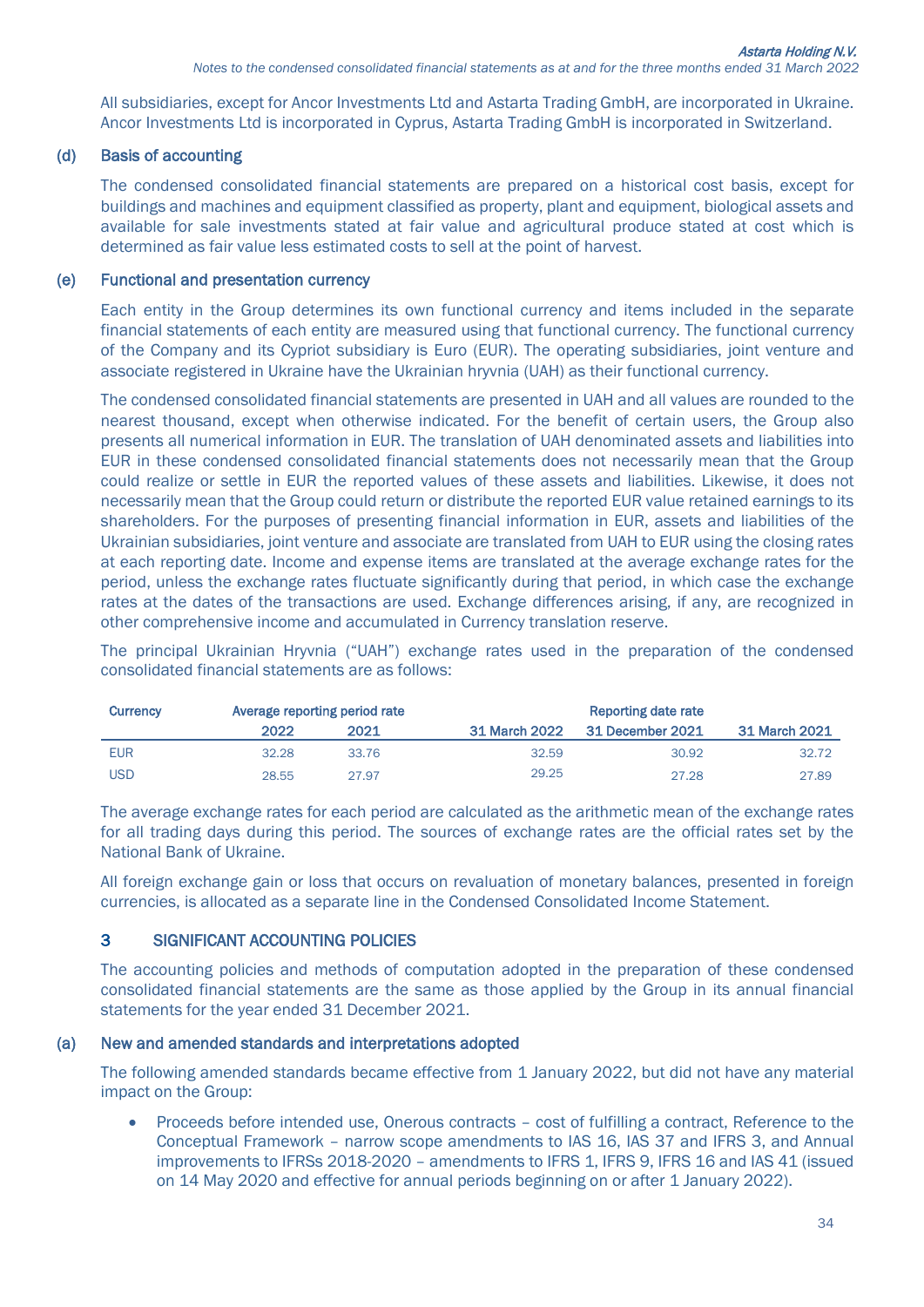All subsidiaries, except for Ancor Investments Ltd and Astarta Trading GmbH, are incorporated in Ukraine. Ancor Investments Ltd is incorporated in Cyprus, Astarta Trading GmbH is incorporated in Switzerland.

### (d) Basis of accounting

The condensed consolidated financial statements are prepared on a historical cost basis, except for buildings and machines and equipment classified as property, plant and equipment, biological assets and available for sale investments stated at fair value and agricultural produce stated at cost which is determined as fair value less estimated costs to sell at the point of harvest.

### (e) Functional and presentation currency

Each entity in the Group determines its own functional currency and items included in the separate financial statements of each entity are measured using that functional currency. The functional currency of the Company and its Cypriot subsidiary is Euro (EUR). The operating subsidiaries, joint venture and associate registered in Ukraine have the Ukrainian hryvnia (UAH) as their functional currency.

The condensed consolidated financial statements are presented in UAH and all values are rounded to the nearest thousand, except when otherwise indicated. For the benefit of certain users, the Group also presents all numerical information in EUR. The translation of UAH denominated assets and liabilities into EUR in these condensed consolidated financial statements does not necessarily mean that the Group could realize or settle in EUR the reported values of these assets and liabilities. Likewise, it does not necessarily mean that the Group could return or distribute the reported EUR value retained earnings to its shareholders. For the purposes of presenting financial information in EUR, assets and liabilities of the Ukrainian subsidiaries, joint venture and associate are translated from UAH to EUR using the closing rates at each reporting date. Income and expense items are translated at the average exchange rates for the period, unless the exchange rates fluctuate significantly during that period, in which case the exchange rates at the dates of the transactions are used. Exchange differences arising, if any, are recognized in other comprehensive income and accumulated in Currency translation reserve.

The principal Ukrainian Hryvnia ("UAH") exchange rates used in the preparation of the condensed consolidated financial statements are as follows:

| Currency | Average reporting period rate | | Reporting date rate | | |
|---|---|---|---|---|---|
| | 2022 | 2021 | 31 March 2022 | 31 December 2021 | 31 March 2021 |
| EUR | 32.28 | 33.76 | 32.59 | 30.92 | 32.72 |
| USD | 28.55 | 27.97 | 29.25 | 27.28 | 27.89 |

The average exchange rates for each period are calculated as the arithmetic mean of the exchange rates for all trading days during this period. The sources of exchange rates are the official rates set by the National Bank of Ukraine.

All foreign exchange gain or loss that occurs on revaluation of monetary balances, presented in foreign currencies, is allocated as a separate line in the Condensed Consolidated Income Statement.

## 3 SIGNIFICANT ACCOUNTING POLICIES

The accounting policies and methods of computation adopted in the preparation of these condensed consolidated financial statements are the same as those applied by the Group in its annual financial statements for the year ended 31 December 2021.

### (a) New and amended standards and interpretations adopted

The following amended standards became effective from 1 January 2022, but did not have any material impact on the Group:

- Proceeds before intended use, Onerous contracts – cost of fulfilling a contract, Reference to the Conceptual Framework – narrow scope amendments to IAS 16, IAS 37 and IFRS 3, and Annual improvements to IFRSs 2018-2020 – amendments to IFRS 1, IFRS 9, IFRS 16 and IAS 41 (issued on 14 May 2020 and effective for annual periods beginning on or after 1 January 2022).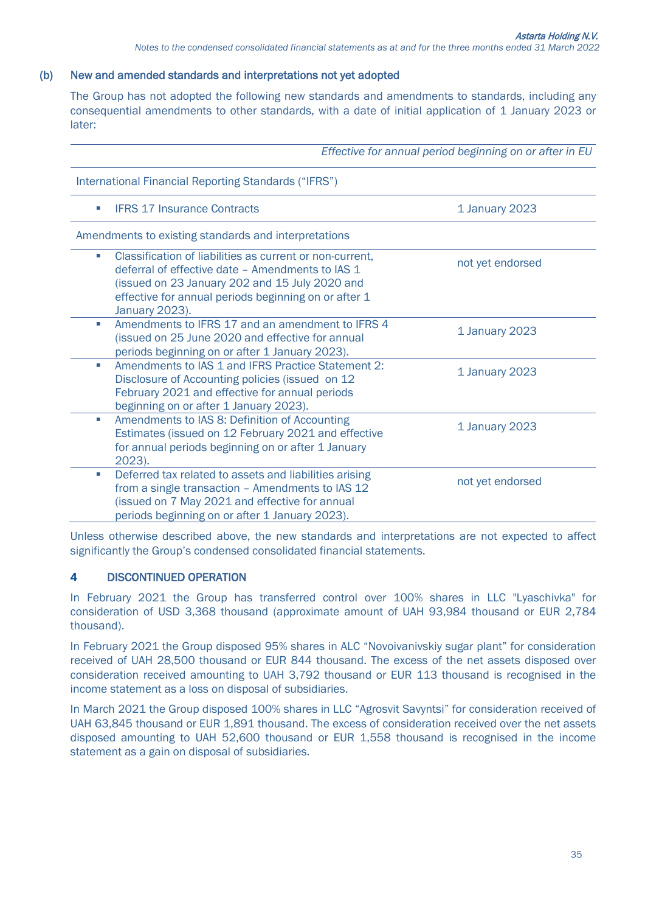### (b) New and amended standards and interpretations not yet adopted

The Group has not adopted the following new standards and amendments to standards, including any consequential amendments to other standards, with a date of initial application of 1 January 2023 or later:

| | *Effective for annual period beginning on or after in EU* |
|---|---|
| International Financial Reporting Standards ("IFRS") | |
| ▪ IFRS 17 Insurance Contracts | 1 January 2023 |
| Amendments to existing standards and interpretations | |
| ▪ Classification of liabilities as current or non-current, deferral of effective date – Amendments to IAS 1 (issued on 23 January 202 and 15 July 2020 and effective for annual periods beginning on or after 1 January 2023). | not yet endorsed |
| ▪ Amendments to IFRS 17 and an amendment to IFRS 4 (issued on 25 June 2020 and effective for annual periods beginning on or after 1 January 2023). | 1 January 2023 |
| ▪ Amendments to IAS 1 and IFRS Practice Statement 2: Disclosure of Accounting policies (issued on 12 February 2021 and effective for annual periods beginning on or after 1 January 2023). | 1 January 2023 |
| ▪ Amendments to IAS 8: Definition of Accounting Estimates (issued on 12 February 2021 and effective for annual periods beginning on or after 1 January 2023). | 1 January 2023 |
| ▪ Deferred tax related to assets and liabilities arising from a single transaction – Amendments to IAS 12 (issued on 7 May 2021 and effective for annual periods beginning on or after 1 January 2023). | not yet endorsed |

Unless otherwise described above, the new standards and interpretations are not expected to affect significantly the Group's condensed consolidated financial statements.

## 4 DISCONTINUED OPERATION

In February 2021 the Group has transferred control over 100% shares in LLC "Lyaschivka" for consideration of USD 3,368 thousand (approximate amount of UAH 93,984 thousand or EUR 2,784 thousand).

In February 2021 the Group disposed 95% shares in ALC "Novoivanivskiy sugar plant" for consideration received of UAH 28,500 thousand or EUR 844 thousand. The excess of the net assets disposed over consideration received amounting to UAH 3,792 thousand or EUR 113 thousand is recognised in the income statement as a loss on disposal of subsidiaries.

In March 2021 the Group disposed 100% shares in LLC "Agrosvit Savyntsi" for consideration received of UAH 63,845 thousand or EUR 1,891 thousand. The excess of consideration received over the net assets disposed amounting to UAH 52,600 thousand or EUR 1,558 thousand is recognised in the income statement as a gain on disposal of subsidiaries.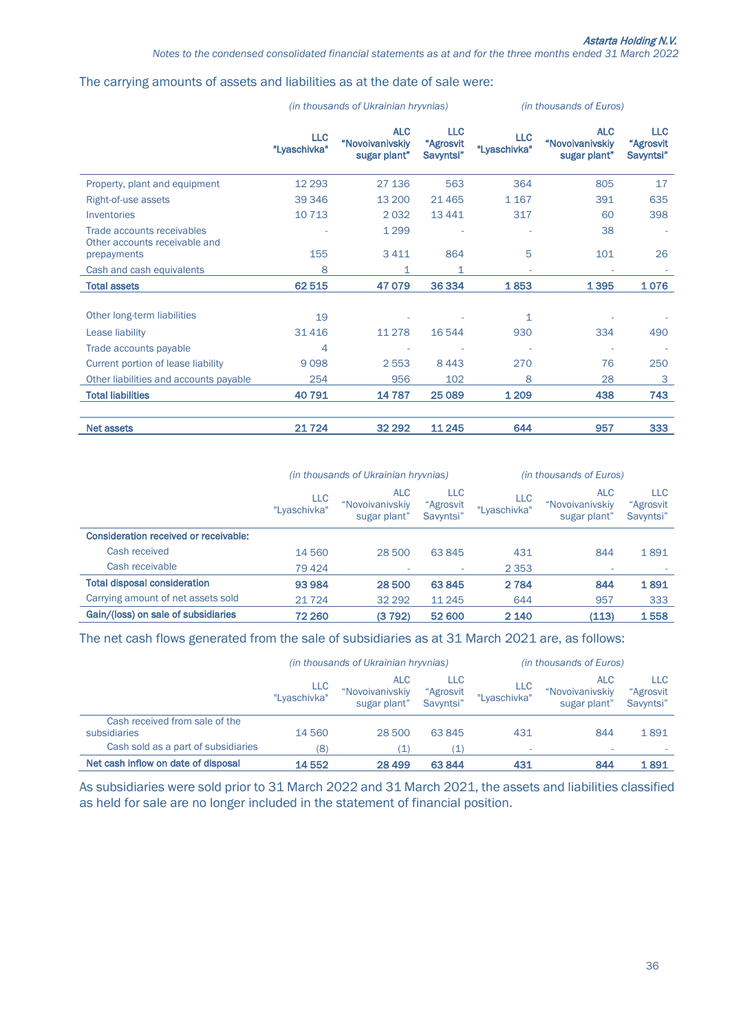The carrying amounts of assets and liabilities as at the date of sale were:

| | *(in thousands of Ukrainian hryvnias)* | | | *(in thousands of Euros)* | | |
|---|---|---|---|---|---|---|
| | **LLC "Lyaschivka"** | **ALC "Novoivanivskiy sugar plant"** | **LLC "Agrosvit Savyntsi"** | **LLC "Lyaschivka"** | **ALC "Novoivanivskiy sugar plant"** | **LLC "Agrosvit Savyntsi"** |
| Property, plant and equipment | 12 293 | 27 136 | 563 | 364 | 805 | 17 |
| Right-of-use assets | 39 346 | 13 200 | 21 465 | 1 167 | 391 | 635 |
| Inventories | 10 713 | 2 032 | 13 441 | 317 | 60 | 398 |
| Trade accounts receivables | - | 1 299 | - | - | 38 | - |
| Other accounts receivable and prepayments | 155 | 3 411 | 864 | 5 | 101 | 26 |
| Cash and cash equivalents | 8 | 1 | 1 | - | - | - |
| **Total assets** | **62 515** | **47 079** | **36 334** | **1 853** | **1 395** | **1 076** |
| | | | | | | |
| Other long-term liabilities | 19 | - | - | 1 | - | - |
| Lease liability | 31 416 | 11 278 | 16 544 | 930 | 334 | 490 |
| Trade accounts payable | 4 | - | - | - | - | - |
| Current portion of lease liability | 9 098 | 2 553 | 8 443 | 270 | 76 | 250 |
| Other liabilities and accounts payable | 254 | 956 | 102 | 8 | 28 | 3 |
| **Total liabilities** | **40 791** | **14 787** | **25 089** | **1 209** | **438** | **743** |
| | | | | | | |
| **Net assets** | **21 724** | **32 292** | **11 245** | **644** | **957** | **333** |

| | *(in thousands of Ukrainian hryvnias)* | | | *(in thousands of Euros)* | | |
|---|---|---|---|---|---|---|
| | LLC "Lyaschivka" | ALC "Novoivanivskiy sugar plant" | LLC "Agrosvit Savyntsi" | LLC "Lyaschivka" | ALC "Novoivanivskiy sugar plant" | LLC "Agrosvit Savyntsi" |
| **Consideration received or receivable:** | | | | | | |
| Cash received | 14 560 | 28 500 | 63 845 | 431 | 844 | 1 891 |
| Cash receivable | 79 424 | - | - | 2 353 | - | - |
| **Total disposal consideration** | **93 984** | **28 500** | **63 845** | **2 784** | **844** | **1 891** |
| Carrying amount of net assets sold | 21 724 | 32 292 | 11 245 | 644 | 957 | 333 |
| **Gain/(loss) on sale of subsidiaries** | **72 260** | **(3 792)** | **52 600** | **2 140** | **(113)** | **1 558** |

The net cash flows generated from the sale of subsidiaries as at 31 March 2021 are, as follows:

| | *(in thousands of Ukrainian hryvnias)* | | | *(in thousands of Euros)* | | |
|---|---|---|---|---|---|---|
| | LLC "Lyaschivka" | ALC "Novoivanivskiy sugar plant" | LLC "Agrosvit Savyntsi" | LLC "Lyaschivka" | ALC "Novoivanivskiy sugar plant" | LLC "Agrosvit Savyntsi" |
| Cash received from sale of the subsidiaries | 14 560 | 28 500 | 63 845 | 431 | 844 | 1 891 |
| Cash sold as a part of subsidiaries | (8) | (1) | (1) | - | - | - |
| **Net cash inflow on date of disposal** | **14 552** | **28 499** | **63 844** | **431** | **844** | **1 891** |

As subsidiaries were sold prior to 31 March 2022 and 31 March 2021, the assets and liabilities classified as held for sale are no longer included in the statement of financial position.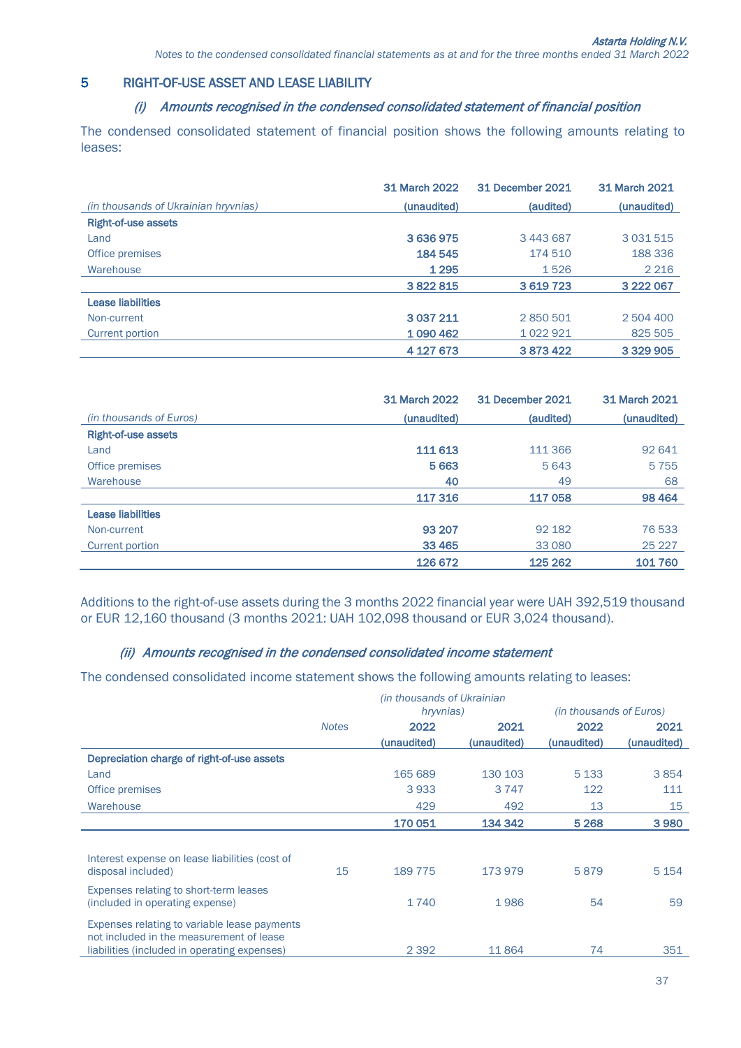## 5 RIGHT-OF-USE ASSET AND LEASE LIABILITY

### *(i) Amounts recognised in the condensed consolidated statement of financial position*

The condensed consolidated statement of financial position shows the following amounts relating to leases:

| *(in thousands of Ukrainian hryvnias)* | 31 March 2022 (unaudited) | 31 December 2021 (audited) | 31 March 2021 (unaudited) |
|---|---|---|---|
| **Right-of-use assets** | | | |
| Land | **3 636 975** | 3 443 687 | 3 031 515 |
| Office premises | **184 545** | 174 510 | 188 336 |
| Warehouse | **1 295** | 1 526 | 2 216 |
| | **3 822 815** | **3 619 723** | **3 222 067** |
| **Lease liabilities** | | | |
| Non-current | **3 037 211** | 2 850 501 | 2 504 400 |
| Current portion | **1 090 462** | 1 022 921 | 825 505 |
| | **4 127 673** | **3 873 422** | **3 329 905** |

| *(in thousands of Euros)* | 31 March 2022 (unaudited) | 31 December 2021 (audited) | 31 March 2021 (unaudited) |
|---|---|---|---|
| **Right-of-use assets** | | | |
| Land | **111 613** | 111 366 | 92 641 |
| Office premises | **5 663** | 5 643 | 5 755 |
| Warehouse | **40** | 49 | 68 |
| | **117 316** | **117 058** | **98 464** |
| **Lease liabilities** | | | |
| Non-current | **93 207** | 92 182 | 76 533 |
| Current portion | **33 465** | 33 080 | 25 227 |
| | **126 672** | **125 262** | **101 760** |

Additions to the right-of-use assets during the 3 months 2022 financial year were UAH 392,519 thousand or EUR 12,160 thousand (3 months 2021: UAH 102,098 thousand or EUR 3,024 thousand).

### *(ii) Amounts recognised in the condensed consolidated income statement*

The condensed consolidated income statement shows the following amounts relating to leases:

| | | *(in thousands of Ukrainian hryvnias)* | | *(in thousands of Euros)* | |
|---|---|---|---|---|---|
| | *Notes* | 2022 (unaudited) | 2021 (unaudited) | 2022 (unaudited) | 2021 (unaudited) |
| **Depreciation charge of right-of-use assets** | | | | | |
| Land | | 165 689 | 130 103 | 5 133 | 3 854 |
| Office premises | | 3 933 | 3 747 | 122 | 111 |
| Warehouse | | 429 | 492 | 13 | 15 |
| | | **170 051** | **134 342** | **5 268** | **3 980** |
| Interest expense on lease liabilities (cost of disposal included) | 15 | 189 775 | 173 979 | 5 879 | 5 154 |
| Expenses relating to short-term leases (included in operating expense) | | 1 740 | 1 986 | 54 | 59 |
| Expenses relating to variable lease payments not included in the measurement of lease liabilities (included in operating expenses) | | 2 392 | 11 864 | 74 | 351 |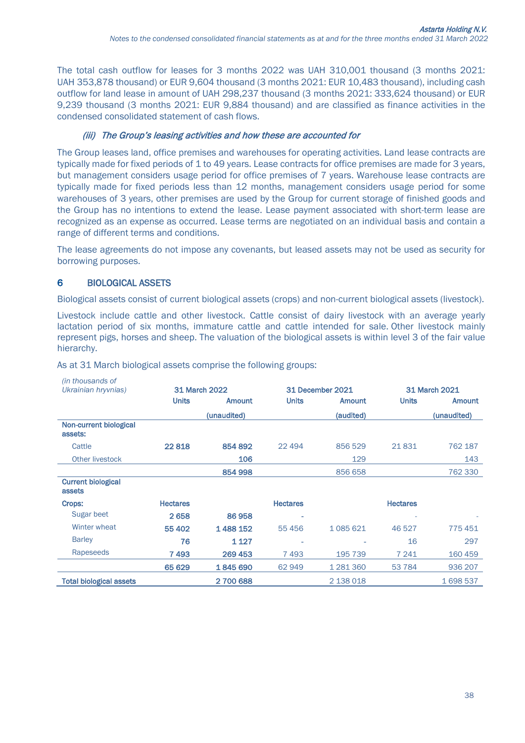The total cash outflow for leases for 3 months 2022 was UAH 310,001 thousand (3 months 2021: UAH 353,878 thousand) or EUR 9,604 thousand (3 months 2021: EUR 10,483 thousand), including cash outflow for land lease in amount of UAH 298,237 thousand (3 months 2021: 333,624 thousand) or EUR 9,239 thousand (3 months 2021: EUR 9,884 thousand) and are classified as finance activities in the condensed consolidated statement of cash flows.

#### *(iii) The Group's leasing activities and how these are accounted for*

The Group leases land, office premises and warehouses for operating activities. Land lease contracts are typically made for fixed periods of 1 to 49 years. Lease contracts for office premises are made for 3 years, but management considers usage period for office premises of 7 years. Warehouse lease contracts are typically made for fixed periods less than 12 months, management considers usage period for some warehouses of 3 years, other premises are used by the Group for current storage of finished goods and the Group has no intentions to extend the lease. Lease payment associated with short-term lease are recognized as an expense as occurred. Lease terms are negotiated on an individual basis and contain a range of different terms and conditions.

The lease agreements do not impose any covenants, but leased assets may not be used as security for borrowing purposes.

## 6 BIOLOGICAL ASSETS

Biological assets consist of current biological assets (crops) and non-current biological assets (livestock).

Livestock include cattle and other livestock. Cattle consist of dairy livestock with an average yearly lactation period of six months, immature cattle and cattle intended for sale. Other livestock mainly represent pigs, horses and sheep. The valuation of the biological assets is within level 3 of the fair value hierarchy.

As at 31 March biological assets comprise the following groups:

| *(in thousands of Ukrainian hryvnias)* | 31 March 2022 | | 31 December 2021 | | 31 March 2021 | |
|---|---|---|---|---|---|---|
| | Units | Amount | Units | Amount | Units | Amount |
| | | (unaudited) | | (audited) | | (unaudited) |
| **Non-current biological assets:** | | | | | | |
| Cattle | **22 818** | **854 892** | 22 494 | 856 529 | 21 831 | 762 187 |
| Other livestock | | **106** | | 129 | | 143 |
| | | **854 998** | | 856 658 | | 762 330 |
| **Current biological assets** | | | | | | |
| **Crops:** | **Hectares** | | **Hectares** | | **Hectares** | |
| Sugar beet | **2 658** | **86 958** | - | | - | - |
| Winter wheat | **55 402** | **1 488 152** | 55 456 | 1 085 621 | 46 527 | 775 451 |
| Barley | **76** | **1 127** | - | - | 16 | 297 |
| Rapeseeds | **7 493** | **269 453** | 7 493 | 195 739 | 7 241 | 160 459 |
| | **65 629** | **1 845 690** | 62 949 | 1 281 360 | 53 784 | 936 207 |
| **Total biological assets** | | **2 700 688** | | 2 138 018 | | 1 698 537 |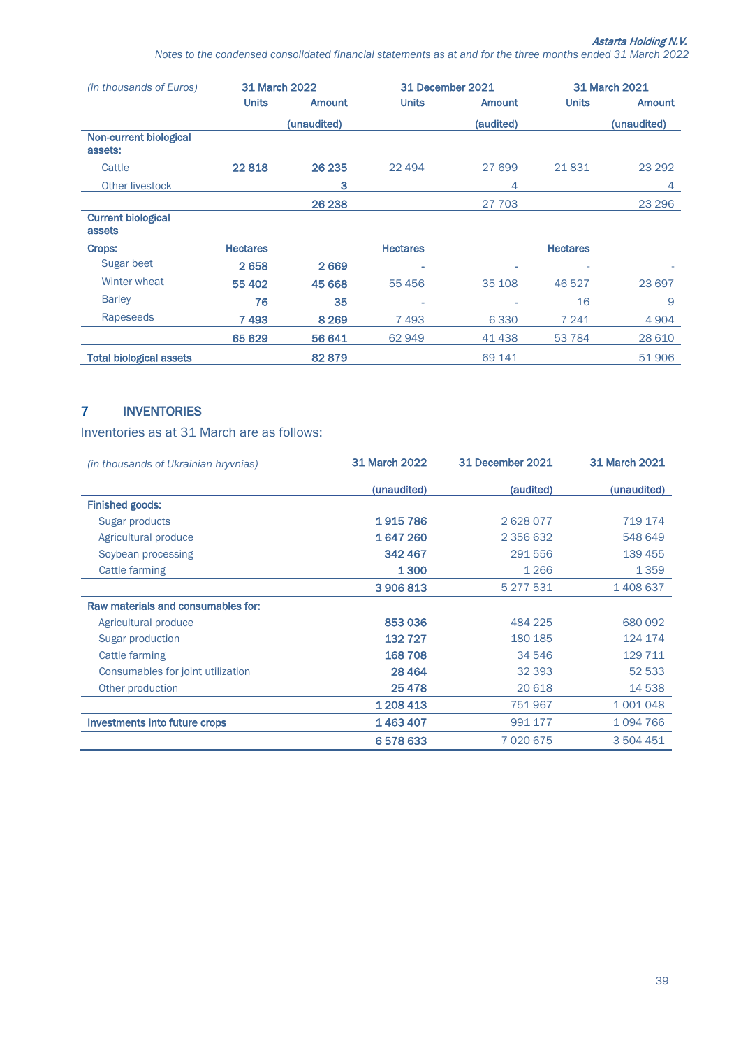| (in thousands of Euros) | 31 March 2022 | | 31 December 2021 | | 31 March 2021 | |
|---|---|---|---|---|---|---|
| | Units | Amount | Units | Amount | Units | Amount |
| | | (unaudited) | | (audited) | | (unaudited) |
| **Non-current biological assets:** | | | | | | |
| Cattle | **22 818** | **26 235** | 22 494 | 27 699 | 21 831 | 23 292 |
| Other livestock | | **3** | | 4 | | 4 |
| | | **26 238** | | 27 703 | | 23 296 |
| **Current biological assets** | | | | | | |
| **Crops:** | **Hectares** | | **Hectares** | | **Hectares** | |
| Sugar beet | **2 658** | **2 669** | - | - | - | - |
| Winter wheat | **55 402** | **45 668** | 55 456 | 35 108 | 46 527 | 23 697 |
| Barley | **76** | **35** | - | - | 16 | 9 |
| Rapeseeds | **7 493** | **8 269** | 7 493 | 6 330 | 7 241 | 4 904 |
| | **65 629** | **56 641** | 62 949 | 41 438 | 53 784 | 28 610 |
| **Total biological assets** | | **82 879** | | 69 141 | | 51 906 |

## 7 INVENTORIES

Inventories as at 31 March are as follows:

| (in thousands of Ukrainian hryvnias) | 31 March 2022 | 31 December 2021 | 31 March 2021 |
|---|---|---|---|
| | (unaudited) | (audited) | (unaudited) |
| **Finished goods:** | | | |
| Sugar products | **1 915 786** | 2 628 077 | 719 174 |
| Agricultural produce | **1 647 260** | 2 356 632 | 548 649 |
| Soybean processing | **342 467** | 291 556 | 139 455 |
| Cattle farming | **1 300** | 1 266 | 1 359 |
| | **3 906 813** | 5 277 531 | 1 408 637 |
| **Raw materials and consumables for:** | | | |
| Agricultural produce | **853 036** | 484 225 | 680 092 |
| Sugar production | **132 727** | 180 185 | 124 174 |
| Cattle farming | **168 708** | 34 546 | 129 711 |
| Consumables for joint utilization | **28 464** | 32 393 | 52 533 |
| Other production | **25 478** | 20 618 | 14 538 |
| | **1 208 413** | 751 967 | 1 001 048 |
| **Investments into future crops** | **1 463 407** | 991 177 | 1 094 766 |
| | **6 578 633** | 7 020 675 | 3 504 451 |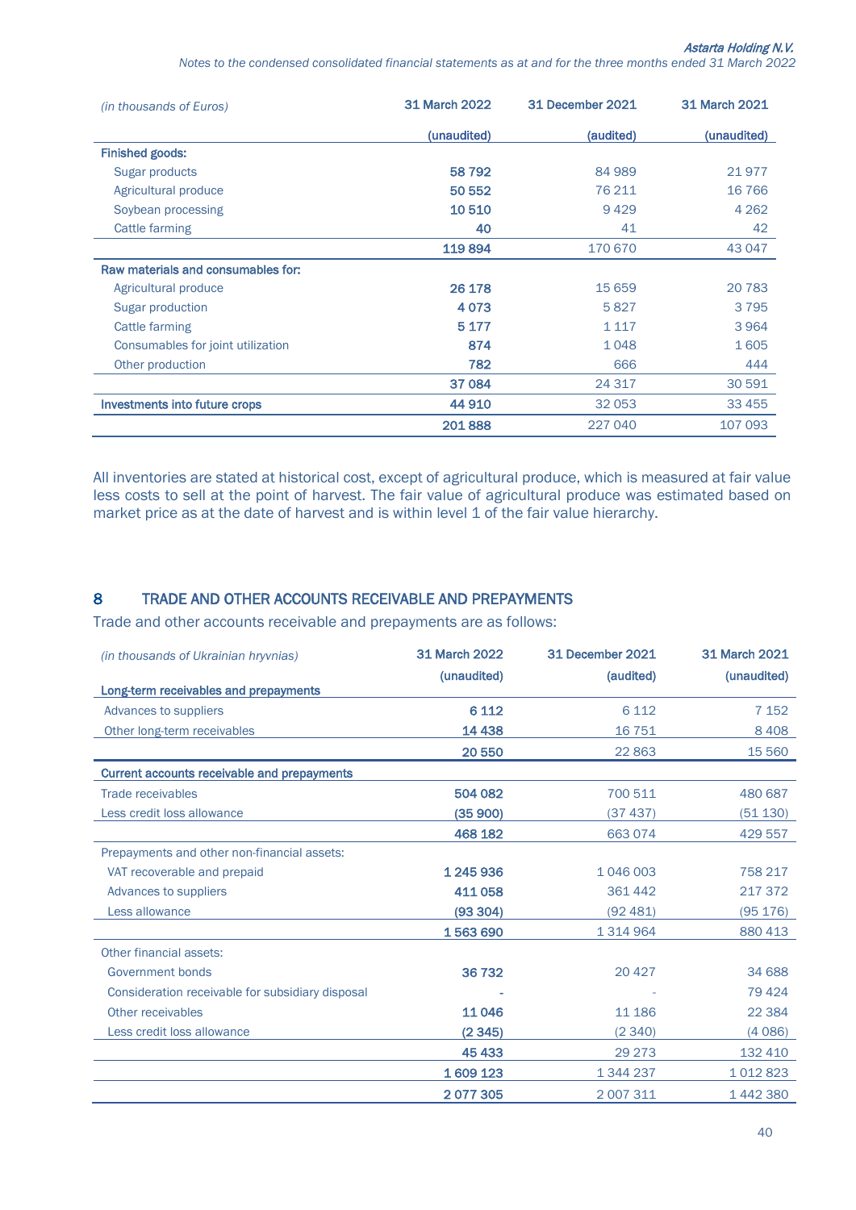| *(in thousands of Euros)* | 31 March 2022 | 31 December 2021 | 31 March 2021 |
|---|---|---|---|
| | (unaudited) | (audited) | (unaudited) |
| **Finished goods:** | | | |
| Sugar products | **58 792** | 84 989 | 21 977 |
| Agricultural produce | **50 552** | 76 211 | 16 766 |
| Soybean processing | **10 510** | 9 429 | 4 262 |
| Cattle farming | **40** | 41 | 42 |
| | **119 894** | 170 670 | 43 047 |
| **Raw materials and consumables for:** | | | |
| Agricultural produce | **26 178** | 15 659 | 20 783 |
| Sugar production | **4 073** | 5 827 | 3 795 |
| Cattle farming | **5 177** | 1 117 | 3 964 |
| Consumables for joint utilization | **874** | 1 048 | 1 605 |
| Other production | **782** | 666 | 444 |
| | **37 084** | 24 317 | 30 591 |
| **Investments into future crops** | **44 910** | 32 053 | 33 455 |
| | **201 888** | 227 040 | 107 093 |

All inventories are stated at historical cost, except of agricultural produce, which is measured at fair value less costs to sell at the point of harvest. The fair value of agricultural produce was estimated based on market price as at the date of harvest and is within level 1 of the fair value hierarchy.

## 8 TRADE AND OTHER ACCOUNTS RECEIVABLE AND PREPAYMENTS

Trade and other accounts receivable and prepayments are as follows:

| *(in thousands of Ukrainian hryvnias)* | 31 March 2022 | 31 December 2021 | 31 March 2021 |
|---|---|---|---|
| | (unaudited) | (audited) | (unaudited) |
| **Long-term receivables and prepayments** | | | |
| Advances to suppliers | **6 112** | 6 112 | 7 152 |
| Other long-term receivables | **14 438** | 16 751 | 8 408 |
| | **20 550** | 22 863 | 15 560 |
| **Current accounts receivable and prepayments** | | | |
| Trade receivables | **504 082** | 700 511 | 480 687 |
| Less credit loss allowance | **(35 900)** | (37 437) | (51 130) |
| | **468 182** | 663 074 | 429 557 |
| Prepayments and other non-financial assets: | | | |
| VAT recoverable and prepaid | **1 245 936** | 1 046 003 | 758 217 |
| Advances to suppliers | **411 058** | 361 442 | 217 372 |
| Less allowance | **(93 304)** | (92 481) | (95 176) |
| | **1 563 690** | 1 314 964 | 880 413 |
| Other financial assets: | | | |
| Government bonds | **36 732** | 20 427 | 34 688 |
| Consideration receivable for subsidiary disposal | **-** | - | 79 424 |
| Other receivables | **11 046** | 11 186 | 22 384 |
| Less credit loss allowance | **(2 345)** | (2 340) | (4 086) |
| | **45 433** | 29 273 | 132 410 |
| | **1 609 123** | 1 344 237 | 1 012 823 |
| | **2 077 305** | 2 007 311 | 1 442 380 |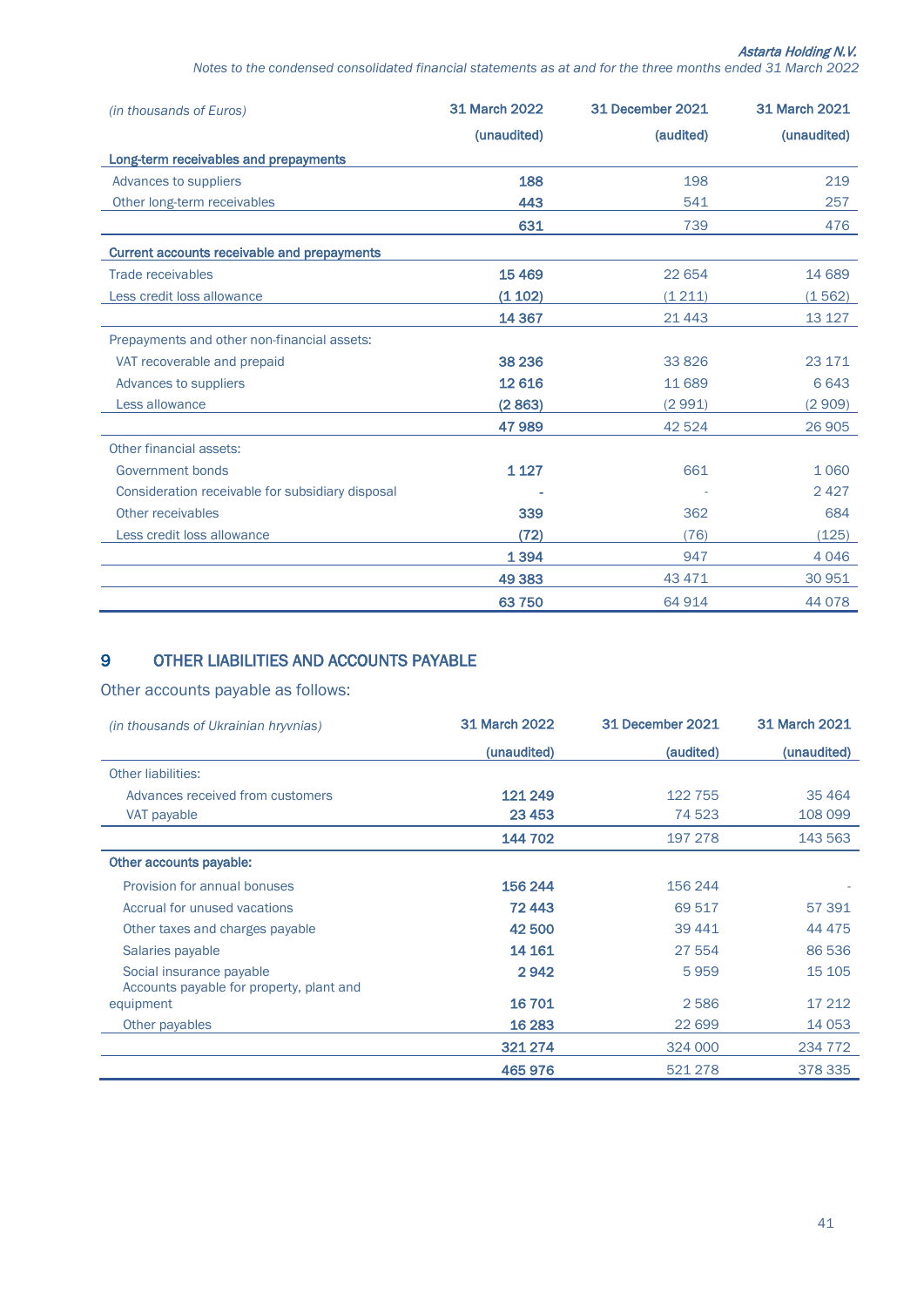| (in thousands of Euros) | 31 March 2022 | 31 December 2021 | 31 March 2021 |
|---|---|---|---|
| | (unaudited) | (audited) | (unaudited) |
| **Long-term receivables and prepayments** | | | |
| Advances to suppliers | **188** | 198 | 219 |
| Other long-term receivables | **443** | 541 | 257 |
| | **631** | 739 | 476 |
| **Current accounts receivable and prepayments** | | | |
| Trade receivables | **15 469** | 22 654 | 14 689 |
| Less credit loss allowance | **(1 102)** | (1 211) | (1 562) |
| | **14 367** | 21 443 | 13 127 |
| Prepayments and other non-financial assets: | | | |
| VAT recoverable and prepaid | **38 236** | 33 826 | 23 171 |
| Advances to suppliers | **12 616** | 11 689 | 6 643 |
| Less allowance | **(2 863)** | (2 991) | (2 909) |
| | **47 989** | 42 524 | 26 905 |
| Other financial assets: | | | |
| Government bonds | **1 127** | 661 | 1 060 |
| Consideration receivable for subsidiary disposal | **-** | - | 2 427 |
| Other receivables | **339** | 362 | 684 |
| Less credit loss allowance | **(72)** | (76) | (125) |
| | **1 394** | 947 | 4 046 |
| | **49 383** | 43 471 | 30 951 |
| | **63 750** | 64 914 | 44 078 |

## 9 OTHER LIABILITIES AND ACCOUNTS PAYABLE

Other accounts payable as follows:

| (in thousands of Ukrainian hryvnias) | 31 March 2022 | 31 December 2021 | 31 March 2021 |
|---|---|---|---|
| | (unaudited) | (audited) | (unaudited) |
| Other liabilities: | | | |
| Advances received from customers | **121 249** | 122 755 | 35 464 |
| VAT payable | **23 453** | 74 523 | 108 099 |
| | **144 702** | 197 278 | 143 563 |
| **Other accounts payable:** | | | |
| Provision for annual bonuses | **156 244** | 156 244 | - |
| Accrual for unused vacations | **72 443** | 69 517 | 57 391 |
| Other taxes and charges payable | **42 500** | 39 441 | 44 475 |
| Salaries payable | **14 161** | 27 554 | 86 536 |
| Social insurance payable | **2 942** | 5 959 | 15 105 |
| Accounts payable for property, plant and equipment | **16 701** | 2 586 | 17 212 |
| Other payables | **16 283** | 22 699 | 14 053 |
| | **321 274** | 324 000 | 234 772 |
| | **465 976** | 521 278 | 378 335 |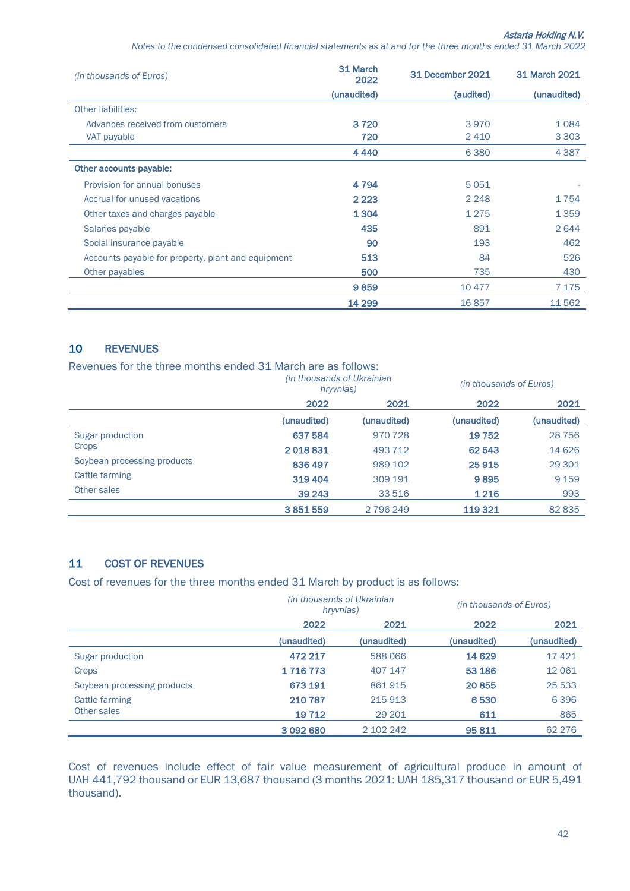| *(in thousands of Euros)* | 31 March 2022 | 31 December 2021 | 31 March 2021 |
|---|---|---|---|
| | (unaudited) | (audited) | (unaudited) |
| Other liabilities: | | | |
| Advances received from customers | **3 720** | 3 970 | 1 084 |
| VAT payable | **720** | 2 410 | 3 303 |
| | **4 440** | 6 380 | 4 387 |
| **Other accounts payable:** | | | |
| Provision for annual bonuses | **4 794** | 5 051 | - |
| Accrual for unused vacations | **2 223** | 2 248 | 1 754 |
| Other taxes and charges payable | **1 304** | 1 275 | 1 359 |
| Salaries payable | **435** | 891 | 2 644 |
| Social insurance payable | **90** | 193 | 462 |
| Accounts payable for property, plant and equipment | **513** | 84 | 526 |
| Other payables | **500** | 735 | 430 |
| | **9 859** | 10 477 | 7 175 |
| | **14 299** | 16 857 | 11 562 |

## 10 REVENUES

Revenues for the three months ended 31 March are as follows:

| | *(in thousands of Ukrainian hryvnias)* | | *(in thousands of Euros)* | |
|---|---|---|---|---|
| | **2022** | **2021** | **2022** | **2021** |
| | (unaudited) | (unaudited) | (unaudited) | (unaudited) |
| Sugar production | **637 584** | 970 728 | **19 752** | 28 756 |
| Crops | **2 018 831** | 493 712 | **62 543** | 14 626 |
| Soybean processing products | **836 497** | 989 102 | **25 915** | 29 301 |
| Cattle farming | **319 404** | 309 191 | **9 895** | 9 159 |
| Other sales | **39 243** | 33 516 | **1 216** | 993 |
| | **3 851 559** | 2 796 249 | **119 321** | 82 835 |

## 11 COST OF REVENUES

Cost of revenues for the three months ended 31 March by product is as follows:

| | *(in thousands of Ukrainian hryvnias)* | | *(in thousands of Euros)* | |
|---|---|---|---|---|
| | **2022** | **2021** | **2022** | **2021** |
| | (unaudited) | (unaudited) | (unaudited) | (unaudited) |
| Sugar production | **472 217** | 588 066 | **14 629** | 17 421 |
| Crops | **1 716 773** | 407 147 | **53 186** | 12 061 |
| Soybean processing products | **673 191** | 861 915 | **20 855** | 25 533 |
| Cattle farming | **210 787** | 215 913 | **6 530** | 6 396 |
| Other sales | **19 712** | 29 201 | **611** | 865 |
| | **3 092 680** | 2 102 242 | **95 811** | 62 276 |

Cost of revenues include effect of fair value measurement of agricultural produce in amount of UAH 441,792 thousand or EUR 13,687 thousand (3 months 2021: UAH 185,317 thousand or EUR 5,491 thousand).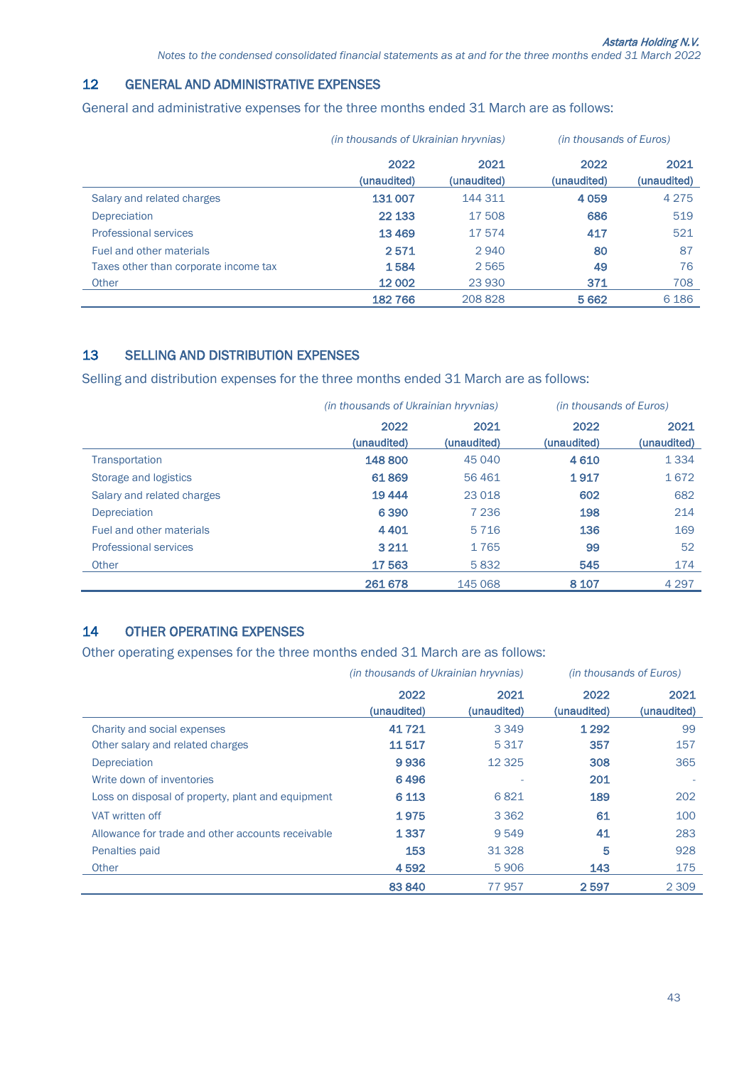## 12 GENERAL AND ADMINISTRATIVE EXPENSES

General and administrative expenses for the three months ended 31 March are as follows:

| | *(in thousands of Ukrainian hryvnias)* | | *(in thousands of Euros)* | |
|---|---|---|---|---|
| | **2022 (unaudited)** | 2021 (unaudited) | **2022 (unaudited)** | 2021 (unaudited) |
| Salary and related charges | **131 007** | 144 311 | **4 059** | 4 275 |
| Depreciation | **22 133** | 17 508 | **686** | 519 |
| Professional services | **13 469** | 17 574 | **417** | 521 |
| Fuel and other materials | **2 571** | 2 940 | **80** | 87 |
| Taxes other than corporate income tax | **1 584** | 2 565 | **49** | 76 |
| Other | **12 002** | 23 930 | **371** | 708 |
| | **182 766** | 208 828 | **5 662** | 6 186 |

## 13 SELLING AND DISTRIBUTION EXPENSES

Selling and distribution expenses for the three months ended 31 March are as follows:

| | *(in thousands of Ukrainian hryvnias)* | | *(in thousands of Euros)* | |
|---|---|---|---|---|
| | **2022 (unaudited)** | 2021 (unaudited) | **2022 (unaudited)** | 2021 (unaudited) |
| Transportation | **148 800** | 45 040 | **4 610** | 1 334 |
| Storage and logistics | **61 869** | 56 461 | **1 917** | 1 672 |
| Salary and related charges | **19 444** | 23 018 | **602** | 682 |
| Depreciation | **6 390** | 7 236 | **198** | 214 |
| Fuel and other materials | **4 401** | 5 716 | **136** | 169 |
| Professional services | **3 211** | 1 765 | **99** | 52 |
| Other | **17 563** | 5 832 | **545** | 174 |
| | **261 678** | 145 068 | **8 107** | 4 297 |

## 14 OTHER OPERATING EXPENSES

Other operating expenses for the three months ended 31 March are as follows:

| | *(in thousands of Ukrainian hryvnias)* | | *(in thousands of Euros)* | |
|---|---|---|---|---|
| | **2022 (unaudited)** | 2021 (unaudited) | **2022 (unaudited)** | 2021 (unaudited) |
| Charity and social expenses | **41 721** | 3 349 | **1 292** | 99 |
| Other salary and related charges | **11 517** | 5 317 | **357** | 157 |
| Depreciation | **9 936** | 12 325 | **308** | 365 |
| Write down of inventories | **6 496** | - | **201** | - |
| Loss on disposal of property, plant and equipment | **6 113** | 6 821 | **189** | 202 |
| VAT written off | **1 975** | 3 362 | **61** | 100 |
| Allowance for trade and other accounts receivable | **1 337** | 9 549 | **41** | 283 |
| Penalties paid | **153** | 31 328 | **5** | 928 |
| Other | **4 592** | 5 906 | **143** | 175 |
| | **83 840** | 77 957 | **2 597** | 2 309 |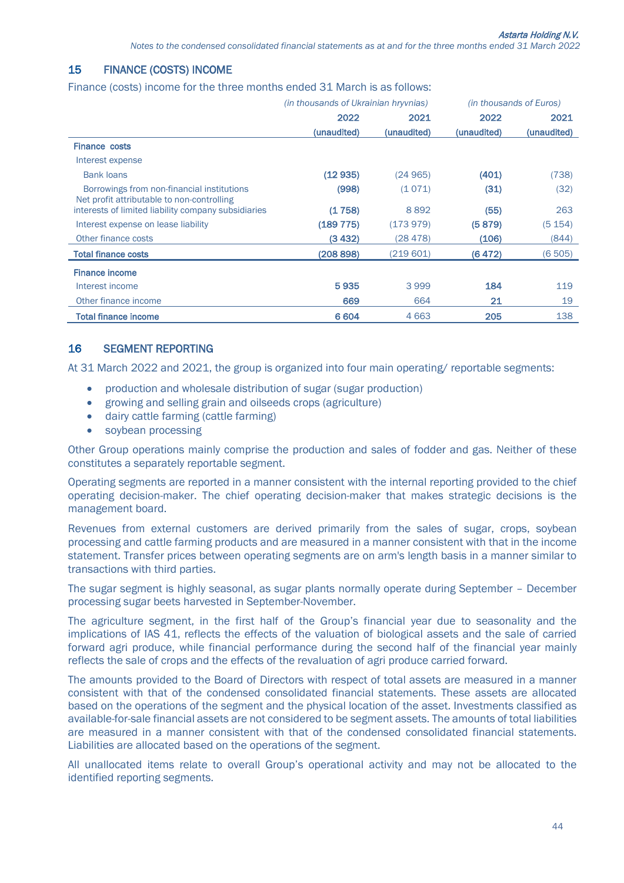## 15 FINANCE (COSTS) INCOME

Finance (costs) income for the three months ended 31 March is as follows:

| | *(in thousands of Ukrainian hryvnias)* | | *(in thousands of Euros)* | |
|---|---|---|---|---|
| | 2022 | 2021 | 2022 | 2021 |
| | (unaudited) | (unaudited) | (unaudited) | (unaudited) |
| **Finance costs** | | | | |
| Interest expense | | | | |
| Bank loans | **(12 935)** | (24 965) | **(401)** | (738) |
| Borrowings from non-financial institutions | **(998)** | (1 071) | **(31)** | (32) |
| Net profit attributable to non-controlling interests of limited liability company subsidiaries | **(1 758)** | 8 892 | **(55)** | 263 |
| Interest expense on lease liability | **(189 775)** | (173 979) | **(5 879)** | (5 154) |
| Other finance costs | **(3 432)** | (28 478) | **(106)** | (844) |
| **Total finance costs** | **(208 898)** | (219 601) | **(6 472)** | (6 505) |
| **Finance income** | | | | |
| Interest income | **5 935** | 3 999 | **184** | 119 |
| Other finance income | **669** | 664 | **21** | 19 |
| **Total finance income** | **6 604** | 4 663 | **205** | 138 |

## 16 SEGMENT REPORTING

At 31 March 2022 and 2021, the group is organized into four main operating/ reportable segments:

- production and wholesale distribution of sugar (sugar production)
- growing and selling grain and oilseeds crops (agriculture)
- dairy cattle farming (cattle farming)
- soybean processing

Other Group operations mainly comprise the production and sales of fodder and gas. Neither of these constitutes a separately reportable segment.

Operating segments are reported in a manner consistent with the internal reporting provided to the chief operating decision-maker. The chief operating decision-maker that makes strategic decisions is the management board.

Revenues from external customers are derived primarily from the sales of sugar, crops, soybean processing and cattle farming products and are measured in a manner consistent with that in the income statement. Transfer prices between operating segments are on arm's length basis in a manner similar to transactions with third parties.

The sugar segment is highly seasonal, as sugar plants normally operate during September – December processing sugar beets harvested in September-November.

The agriculture segment, in the first half of the Group's financial year due to seasonality and the implications of IAS 41, reflects the effects of the valuation of biological assets and the sale of carried forward agri produce, while financial performance during the second half of the financial year mainly reflects the sale of crops and the effects of the revaluation of agri produce carried forward.

The amounts provided to the Board of Directors with respect of total assets are measured in a manner consistent with that of the condensed consolidated financial statements. These assets are allocated based on the operations of the segment and the physical location of the asset. Investments classified as available-for-sale financial assets are not considered to be segment assets. The amounts of total liabilities are measured in a manner consistent with that of the condensed consolidated financial statements. Liabilities are allocated based on the operations of the segment.

All unallocated items relate to overall Group's operational activity and may not be allocated to the identified reporting segments.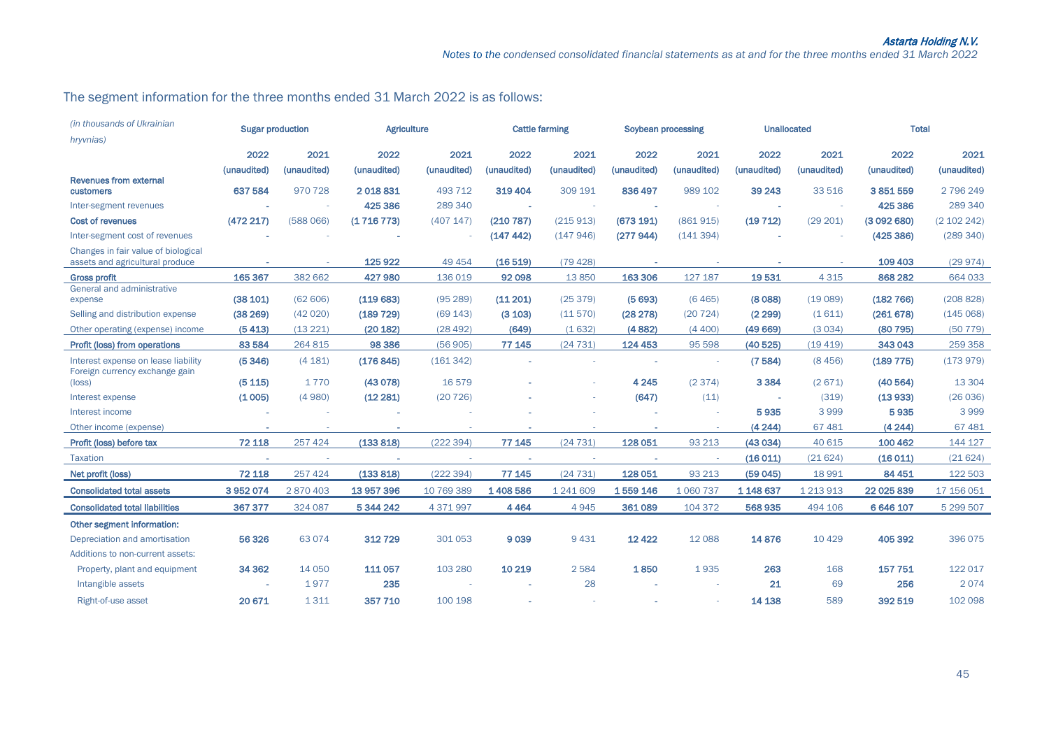## The segment information for the three months ended 31 March 2022 is as follows:

| *(in thousands of Ukrainian hryvnias)* | Sugar production | | Agriculture | | Cattle farming | | Soybean processing | | Unallocated | | Total | |
|---|---|---|---|---|---|---|---|---|---|---|---|---|
| | 2022 (unaudited) | 2021 (unaudited) | 2022 (unaudited) | 2021 (unaudited) | 2022 (unaudited) | 2021 (unaudited) | 2022 (unaudited) | 2021 (unaudited) | 2022 (unaudited) | 2021 (unaudited) | 2022 (unaudited) | 2021 (unaudited) |
| **Revenues from external customers** | **637 584** | 970 728 | **2 018 831** | 493 712 | **319 404** | 309 191 | **836 497** | 989 102 | **39 243** | 33 516 | **3 851 559** | 2 796 249 |
| Inter-segment revenues | - | - | **425 386** | 289 340 | - | - | - | - | - | - | **425 386** | 289 340 |
| **Cost of revenues** | **(472 217)** | (588 066) | **(1 716 773)** | (407 147) | **(210 787)** | (215 913) | **(673 191)** | (861 915) | **(19 712)** | (29 201) | **(3 092 680)** | (2 102 242) |
| Inter-segment cost of revenues | - | - | - | - | **(147 442)** | (147 946) | **(277 944)** | (141 394) | - | - | **(425 386)** | (289 340) |
| Changes in fair value of biological assets and agricultural produce | - | - | **125 922** | 49 454 | **(16 519)** | (79 428) | - | - | - | - | **109 403** | (29 974) |
| **Gross profit** | **165 367** | 382 662 | **427 980** | 136 019 | **92 098** | 13 850 | **163 306** | 127 187 | **19 531** | 4 315 | **868 282** | 664 033 |
| General and administrative expense | **(38 101)** | (62 606) | **(119 683)** | (95 289) | **(11 201)** | (25 379) | **(5 693)** | (6 465) | **(8 088)** | (19 089) | **(182 766)** | (208 828) |
| Selling and distribution expense | **(38 269)** | (42 020) | **(189 729)** | (69 143) | **(3 103)** | (11 570) | **(28 278)** | (20 724) | **(2 299)** | (1 611) | **(261 678)** | (145 068) |
| Other operating (expense) income | **(5 413)** | (13 221) | **(20 182)** | (28 492) | **(649)** | (1 632) | **(4 882)** | (4 400) | **(49 669)** | (3 034) | **(80 795)** | (50 779) |
| **Profit (loss) from operations** | **83 584** | 264 815 | **98 386** | (56 905) | **77 145** | (24 731) | **124 453** | 95 598 | **(40 525)** | (19 419) | **343 043** | 259 358 |
| Interest expense on lease liability | **(5 346)** | (4 181) | **(176 845)** | (161 342) | - | - | - | - | **(7 584)** | (8 456) | **(189 775)** | (173 979) |
| Foreign currency exchange gain (loss) | **(5 115)** | 1 770 | **(43 078)** | 16 579 | - | - | **4 245** | (2 374) | **3 384** | (2 671) | **(40 564)** | 13 304 |
| Interest expense | **(1 005)** | (4 980) | **(12 281)** | (20 726) | - | - | **(647)** | (11) | - | (319) | **(13 933)** | (26 036) |
| Interest income | - | - | - | - | - | - | - | - | **5 935** | 3 999 | **5 935** | 3 999 |
| Other income (expense) | - | - | - | - | - | - | - | - | **(4 244)** | 67 481 | **(4 244)** | 67 481 |
| **Profit (loss) before tax** | **72 118** | 257 424 | **(133 818)** | (222 394) | **77 145** | (24 731) | **128 051** | 93 213 | **(43 034)** | 40 615 | **100 462** | 144 127 |
| Taxation | - | - | - | - | - | - | - | - | **(16 011)** | (21 624) | **(16 011)** | (21 624) |
| **Net profit (loss)** | **72 118** | 257 424 | **(133 818)** | (222 394) | **77 145** | (24 731) | **128 051** | 93 213 | **(59 045)** | 18 991 | **84 451** | 122 503 |
| **Consolidated total assets** | **3 952 074** | 2 870 403 | **13 957 396** | 10 769 389 | **1 408 586** | 1 241 609 | **1 559 146** | 1 060 737 | **1 148 637** | 1 213 913 | **22 025 839** | 17 156 051 |
| **Consolidated total liabilities** | **367 377** | 324 087 | **5 344 242** | 4 371 997 | **4 464** | 4 945 | **361 089** | 104 372 | **568 935** | 494 106 | **6 646 107** | 5 299 507 |
| **Other segment information:** | | | | | | | | | | | | |
| Depreciation and amortisation | **56 326** | 63 074 | **312 729** | 301 053 | **9 039** | 9 431 | **12 422** | 12 088 | **14 876** | 10 429 | **405 392** | 396 075 |
| Additions to non-current assets: | | | | | | | | | | | | |
| Property, plant and equipment | **34 362** | 14 050 | **111 057** | 103 280 | **10 219** | 2 584 | **1 850** | 1 935 | **263** | 168 | **157 751** | 122 017 |
| Intangible assets | - | 1 977 | **235** | - | - | 28 | - | - | **21** | 69 | **256** | 2 074 |
| Right-of-use asset | **20 671** | 1 311 | **357 710** | 100 198 | - | - | - | - | **14 138** | 589 | **392 519** | 102 098 |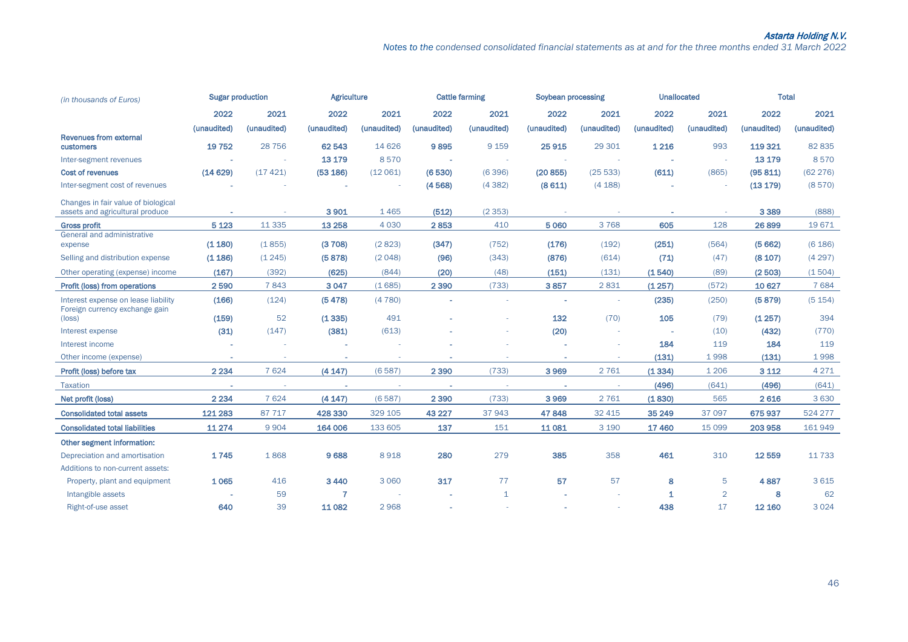| *(in thousands of Euros)* | Sugar production | | Agriculture | | Cattle farming | | Soybean processing | | Unallocated | | Total | |
|---|---|---|---|---|---|---|---|---|---|---|---|---|
| | 2022 | 2021 | 2022 | 2021 | 2022 | 2021 | 2022 | 2021 | 2022 | 2021 | 2022 | 2021 |
| | (unaudited) | (unaudited) | (unaudited) | (unaudited) | (unaudited) | (unaudited) | (unaudited) | (unaudited) | (unaudited) | (unaudited) | (unaudited) | (unaudited) |
| **Revenues from external customers** | **19 752** | 28 756 | **62 543** | 14 626 | **9 895** | 9 159 | **25 915** | 29 301 | **1 216** | 993 | **119 321** | 82 835 |
| Inter-segment revenues | **-** | - | **13 179** | 8 570 | **-** | - | **-** | - | **-** | - | **13 179** | 8 570 |
| **Cost of revenues** | **(14 629)** | (17 421) | **(53 186)** | (12 061) | **(6 530)** | (6 396) | **(20 855)** | (25 533) | **(611)** | (865) | **(95 811)** | (62 276) |
| Inter-segment cost of revenues | **-** | - | **-** | - | **(4 568)** | (4 382) | **(8 611)** | (4 188) | **-** | - | **(13 179)** | (8 570) |
| Changes in fair value of biological assets and agricultural produce | **-** | - | **3 901** | 1 465 | **(512)** | (2 353) | **-** | - | **-** | - | **3 389** | (888) |
| **Gross profit** | **5 123** | 11 335 | **13 258** | 4 030 | **2 853** | 410 | **5 060** | 3 768 | **605** | 128 | **26 899** | 19 671 |
| General and administrative expense | **(1 180)** | (1 855) | **(3 708)** | (2 823) | **(347)** | (752) | **(176)** | (192) | **(251)** | (564) | **(5 662)** | (6 186) |
| Selling and distribution expense | **(1 186)** | (1 245) | **(5 878)** | (2 048) | **(96)** | (343) | **(876)** | (614) | **(71)** | (47) | **(8 107)** | (4 297) |
| Other operating (expense) income | **(167)** | (392) | **(625)** | (844) | **(20)** | (48) | **(151)** | (131) | **(1 540)** | (89) | **(2 503)** | (1 504) |
| **Profit (loss) from operations** | **2 590** | 7 843 | **3 047** | (1 685) | **2 390** | (733) | **3 857** | 2 831 | **(1 257)** | (572) | **10 627** | 7 684 |
| Interest expense on lease liability | **(166)** | (124) | **(5 478)** | (4 780) | **-** | - | **-** | - | **(235)** | (250) | **(5 879)** | (5 154) |
| Foreign currency exchange gain (loss) | **(159)** | 52 | **(1 335)** | 491 | **-** | - | **132** | (70) | **105** | (79) | **(1 257)** | 394 |
| Interest expense | **(31)** | (147) | **(381)** | (613) | **-** | - | **(20)** | - | **-** | (10) | **(432)** | (770) |
| Interest income | **-** | - | **-** | - | **-** | - | **-** | - | **184** | 119 | **184** | 119 |
| Other income (expense) | **-** | - | **-** | - | **-** | - | **-** | - | **(131)** | 1 998 | **(131)** | 1 998 |
| **Profit (loss) before tax** | **2 234** | 7 624 | **(4 147)** | (6 587) | **2 390** | (733) | **3 969** | 2 761 | **(1 334)** | 1 206 | **3 112** | 4 271 |
| Taxation | **-** | - | **-** | - | **-** | - | **-** | - | **(496)** | (641) | **(496)** | (641) |
| **Net profit (loss)** | **2 234** | 7 624 | **(4 147)** | (6 587) | **2 390** | (733) | **3 969** | 2 761 | **(1 830)** | 565 | **2 616** | 3 630 |
| **Consolidated total assets** | **121 283** | 87 717 | **428 330** | 329 105 | **43 227** | 37 943 | **47 848** | 32 415 | **35 249** | 37 097 | **675 937** | 524 277 |
| **Consolidated total liabilities** | **11 274** | 9 904 | **164 006** | 133 605 | **137** | 151 | **11 081** | 3 190 | **17 460** | 15 099 | **203 958** | 161 949 |
| **Other segment information:** | | | | | | | | | | | | |
| Depreciation and amortisation | **1 745** | 1 868 | **9 688** | 8 918 | **280** | 279 | **385** | 358 | **461** | 310 | **12 559** | 11 733 |
| Additions to non-current assets: | | | | | | | | | | | | |
| Property, plant and equipment | **1 065** | 416 | **3 440** | 3 060 | **317** | 77 | **57** | 57 | **8** | 5 | **4 887** | 3 615 |
| Intangible assets | **-** | 59 | **7** | - | **-** | 1 | **-** | - | **1** | 2 | **8** | 62 |
| Right-of-use asset | **640** | 39 | **11 082** | 2 968 | **-** | - | **-** | - | **438** | 17 | **12 160** | 3 024 |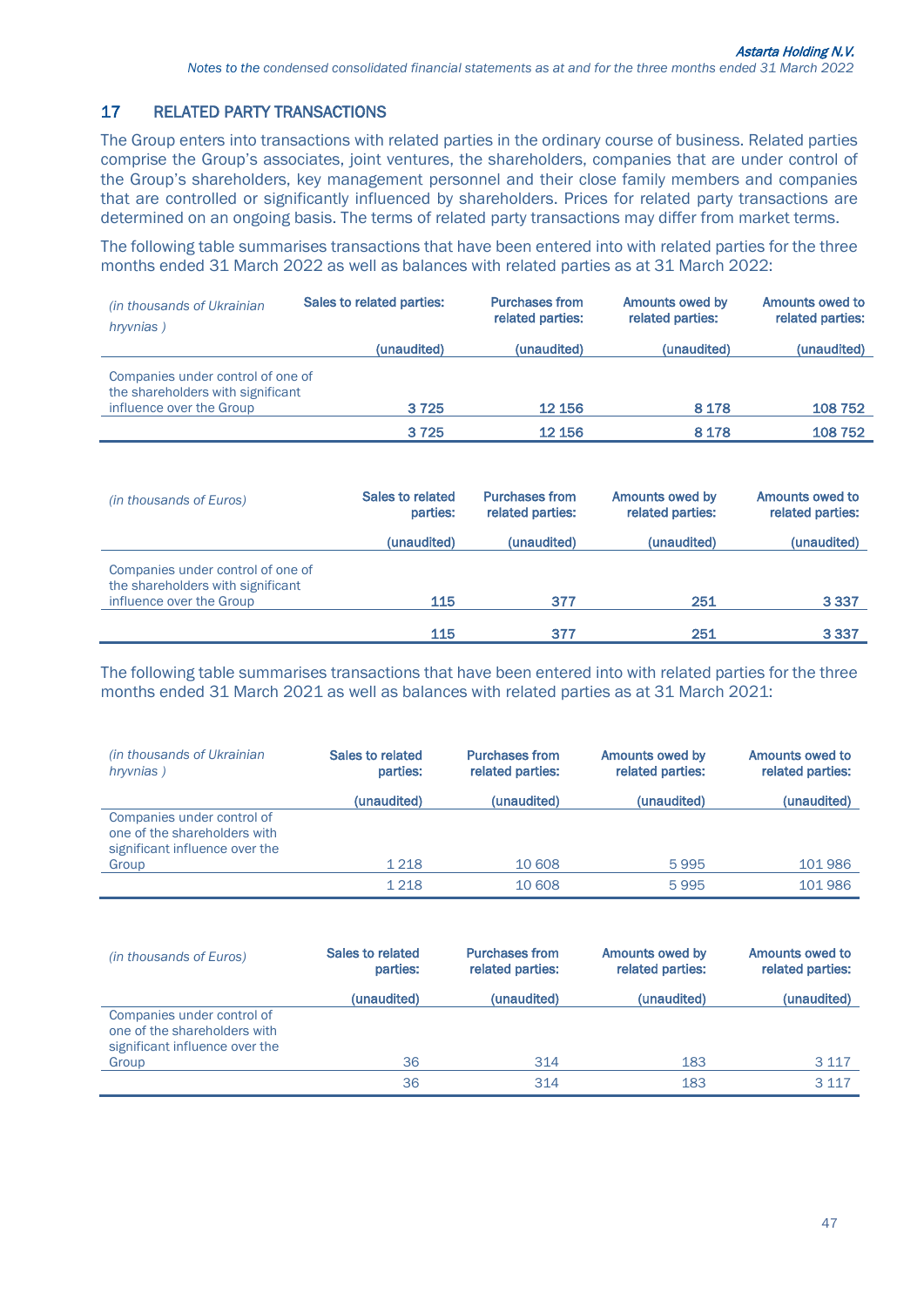## 17 RELATED PARTY TRANSACTIONS

The Group enters into transactions with related parties in the ordinary course of business. Related parties comprise the Group's associates, joint ventures, the shareholders, companies that are under control of the Group's shareholders, key management personnel and their close family members and companies that are controlled or significantly influenced by shareholders. Prices for related party transactions are determined on an ongoing basis. The terms of related party transactions may differ from market terms.

The following table summarises transactions that have been entered into with related parties for the three months ended 31 March 2022 as well as balances with related parties as at 31 March 2022:

| *(in thousands of Ukrainian hryvnias )* | Sales to related parties: | Purchases from related parties: | Amounts owed by related parties: | Amounts owed to related parties: |
|---|---|---|---|---|
| | (unaudited) | (unaudited) | (unaudited) | (unaudited) |
| Companies under control of one of the shareholders with significant influence over the Group | 3 725 | 12 156 | 8 178 | 108 752 |
| | 3 725 | 12 156 | 8 178 | 108 752 |

| *(in thousands of Euros)* | Sales to related parties: | Purchases from related parties: | Amounts owed by related parties: | Amounts owed to related parties: |
|---|---|---|---|---|
| | (unaudited) | (unaudited) | (unaudited) | (unaudited) |
| Companies under control of one of the shareholders with significant influence over the Group | 115 | 377 | 251 | 3 337 |
| | 115 | 377 | 251 | 3 337 |

The following table summarises transactions that have been entered into with related parties for the three months ended 31 March 2021 as well as balances with related parties as at 31 March 2021:

| *(in thousands of Ukrainian hryvnias )* | Sales to related parties: | Purchases from related parties: | Amounts owed by related parties: | Amounts owed to related parties: |
|---|---|---|---|---|
| | (unaudited) | (unaudited) | (unaudited) | (unaudited) |
| Companies under control of one of the shareholders with significant influence over the Group | 1 218 | 10 608 | 5 995 | 101 986 |
| | 1 218 | 10 608 | 5 995 | 101 986 |

| *(in thousands of Euros)* | Sales to related parties: | Purchases from related parties: | Amounts owed by related parties: | Amounts owed to related parties: |
|---|---|---|---|---|
| | (unaudited) | (unaudited) | (unaudited) | (unaudited) |
| Companies under control of one of the shareholders with significant influence over the Group | 36 | 314 | 183 | 3 117 |
| | 36 | 314 | 183 | 3 117 |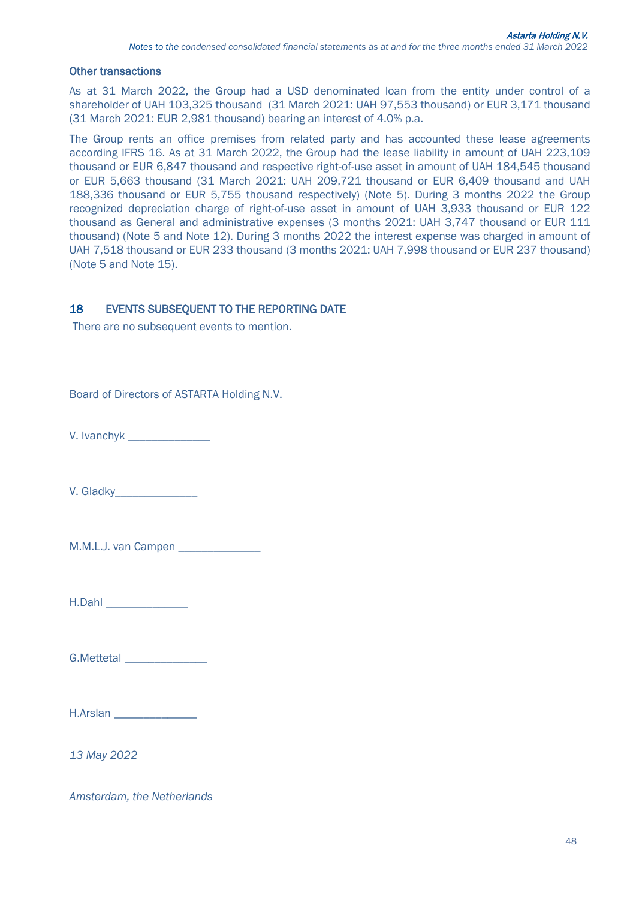### Other transactions

As at 31 March 2022, the Group had a USD denominated loan from the entity under control of a shareholder of UAH 103,325 thousand (31 March 2021: UAH 97,553 thousand) or EUR 3,171 thousand (31 March 2021: EUR 2,981 thousand) bearing an interest of 4.0% p.a.

The Group rents an office premises from related party and has accounted these lease agreements according IFRS 16. As at 31 March 2022, the Group had the lease liability in amount of UAH 223,109 thousand or EUR 6,847 thousand and respective right-of-use asset in amount of UAH 184,545 thousand or EUR 5,663 thousand (31 March 2021: UAH 209,721 thousand or EUR 6,409 thousand and UAH 188,336 thousand or EUR 5,755 thousand respectively) (Note 5). During 3 months 2022 the Group recognized depreciation charge of right-of-use asset in amount of UAH 3,933 thousand or EUR 122 thousand as General and administrative expenses (3 months 2021: UAH 3,747 thousand or EUR 111 thousand) (Note 5 and Note 12). During 3 months 2022 the interest expense was charged in amount of UAH 7,518 thousand or EUR 233 thousand (3 months 2021: UAH 7,998 thousand or EUR 237 thousand) (Note 5 and Note 15).

## 18 EVENTS SUBSEQUENT TO THE REPORTING DATE

There are no subsequent events to mention.

Board of Directors of ASTARTA Holding N.V.

V. Ivanchyk ______________

V. Gladky______________

M.M.L.J. van Campen ______________

H.Dahl ______________

G.Mettetal ______________

H.Arslan ______________

*13 May 2022*

*Amsterdam, the Netherlands*